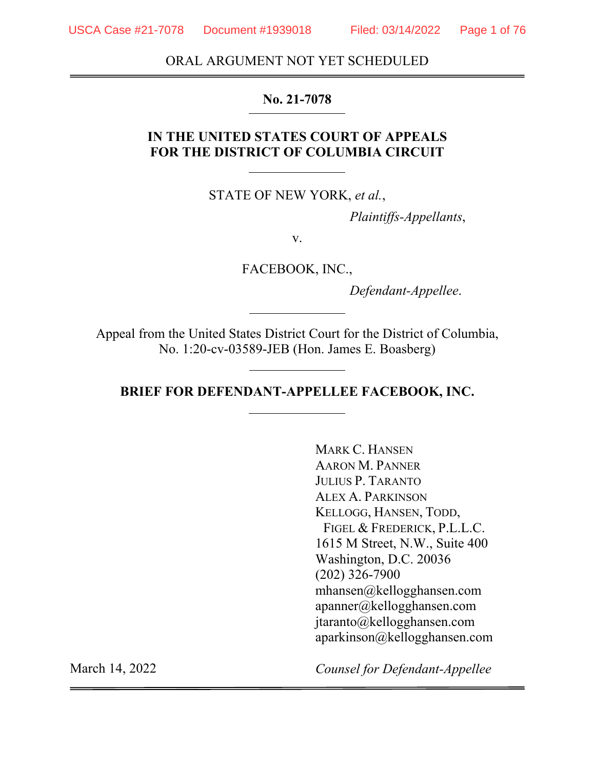ORAL ARGUMENT NOT YET SCHEDULED

**No. 21-7078**

**IN THE UNITED STATES COURT OF APPEALS FOR THE DISTRICT OF COLUMBIA CIRCUIT**

STATE OF NEW YORK, *et al.*,

*Plaintiffs-Appellants*,

v.

FACEBOOK, INC.,

*Defendant-Appellee*.

Appeal from the United States District Court for the District of Columbia, No. 1:20-cv-03589-JEB (Hon. James E. Boasberg)

**BRIEF FOR DEFENDANT-APPELLEE FACEBOOK, INC.**

MARK C. HANSEN
AARON M. PANNER
JULIUS P. TARANTO
ALEX A. PARKINSON
KELLOGG, HANSEN, TODD, FIGEL & FREDERICK, P.L.L.C.
1615 M Street, N.W., Suite 400
Washington, D.C. 20036
(202) 326-7900
mhansen@kellogghansen.com
apanner@kellogghansen.com
jtaranto@kellogghansen.com
aparkinson@kellogghansen.com

March 14, 2022

*Counsel for Defendant-Appellee*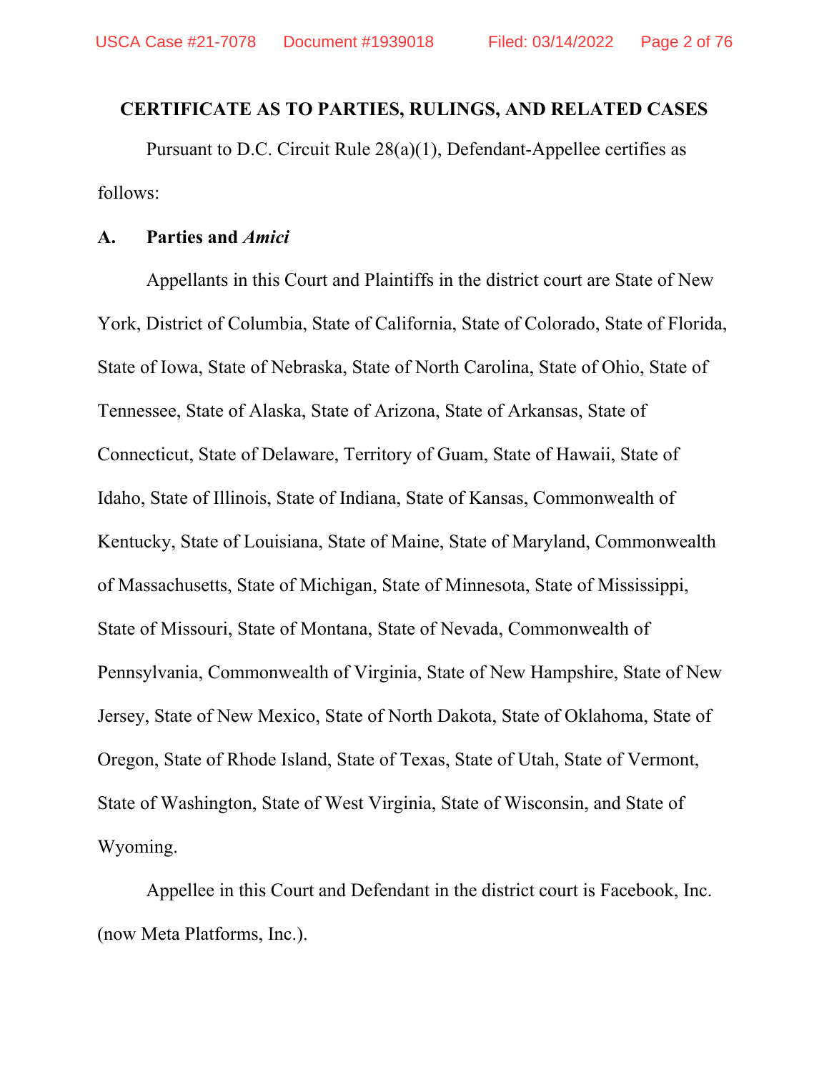**CERTIFICATE AS TO PARTIES, RULINGS, AND RELATED CASES**

Pursuant to D.C. Circuit Rule 28(a)(1), Defendant-Appellee certifies as follows:

## A. Parties and *Amici*

Appellants in this Court and Plaintiffs in the district court are State of New York, District of Columbia, State of California, State of Colorado, State of Florida, State of Iowa, State of Nebraska, State of North Carolina, State of Ohio, State of Tennessee, State of Alaska, State of Arizona, State of Arkansas, State of Connecticut, State of Delaware, Territory of Guam, State of Hawaii, State of Idaho, State of Illinois, State of Indiana, State of Kansas, Commonwealth of Kentucky, State of Louisiana, State of Maine, State of Maryland, Commonwealth of Massachusetts, State of Michigan, State of Minnesota, State of Mississippi, State of Missouri, State of Montana, State of Nevada, Commonwealth of Pennsylvania, Commonwealth of Virginia, State of New Hampshire, State of New Jersey, State of New Mexico, State of North Dakota, State of Oklahoma, State of Oregon, State of Rhode Island, State of Texas, State of Utah, State of Vermont, State of Washington, State of West Virginia, State of Wisconsin, and State of Wyoming.

Appellee in this Court and Defendant in the district court is Facebook, Inc. (now Meta Platforms, Inc.).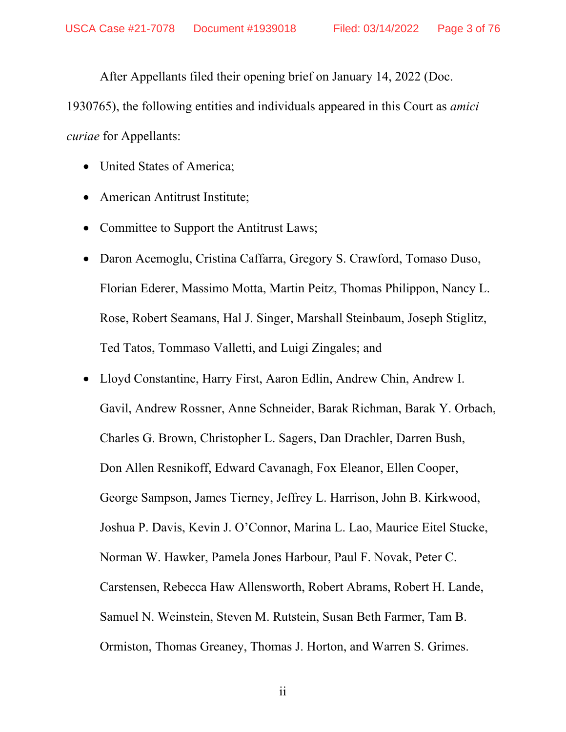After Appellants filed their opening brief on January 14, 2022 (Doc. 1930765), the following entities and individuals appeared in this Court as *amici curiae* for Appellants:

- United States of America;
- American Antitrust Institute;
- Committee to Support the Antitrust Laws;
- Daron Acemoglu, Cristina Caffarra, Gregory S. Crawford, Tomaso Duso, Florian Ederer, Massimo Motta, Martin Peitz, Thomas Philippon, Nancy L. Rose, Robert Seamans, Hal J. Singer, Marshall Steinbaum, Joseph Stiglitz, Ted Tatos, Tommaso Valletti, and Luigi Zingales; and
- Lloyd Constantine, Harry First, Aaron Edlin, Andrew Chin, Andrew I. Gavil, Andrew Rossner, Anne Schneider, Barak Richman, Barak Y. Orbach, Charles G. Brown, Christopher L. Sagers, Dan Drachler, Darren Bush, Don Allen Resnikoff, Edward Cavanagh, Fox Eleanor, Ellen Cooper, George Sampson, James Tierney, Jeffrey L. Harrison, John B. Kirkwood, Joshua P. Davis, Kevin J. O'Connor, Marina L. Lao, Maurice Eitel Stucke, Norman W. Hawker, Pamela Jones Harbour, Paul F. Novak, Peter C. Carstensen, Rebecca Haw Allensworth, Robert Abrams, Robert H. Lande, Samuel N. Weinstein, Steven M. Rutstein, Susan Beth Farmer, Tam B. Ormiston, Thomas Greaney, Thomas J. Horton, and Warren S. Grimes.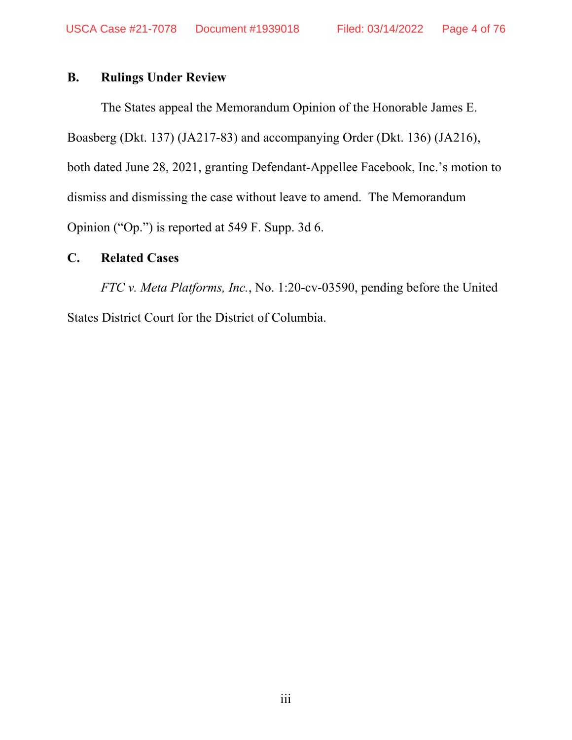## B. Rulings Under Review

The States appeal the Memorandum Opinion of the Honorable James E. Boasberg (Dkt. 137) (JA217-83) and accompanying Order (Dkt. 136) (JA216), both dated June 28, 2021, granting Defendant-Appellee Facebook, Inc.'s motion to dismiss and dismissing the case without leave to amend. The Memorandum Opinion ("Op.") is reported at 549 F. Supp. 3d 6.

## C. Related Cases

*FTC v. Meta Platforms, Inc.*, No. 1:20-cv-03590, pending before the United States District Court for the District of Columbia.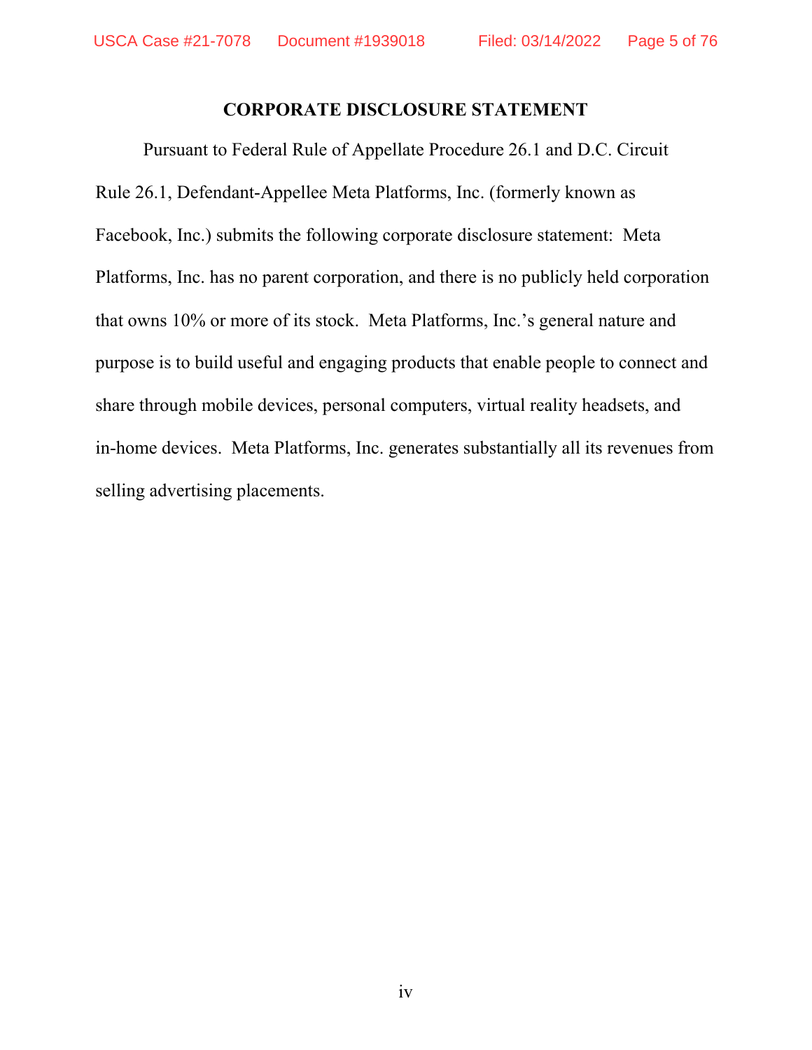## CORPORATE DISCLOSURE STATEMENT

Pursuant to Federal Rule of Appellate Procedure 26.1 and D.C. Circuit Rule 26.1, Defendant-Appellee Meta Platforms, Inc. (formerly known as Facebook, Inc.) submits the following corporate disclosure statement: Meta Platforms, Inc. has no parent corporation, and there is no publicly held corporation that owns 10% or more of its stock. Meta Platforms, Inc.'s general nature and purpose is to build useful and engaging products that enable people to connect and share through mobile devices, personal computers, virtual reality headsets, and in-home devices. Meta Platforms, Inc. generates substantially all its revenues from selling advertising placements.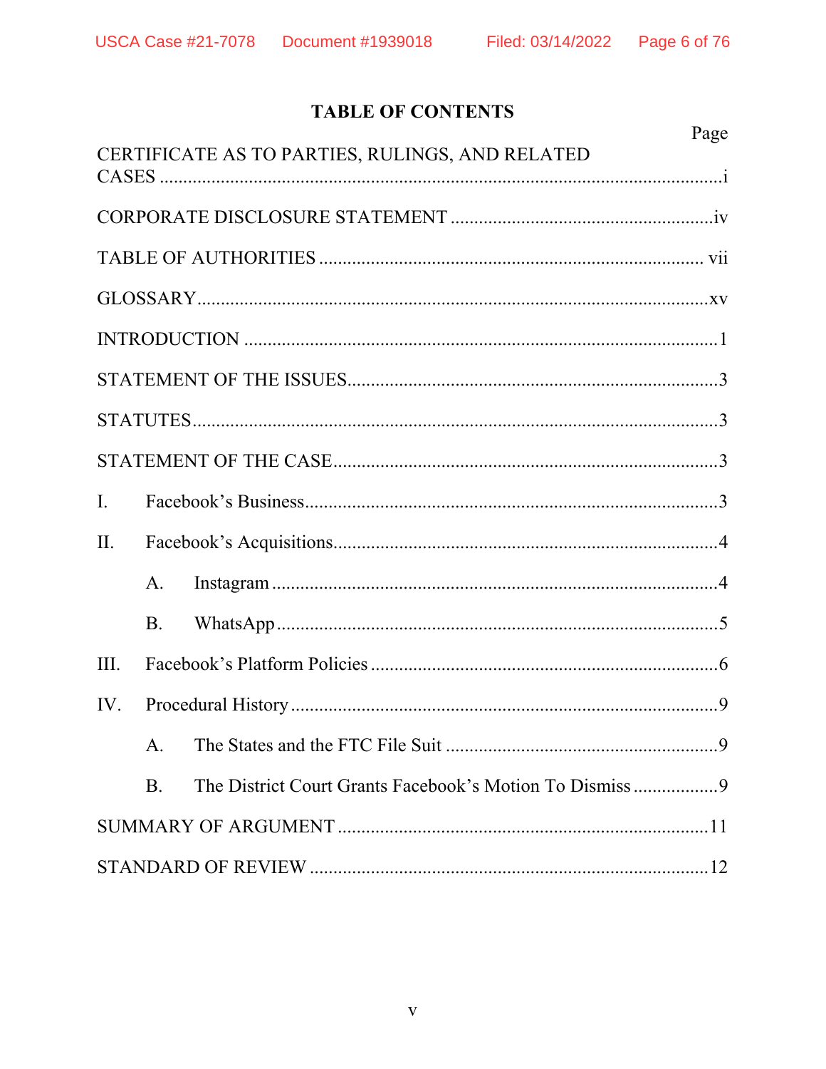# TABLE OF CONTENTS

| | Page |
|---|---|
| CERTIFICATE AS TO PARTIES, RULINGS, AND RELATED CASES | i |
| CORPORATE DISCLOSURE STATEMENT | iv |
| TABLE OF AUTHORITIES | vii |
| GLOSSARY | xv |
| INTRODUCTION | 1 |
| STATEMENT OF THE ISSUES | 3 |
| STATUTES | 3 |
| STATEMENT OF THE CASE | 3 |
| I. Facebook's Business | 3 |
| II. Facebook's Acquisitions | 4 |
| A. Instagram | 4 |
| B. WhatsApp | 5 |
| III. Facebook's Platform Policies | 6 |
| IV. Procedural History | 9 |
| A. The States and the FTC File Suit | 9 |
| B. The District Court Grants Facebook's Motion To Dismiss | 9 |
| SUMMARY OF ARGUMENT | 11 |
| STANDARD OF REVIEW | 12 |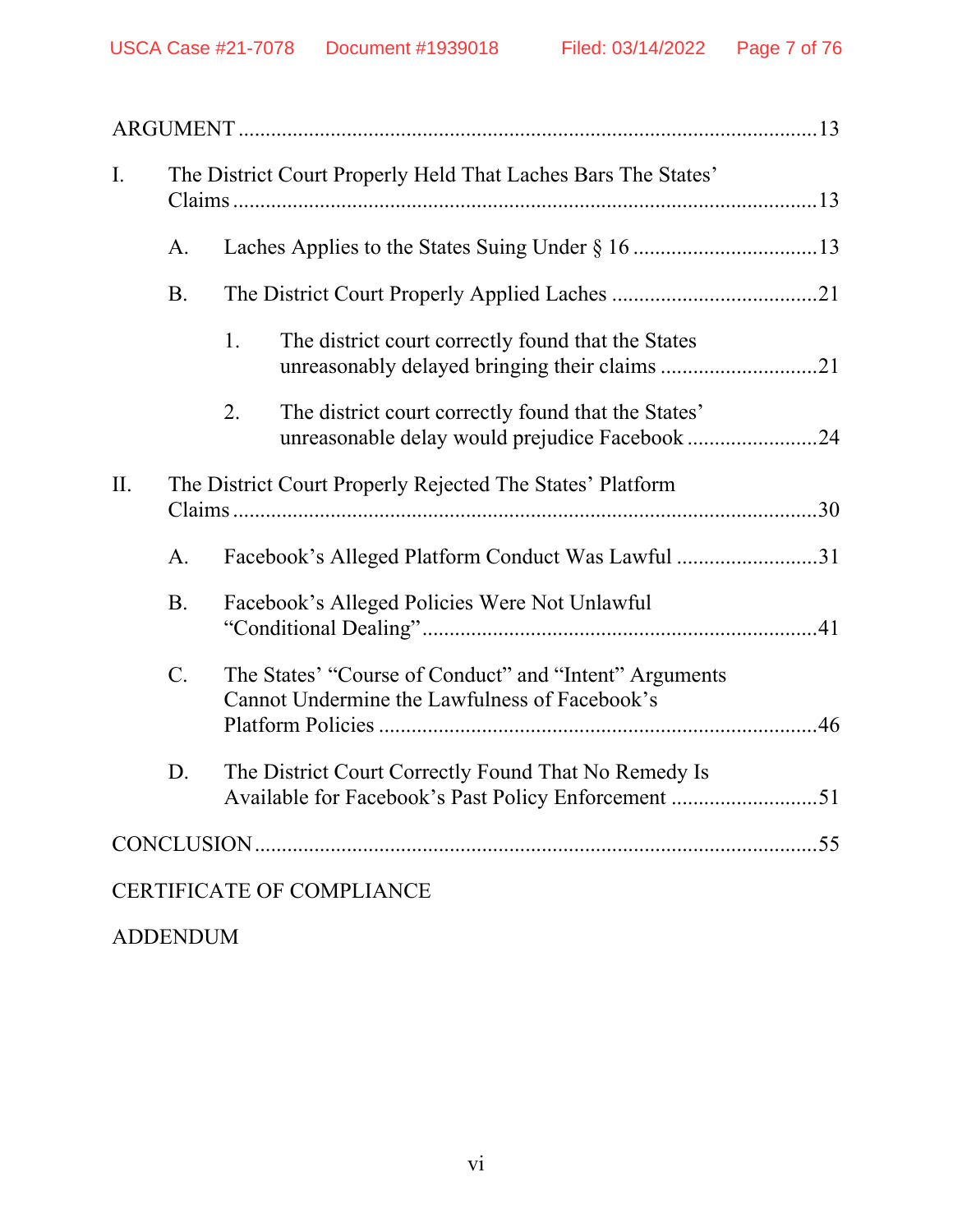ARGUMENT ........................................................................................................13

I. The District Court Properly Held That Laches Bars The States' Claims ..........................................................................................................13

A. Laches Applies to the States Suing Under § 16 ..................................13

B. The District Court Properly Applied Laches ......................................21

1. The district court correctly found that the States unreasonably delayed bringing their claims .............................21

2. The district court correctly found that the States' unreasonable delay would prejudice Facebook ........................24

II. The District Court Properly Rejected The States' Platform Claims ..........................................................................................................30

A. Facebook's Alleged Platform Conduct Was Lawful ..........................31

B. Facebook's Alleged Policies Were Not Unlawful "Conditional Dealing" ........................................................................41

C. The States' "Course of Conduct" and "Intent" Arguments Cannot Undermine the Lawfulness of Facebook's Platform Policies ................................................................................46

D. The District Court Correctly Found That No Remedy Is Available for Facebook's Past Policy Enforcement ...........................51

CONCLUSION ......................................................................................................55

CERTIFICATE OF COMPLIANCE

ADDENDUM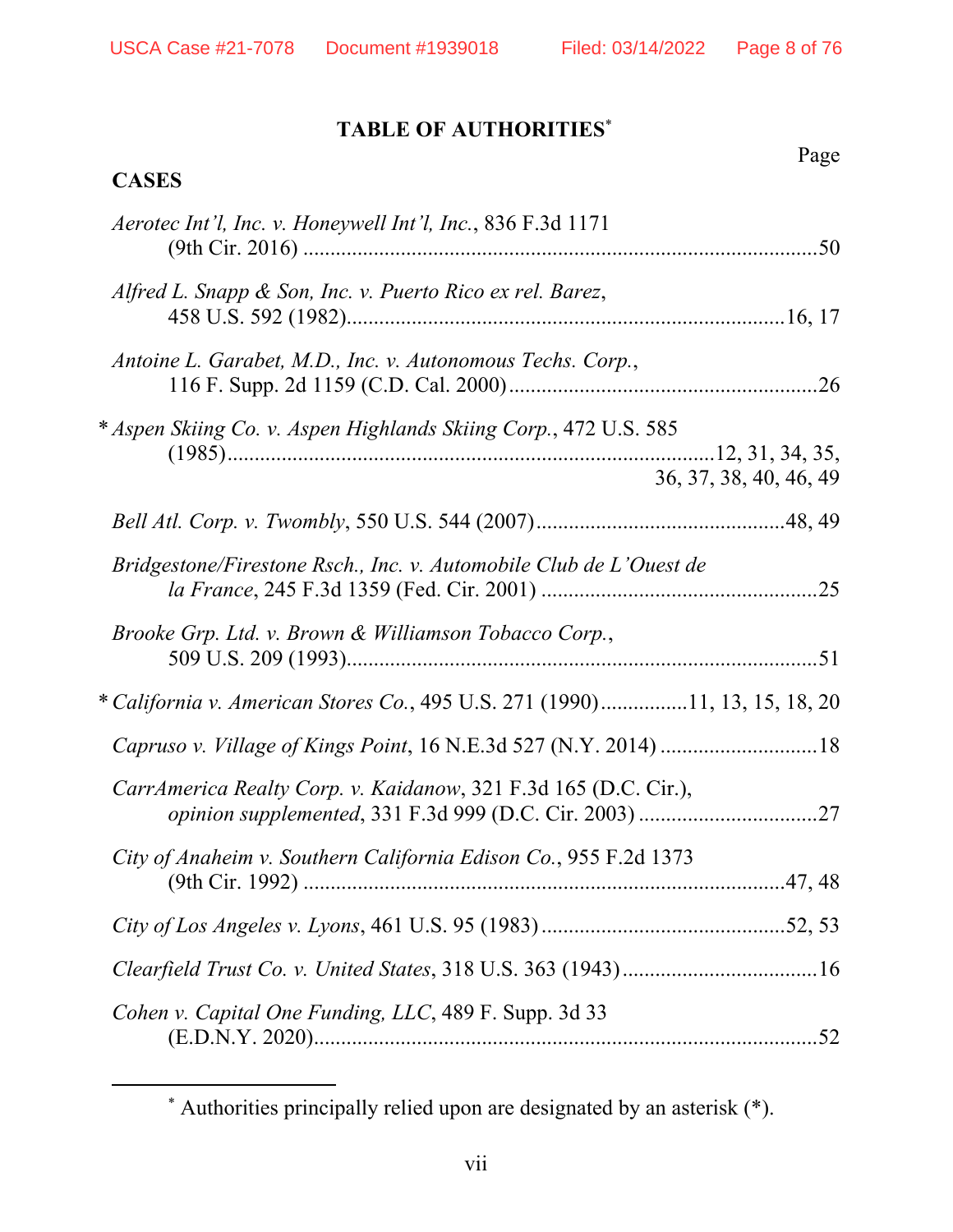## TABLE OF AUTHORITIES*

Page

### CASES

*Aerotec Int'l, Inc. v. Honeywell Int'l, Inc.*, 836 F.3d 1171 (9th Cir. 2016) ....................50

*Alfred L. Snapp & Son, Inc. v. Puerto Rico ex rel. Barez*, 458 U.S. 592 (1982)....................16, 17

*Antoine L. Garabet, M.D., Inc. v. Autonomous Techs. Corp.*, 116 F. Supp. 2d 1159 (C.D. Cal. 2000)....................26

\* *Aspen Skiing Co. v. Aspen Highlands Skiing Corp.*, 472 U.S. 585 (1985)....................12, 31, 34, 35, 36, 37, 38, 40, 46, 49

*Bell Atl. Corp. v. Twombly*, 550 U.S. 544 (2007)....................48, 49

*Bridgestone/Firestone Rsch., Inc. v. Automobile Club de L'Ouest de la France*, 245 F.3d 1359 (Fed. Cir. 2001) ....................25

*Brooke Grp. Ltd. v. Brown & Williamson Tobacco Corp.*, 509 U.S. 209 (1993)....................51

\* *California v. American Stores Co.*, 495 U.S. 271 (1990)....................11, 13, 15, 18, 20

*Capruso v. Village of Kings Point*, 16 N.E.3d 527 (N.Y. 2014) ....................18

*CarrAmerica Realty Corp. v. Kaidanow*, 321 F.3d 165 (D.C. Cir.), *opinion supplemented*, 331 F.3d 999 (D.C. Cir. 2003) ....................27

*City of Anaheim v. Southern California Edison Co.*, 955 F.2d 1373 (9th Cir. 1992) ....................47, 48

*City of Los Angeles v. Lyons*, 461 U.S. 95 (1983) ....................52, 53

*Clearfield Trust Co. v. United States*, 318 U.S. 363 (1943)....................16

*Cohen v. Capital One Funding, LLC*, 489 F. Supp. 3d 33 (E.D.N.Y. 2020)....................52

---

\* Authorities principally relied upon are designated by an asterisk (*).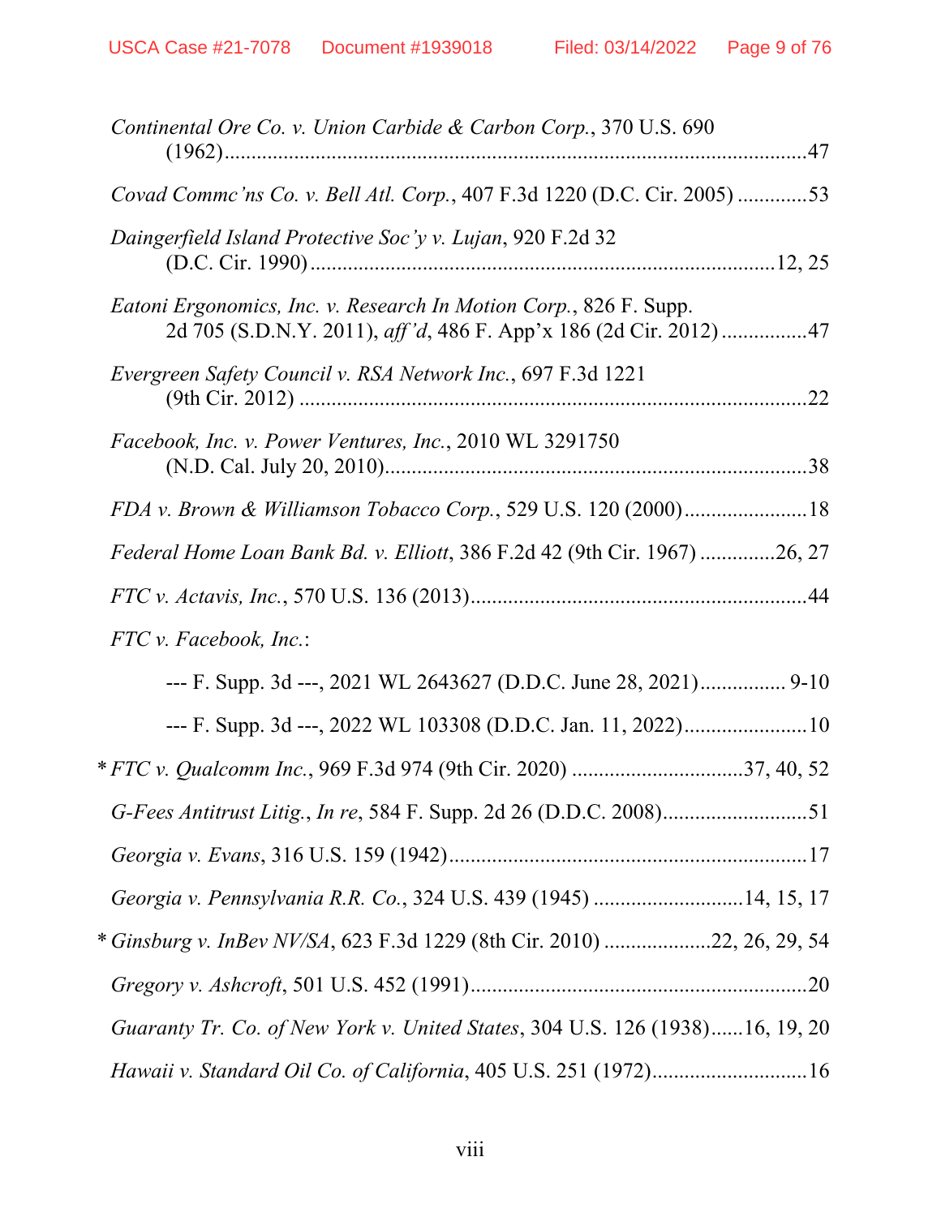*Continental Ore Co. v. Union Carbide & Carbon Corp.*, 370 U.S. 690 (1962)....................47

*Covad Commc'ns Co. v. Bell Atl. Corp.*, 407 F.3d 1220 (D.C. Cir. 2005) .............53

*Daingerfield Island Protective Soc'y v. Lujan*, 920 F.2d 32 (D.C. Cir. 1990)....................12, 25

*Eatoni Ergonomics, Inc. v. Research In Motion Corp.*, 826 F. Supp. 2d 705 (S.D.N.Y. 2011), *aff'd*, 486 F. App'x 186 (2d Cir. 2012) ................47

*Evergreen Safety Council v. RSA Network Inc.*, 697 F.3d 1221 (9th Cir. 2012) ....................22

*Facebook, Inc. v. Power Ventures, Inc.*, 2010 WL 3291750 (N.D. Cal. July 20, 2010)....................38

*FDA v. Brown & Williamson Tobacco Corp.*, 529 U.S. 120 (2000).......................18

*Federal Home Loan Bank Bd. v. Elliott*, 386 F.2d 42 (9th Cir. 1967) ..............26, 27

*FTC v. Actavis, Inc.*, 570 U.S. 136 (2013)....................44

*FTC v. Facebook, Inc.*:

--- F. Supp. 3d ---, 2021 WL 2643627 (D.D.C. June 28, 2021)................ 9-10

--- F. Supp. 3d ---, 2022 WL 103308 (D.D.C. Jan. 11, 2022).......................10

\* *FTC v. Qualcomm Inc.*, 969 F.3d 974 (9th Cir. 2020) ................................37, 40, 52

*G-Fees Antitrust Litig.*, *In re*, 584 F. Supp. 2d 26 (D.D.C. 2008)...........................51

*Georgia v. Evans*, 316 U.S. 159 (1942)....................17

*Georgia v. Pennsylvania R.R. Co.*, 324 U.S. 439 (1945) ............................14, 15, 17

\* *Ginsburg v. InBev NV/SA*, 623 F.3d 1229 (8th Cir. 2010) ....................22, 26, 29, 54

*Gregory v. Ashcroft*, 501 U.S. 452 (1991)....................20

*Guaranty Tr. Co. of New York v. United States*, 304 U.S. 126 (1938)......16, 19, 20

*Hawaii v. Standard Oil Co. of California*, 405 U.S. 251 (1972).............................16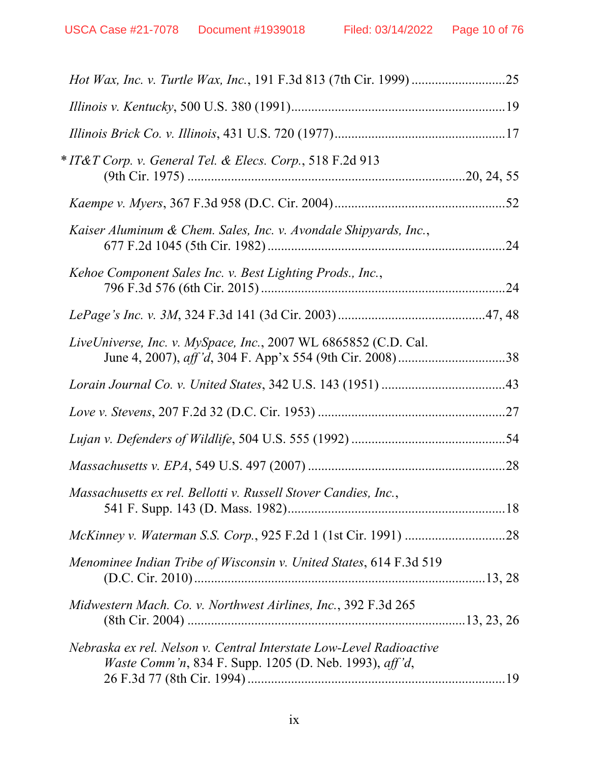*Hot Wax, Inc. v. Turtle Wax, Inc.*, 191 F.3d 813 (7th Cir. 1999) ............................25

*Illinois v. Kentucky*, 500 U.S. 380 (1991)................................................................19

*Illinois Brick Co. v. Illinois*, 431 U.S. 720 (1977)...................................................17

\* *IT&T Corp. v. General Tel. & Elecs. Corp.*, 518 F.2d 913
(9th Cir. 1975) .................................................................................20, 24, 55

*Kaempe v. Myers*, 367 F.3d 958 (D.C. Cir. 2004)...................................................52

*Kaiser Aluminum & Chem. Sales, Inc. v. Avondale Shipyards, Inc.*,
677 F.2d 1045 (5th Cir. 1982) .......................................................................24

*Kehoe Component Sales Inc. v. Best Lighting Prods., Inc.*,
796 F.3d 576 (6th Cir. 2015) .........................................................................24

*LePage's Inc. v. 3M*, 324 F.3d 141 (3d Cir. 2003) ...........................................47, 48

*LiveUniverse, Inc. v. MySpace, Inc.*, 2007 WL 6865852 (C.D. Cal.
June 4, 2007), *aff'd*, 304 F. App'x 554 (9th Cir. 2008) ................................38

*Lorain Journal Co. v. United States*, 342 U.S. 143 (1951) ....................................43

*Love v. Stevens*, 207 F.2d 32 (D.C. Cir. 1953) .......................................................27

*Lujan v. Defenders of Wildlife*, 504 U.S. 555 (1992) .............................................54

*Massachusetts v. EPA*, 549 U.S. 497 (2007) ...........................................................28

*Massachusetts ex rel. Bellotti v. Russell Stover Candies, Inc.*,
541 F. Supp. 143 (D. Mass. 1982).................................................................18

*McKinney v. Waterman S.S. Corp.*, 925 F.2d 1 (1st Cir. 1991) .............................28

*Menominee Indian Tribe of Wisconsin v. United States*, 614 F.3d 519
(D.C. Cir. 2010).....................................................................................13, 28

*Midwestern Mach. Co. v. Northwest Airlines, Inc.*, 392 F.3d 265
(8th Cir. 2004) .................................................................................13, 23, 26

*Nebraska ex rel. Nelson v. Central Interstate Low-Level Radioactive
Waste Comm'n*, 834 F. Supp. 1205 (D. Neb. 1993), *aff'd*,
26 F.3d 77 (8th Cir. 1994) .............................................................................19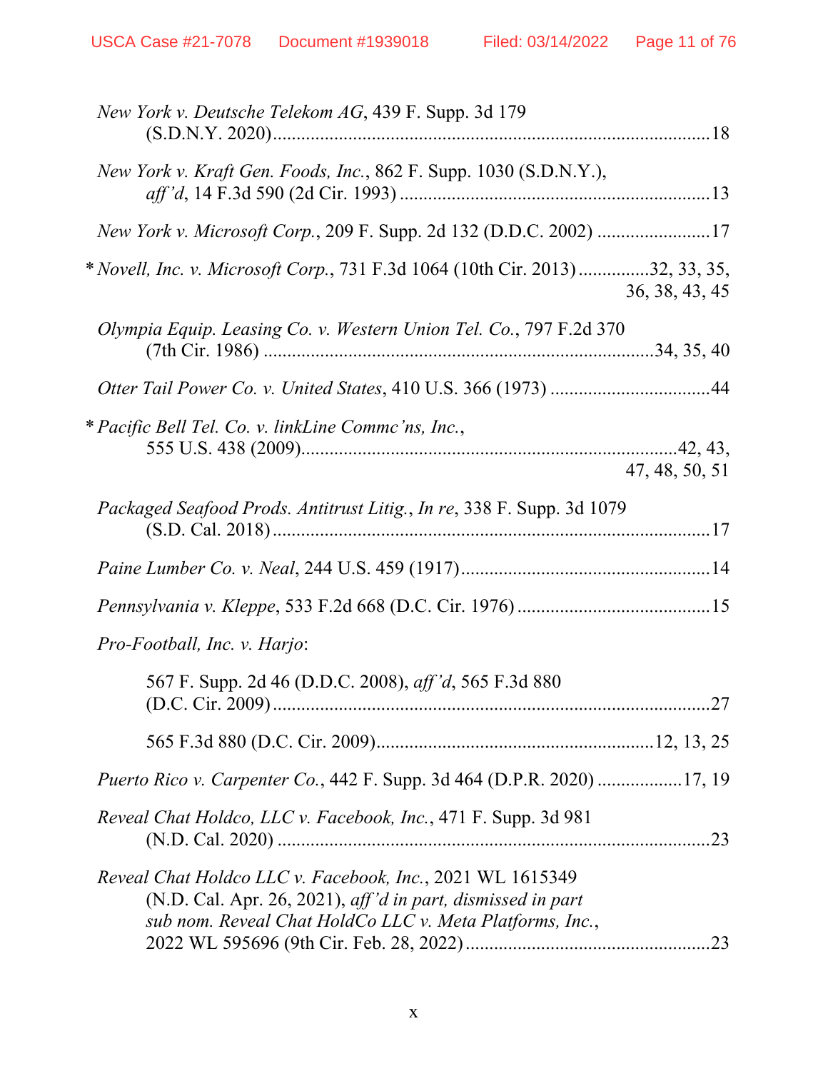*New York v. Deutsche Telekom AG*, 439 F. Supp. 3d 179 (S.D.N.Y. 2020)..........................................................................................18

*New York v. Kraft Gen. Foods, Inc.*, 862 F. Supp. 1030 (S.D.N.Y.), *aff'd*, 14 F.3d 590 (2d Cir. 1993) ..................................................................13

*New York v. Microsoft Corp.*, 209 F. Supp. 2d 132 (D.D.C. 2002) ........................17

\* *Novell, Inc. v. Microsoft Corp.*, 731 F.3d 1064 (10th Cir. 2013)..............32, 33, 35, 36, 38, 43, 45

*Olympia Equip. Leasing Co. v. Western Union Tel. Co.*, 797 F.2d 370 (7th Cir. 1986) ..................................................................................34, 35, 40

*Otter Tail Power Co. v. United States*, 410 U.S. 366 (1973) .................................44

\* *Pacific Bell Tel. Co. v. linkLine Commc'ns, Inc.*, 555 U.S. 438 (2009)..............................................................................42, 43, 47, 48, 50, 51

*Packaged Seafood Prods. Antitrust Litig., In re*, 338 F. Supp. 3d 1079 (S.D. Cal. 2018)...........................................................................................17

*Paine Lumber Co. v. Neal*, 244 U.S. 459 (1917)....................................................14

*Pennsylvania v. Kleppe*, 533 F.2d 668 (D.C. Cir. 1976) ........................................15

*Pro-Football, Inc. v. Harjo*:

567 F. Supp. 2d 46 (D.D.C. 2008), *aff'd*, 565 F.3d 880 (D.C. Cir. 2009)...........................................................................................27

565 F.3d 880 (D.C. Cir. 2009)..........................................................12, 13, 25

*Puerto Rico v. Carpenter Co.*, 442 F. Supp. 3d 464 (D.P.R. 2020) .................17, 19

*Reveal Chat Holdco, LLC v. Facebook, Inc.*, 471 F. Supp. 3d 981 (N.D. Cal. 2020) ..........................................................................................23

*Reveal Chat Holdco LLC v. Facebook, Inc.*, 2021 WL 1615349 (N.D. Cal. Apr. 26, 2021), *aff'd in part, dismissed in part sub nom. Reveal Chat HoldCo LLC v. Meta Platforms, Inc.*, 2022 WL 595696 (9th Cir. Feb. 28, 2022)...................................................23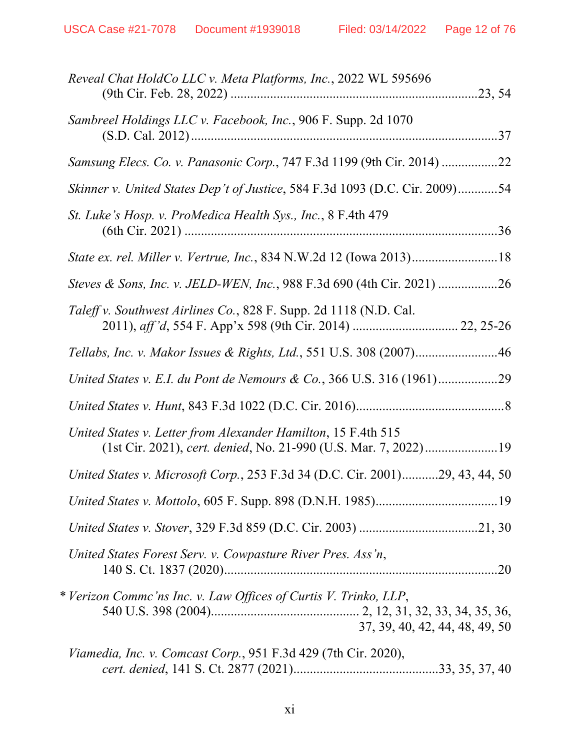*Reveal Chat HoldCo LLC v. Meta Platforms, Inc.*, 2022 WL 595696 (9th Cir. Feb. 28, 2022) ..........................................................................23, 54

*Sambreel Holdings LLC v. Facebook, Inc.*, 906 F. Supp. 2d 1070 (S.D. Cal. 2012)............................................................................................37

*Samsung Elecs. Co. v. Panasonic Corp.*, 747 F.3d 1199 (9th Cir. 2014) .................22

*Skinner v. United States Dep't of Justice*, 584 F.3d 1093 (D.C. Cir. 2009)............54

*St. Luke's Hosp. v. ProMedica Health Sys., Inc.*, 8 F.4th 479 (6th Cir. 2021) ............................................................................................36

*State ex. rel. Miller v. Vertrue, Inc.*, 834 N.W.2d 12 (Iowa 2013)..........................18

*Steves & Sons, Inc. v. JELD-WEN, Inc.*, 988 F.3d 690 (4th Cir. 2021) ..................26

*Taleff v. Southwest Airlines Co.*, 828 F. Supp. 2d 1118 (N.D. Cal. 2011), *aff'd*, 554 F. App'x 598 (9th Cir. 2014) ................................ 22, 25-26

*Tellabs, Inc. v. Makor Issues & Rights, Ltd.*, 551 U.S. 308 (2007).........................46

*United States v. E.I. du Pont de Nemours & Co.*, 366 U.S. 316 (1961)..................29

*United States v. Hunt*, 843 F.3d 1022 (D.C. Cir. 2016).............................................8

*United States v. Letter from Alexander Hamilton*, 15 F.4th 515 (1st Cir. 2021), *cert. denied*, No. 21-990 (U.S. Mar. 7, 2022)......................19

*United States v. Microsoft Corp.*, 253 F.3d 34 (D.C. Cir. 2001)...........29, 43, 44, 50

*United States v. Mottolo*, 605 F. Supp. 898 (D.N.H. 1985).....................................19

*United States v. Stover*, 329 F.3d 859 (D.C. Cir. 2003) ....................................21, 30

*United States Forest Serv. v. Cowpasture River Pres. Ass'n*, 140 S. Ct. 1837 (2020)...................................................................................20

\* *Verizon Commc'ns Inc. v. Law Offices of Curtis V. Trinko, LLP*, 540 U.S. 398 (2004)............................................ 2, 12, 31, 32, 33, 34, 35, 36, 37, 39, 40, 42, 44, 48, 49, 50

*Viamedia, Inc. v. Comcast Corp.*, 951 F.3d 429 (7th Cir. 2020), *cert. denied*, 141 S. Ct. 2877 (2021)............................................33, 35, 37, 40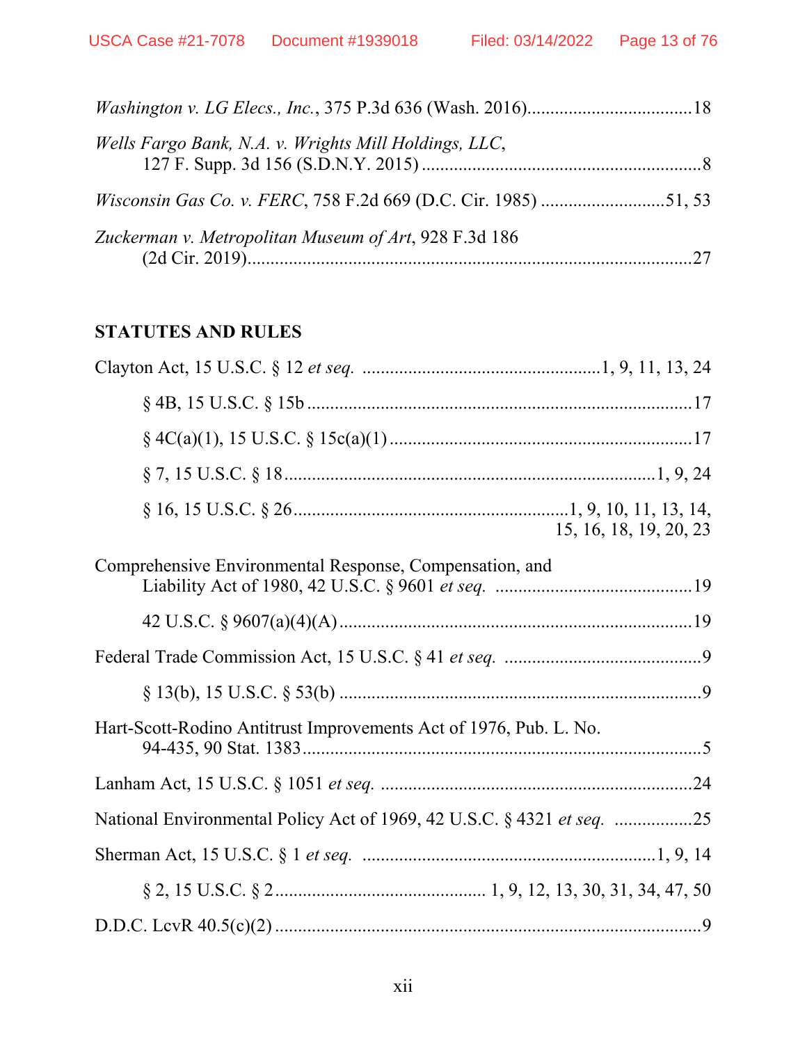*Washington v. LG Elecs., Inc.*, 375 P.3d 636 (Wash. 2016)....................................18

*Wells Fargo Bank, N.A. v. Wrights Mill Holdings, LLC*, 127 F. Supp. 3d 156 (S.D.N.Y. 2015) .............................................................8

*Wisconsin Gas Co. v. FERC*, 758 F.2d 669 (D.C. Cir. 1985) ...........................51, 53

*Zuckerman v. Metropolitan Museum of Art*, 928 F.3d 186 (2d Cir. 2019)..................................................................................................27

**STATUTES AND RULES**

Clayton Act, 15 U.S.C. § 12 *et seq.* ....................................................1, 9, 11, 13, 24

§ 4B, 15 U.S.C. § 15b ..................................................................................17

§ 4C(a)(1), 15 U.S.C. § 15c(a)(1) .................................................................17

§ 7, 15 U.S.C. § 18.................................................................................1, 9, 24

§ 16, 15 U.S.C. § 26...........................................................1, 9, 10, 11, 13, 14, 15, 16, 18, 19, 20, 23

Comprehensive Environmental Response, Compensation, and Liability Act of 1980, 42 U.S.C. § 9601 *et seq.* ...........................................19

42 U.S.C. § 9607(a)(4)(A) .............................................................................19

Federal Trade Commission Act, 15 U.S.C. § 41 *et seq.* ...........................................9

§ 13(b), 15 U.S.C. § 53(b) ..............................................................................9

Hart-Scott-Rodino Antitrust Improvements Act of 1976, Pub. L. No. 94-435, 90 Stat. 1383.....................................................................................5

Lanham Act, 15 U.S.C. § 1051 *et seq.* ....................................................................24

National Environmental Policy Act of 1969, 42 U.S.C. § 4321 *et seq.* .................25

Sherman Act, 15 U.S.C. § 1 *et seq.* ...............................................................1, 9, 14

§ 2, 15 U.S.C. § 2............................................. 1, 9, 12, 13, 30, 31, 34, 47, 50

D.D.C. LcvR 40.5(c)(2) ............................................................................................9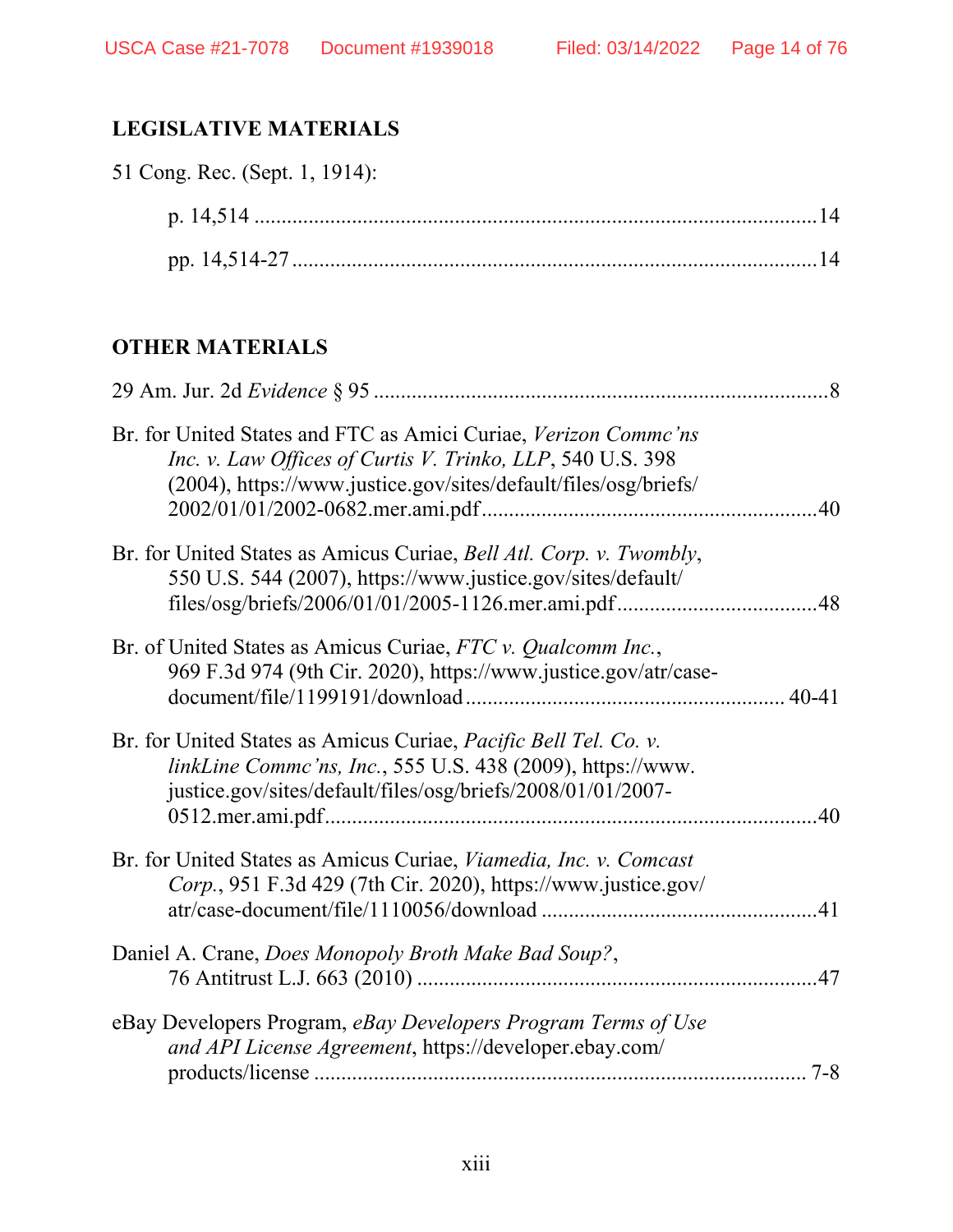## LEGISLATIVE MATERIALS

51 Cong. Rec. (Sept. 1, 1914):

p. 14,514 .......................................................................................................14

pp. 14,514-27 ................................................................................................14

## OTHER MATERIALS

29 Am. Jur. 2d *Evidence* § 95 ...................................................................................8

Br. for United States and FTC as Amici Curiae, *Verizon Commc'ns Inc. v. Law Offices of Curtis V. Trinko, LLP*, 540 U.S. 398 (2004), https://www.justice.gov/sites/default/files/osg/briefs/2002/01/01/2002-0682.mer.ami.pdf.............................................................40

Br. for United States as Amicus Curiae, *Bell Atl. Corp. v. Twombly*, 550 U.S. 544 (2007), https://www.justice.gov/sites/default/files/osg/briefs/2006/01/01/2005-1126.mer.ami.pdf.....................................48

Br. of United States as Amicus Curiae, *FTC v. Qualcomm Inc.*, 969 F.3d 974 (9th Cir. 2020), https://www.justice.gov/atr/case-document/file/1199191/download.......................................................... 40-41

Br. for United States as Amicus Curiae, *Pacific Bell Tel. Co. v. linkLine Commc'ns, Inc.*, 555 U.S. 438 (2009), https://www.justice.gov/sites/default/files/osg/briefs/2008/01/01/2007-0512.mer.ami.pdf.........................................................................................40

Br. for United States as Amicus Curiae, *Viamedia, Inc. v. Comcast Corp.*, 951 F.3d 429 (7th Cir. 2020), https://www.justice.gov/atr/case-document/file/1110056/download ..................................................41

Daniel A. Crane, *Does Monopoly Broth Make Bad Soup?*, 76 Antitrust L.J. 663 (2010) .........................................................................47

eBay Developers Program, *eBay Developers Program Terms of Use and API License Agreement*, https://developer.ebay.com/products/license .......................................................................................... 7-8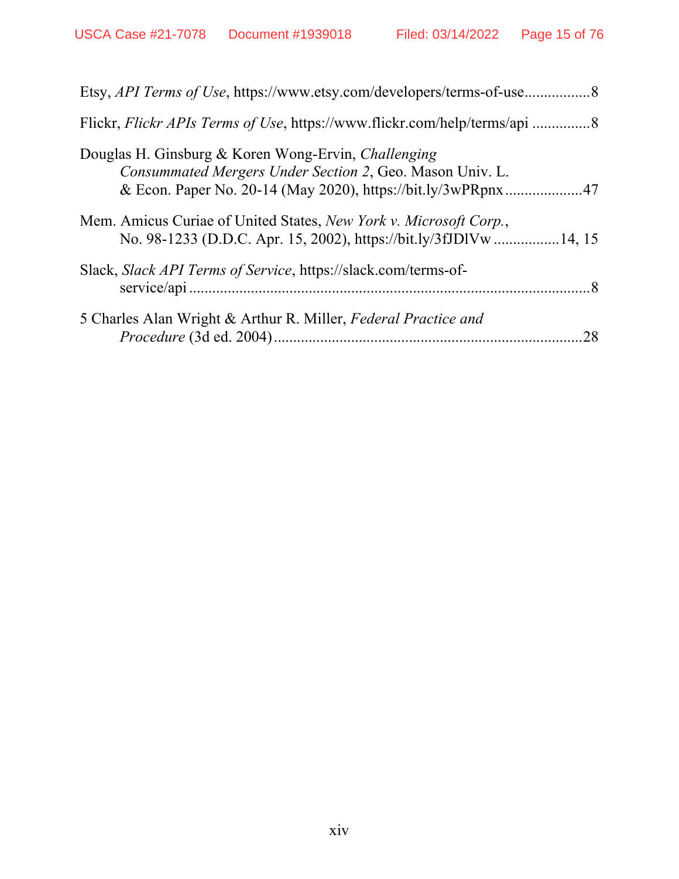Etsy, *API Terms of Use*, https://www.etsy.com/developers/terms-of-use.................8

Flickr, *Flickr APIs Terms of Use*, https://www.flickr.com/help/terms/api ...............8

Douglas H. Ginsburg & Koren Wong-Ervin, *Challenging Consummated Mergers Under Section 2*, Geo. Mason Univ. L. & Econ. Paper No. 20-14 (May 2020), https://bit.ly/3wPRpnx....................47

Mem. Amicus Curiae of United States, *New York v. Microsoft Corp.*, No. 98-1233 (D.D.C. Apr. 15, 2002), https://bit.ly/3fJDlVw .................14, 15

Slack, *Slack API Terms of Service*, https://slack.com/terms-of-service/api .......................................................................................................8

5 Charles Alan Wright & Arthur R. Miller, *Federal Practice and Procedure* (3d ed. 2004)................................................................................28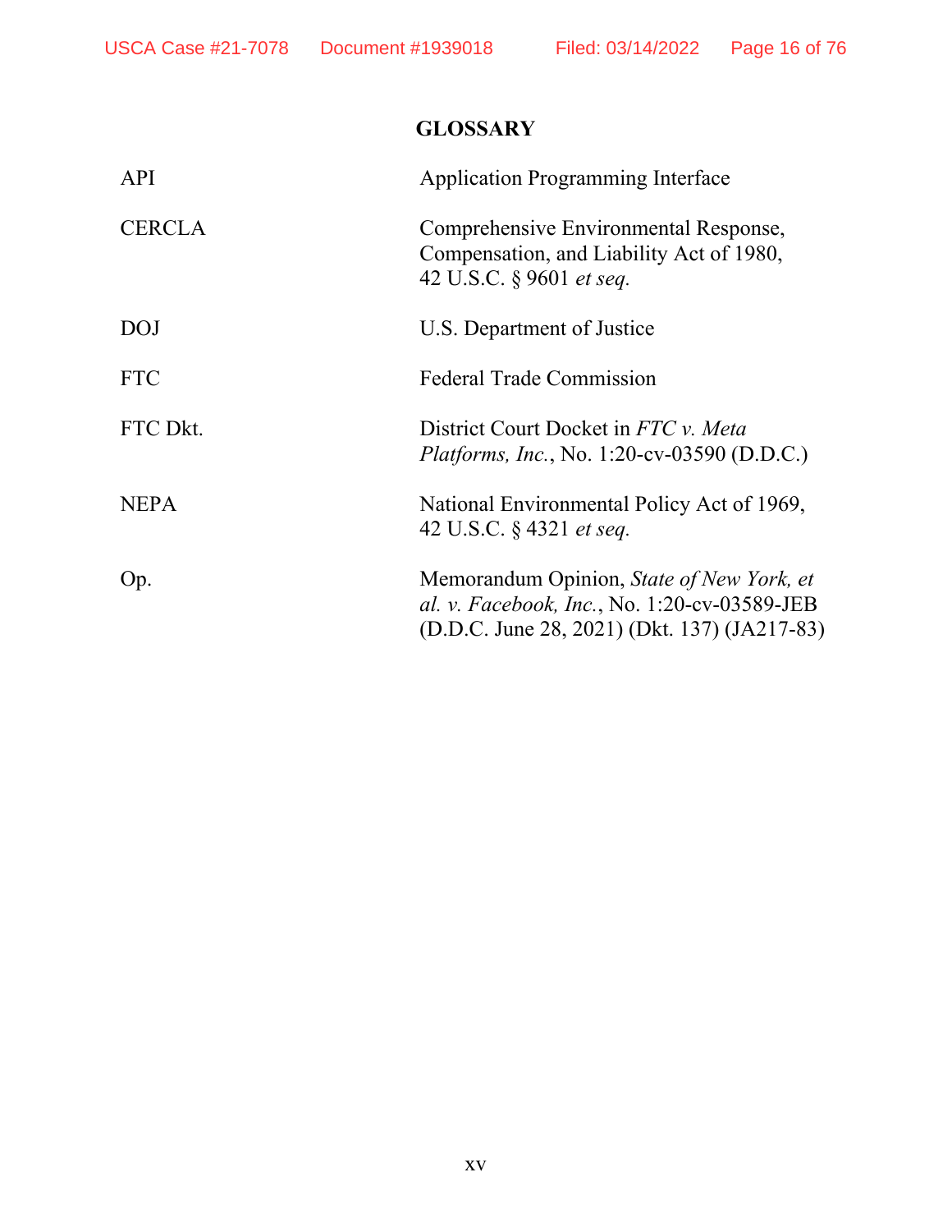## GLOSSARY

| | |
|---|---|
| API | Application Programming Interface |
| CERCLA | Comprehensive Environmental Response, Compensation, and Liability Act of 1980, 42 U.S.C. § 9601 *et seq.* |
| DOJ | U.S. Department of Justice |
| FTC | Federal Trade Commission |
| FTC Dkt. | District Court Docket in *FTC v. Meta Platforms, Inc.*, No. 1:20-cv-03590 (D.D.C.) |
| NEPA | National Environmental Policy Act of 1969, 42 U.S.C. § 4321 *et seq.* |
| Op. | Memorandum Opinion, *State of New York, et al. v. Facebook, Inc.*, No. 1:20-cv-03589-JEB (D.D.C. June 28, 2021) (Dkt. 137) (JA217-83) |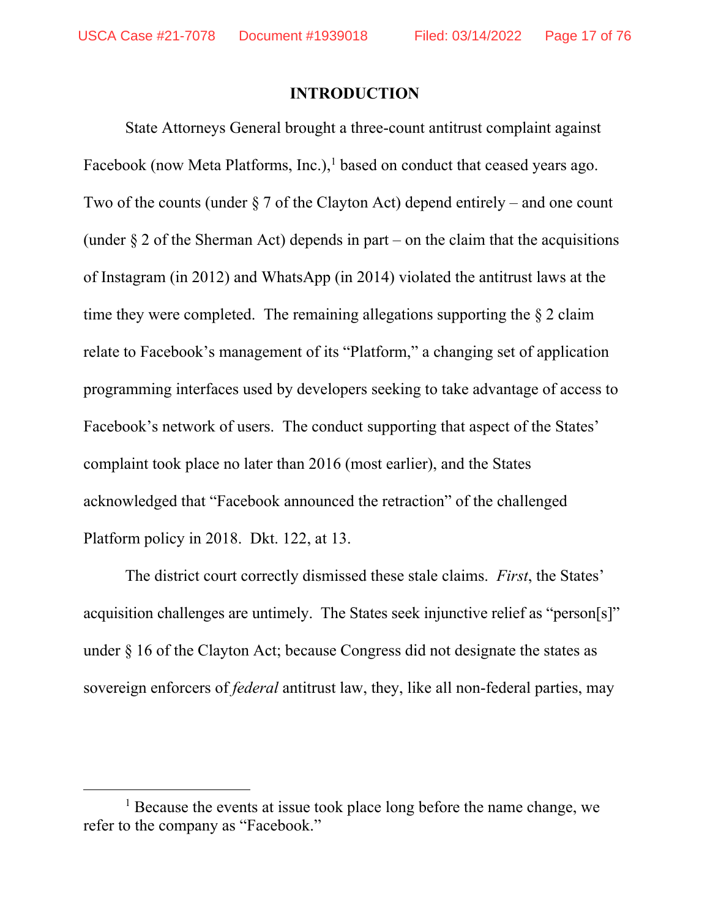## INTRODUCTION

State Attorneys General brought a three-count antitrust complaint against Facebook (now Meta Platforms, Inc.),[1] based on conduct that ceased years ago. Two of the counts (under § 7 of the Clayton Act) depend entirely – and one count (under § 2 of the Sherman Act) depends in part – on the claim that the acquisitions of Instagram (in 2012) and WhatsApp (in 2014) violated the antitrust laws at the time they were completed. The remaining allegations supporting the § 2 claim relate to Facebook's management of its "Platform," a changing set of application programming interfaces used by developers seeking to take advantage of access to Facebook's network of users. The conduct supporting that aspect of the States' complaint took place no later than 2016 (most earlier), and the States acknowledged that "Facebook announced the retraction" of the challenged Platform policy in 2018. Dkt. 122, at 13.

The district court correctly dismissed these stale claims. *First*, the States' acquisition challenges are untimely. The States seek injunctive relief as "person[s]" under § 16 of the Clayton Act; because Congress did not designate the states as sovereign enforcers of *federal* antitrust law, they, like all non-federal parties, may

---

[1] Because the events at issue took place long before the name change, we refer to the company as "Facebook."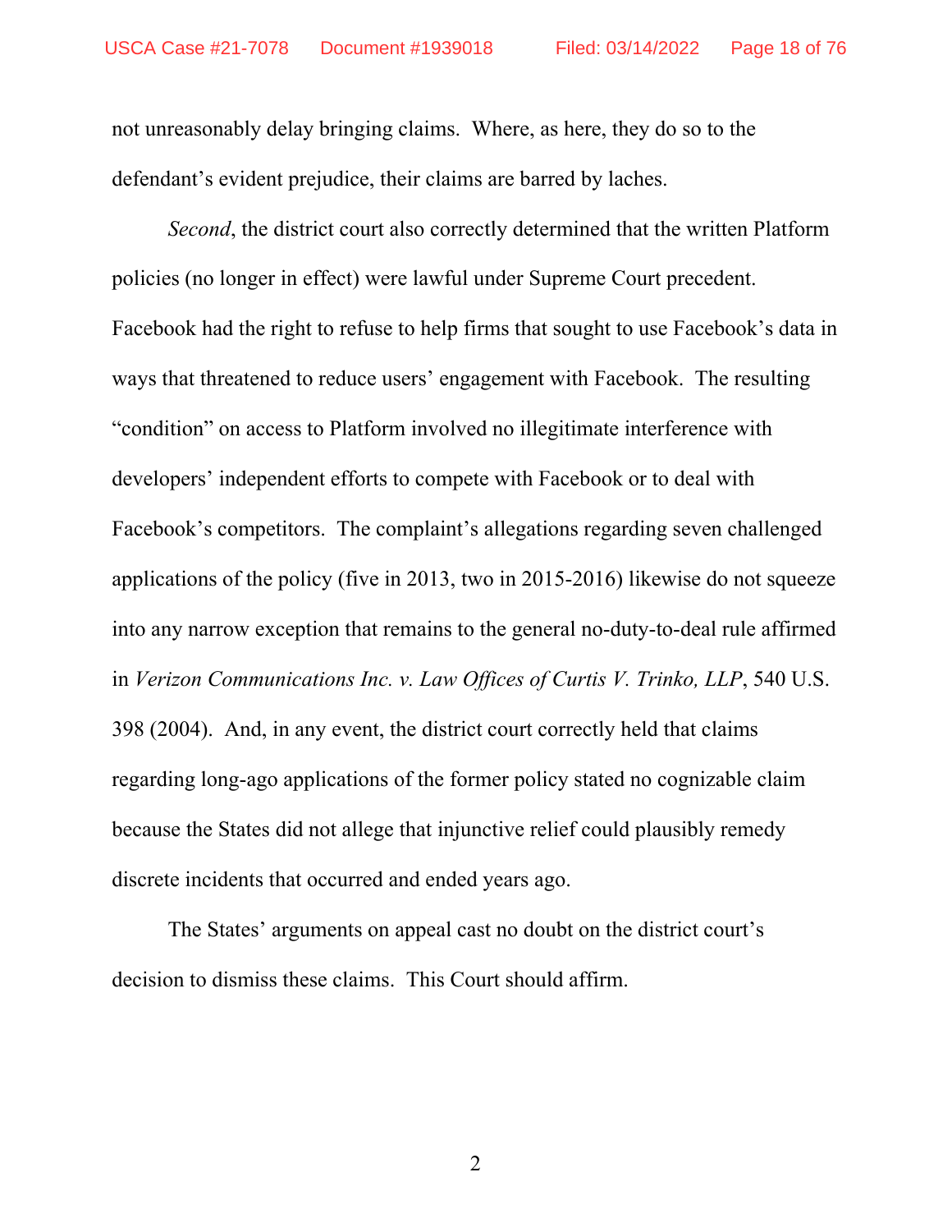not unreasonably delay bringing claims. Where, as here, they do so to the defendant's evident prejudice, their claims are barred by laches.

*Second*, the district court also correctly determined that the written Platform policies (no longer in effect) were lawful under Supreme Court precedent. Facebook had the right to refuse to help firms that sought to use Facebook's data in ways that threatened to reduce users' engagement with Facebook. The resulting "condition" on access to Platform involved no illegitimate interference with developers' independent efforts to compete with Facebook or to deal with Facebook's competitors. The complaint's allegations regarding seven challenged applications of the policy (five in 2013, two in 2015-2016) likewise do not squeeze into any narrow exception that remains to the general no-duty-to-deal rule affirmed in *Verizon Communications Inc. v. Law Offices of Curtis V. Trinko, LLP*, 540 U.S. 398 (2004). And, in any event, the district court correctly held that claims regarding long-ago applications of the former policy stated no cognizable claim because the States did not allege that injunctive relief could plausibly remedy discrete incidents that occurred and ended years ago.

The States' arguments on appeal cast no doubt on the district court's decision to dismiss these claims. This Court should affirm.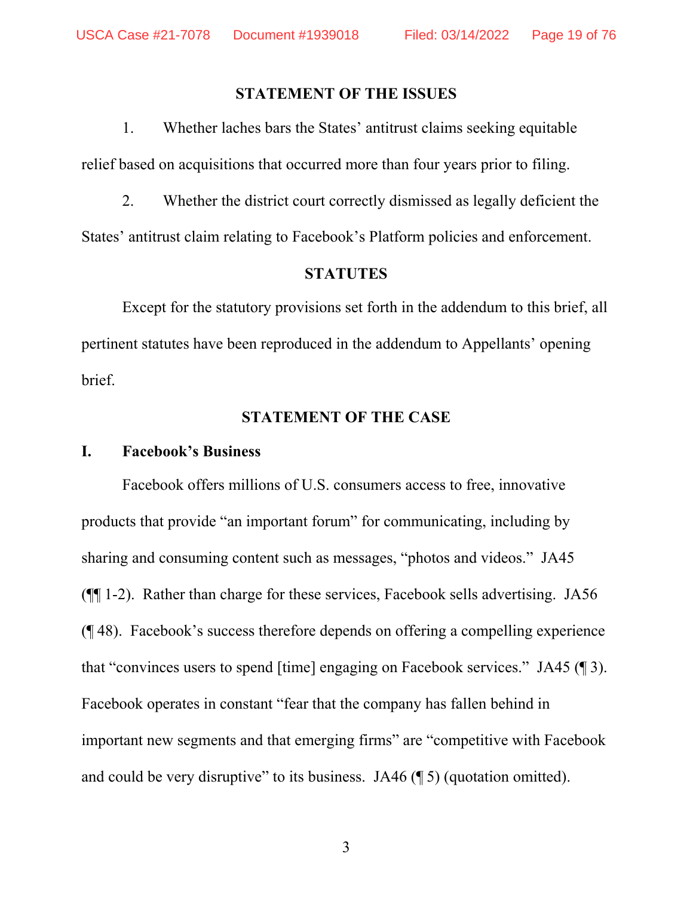## STATEMENT OF THE ISSUES

1. Whether laches bars the States' antitrust claims seeking equitable relief based on acquisitions that occurred more than four years prior to filing.

2. Whether the district court correctly dismissed as legally deficient the States' antitrust claim relating to Facebook's Platform policies and enforcement.

## STATUTES

Except for the statutory provisions set forth in the addendum to this brief, all pertinent statutes have been reproduced in the addendum to Appellants' opening brief.

## STATEMENT OF THE CASE

### I. Facebook's Business

Facebook offers millions of U.S. consumers access to free, innovative products that provide "an important forum" for communicating, including by sharing and consuming content such as messages, "photos and videos." JA45 (¶¶ 1-2). Rather than charge for these services, Facebook sells advertising. JA56 (¶ 48). Facebook's success therefore depends on offering a compelling experience that "convinces users to spend [time] engaging on Facebook services." JA45 (¶ 3). Facebook operates in constant "fear that the company has fallen behind in important new segments and that emerging firms" are "competitive with Facebook and could be very disruptive" to its business. JA46 (¶ 5) (quotation omitted).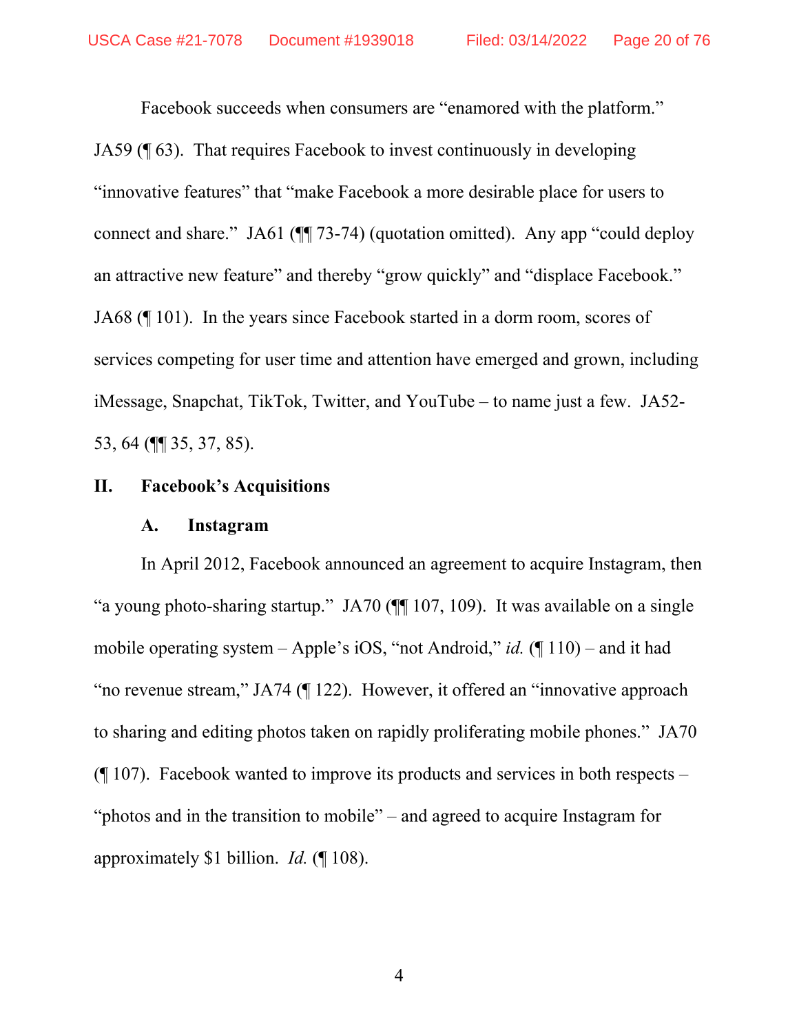Facebook succeeds when consumers are "enamored with the platform." JA59 (¶ 63). That requires Facebook to invest continuously in developing "innovative features" that "make Facebook a more desirable place for users to connect and share." JA61 (¶¶ 73-74) (quotation omitted). Any app "could deploy an attractive new feature" and thereby "grow quickly" and "displace Facebook." JA68 (¶ 101). In the years since Facebook started in a dorm room, scores of services competing for user time and attention have emerged and grown, including iMessage, Snapchat, TikTok, Twitter, and YouTube – to name just a few. JA52-53, 64 (¶¶ 35, 37, 85).

## II. Facebook's Acquisitions

### A. Instagram

In April 2012, Facebook announced an agreement to acquire Instagram, then "a young photo-sharing startup." JA70 (¶¶ 107, 109). It was available on a single mobile operating system – Apple's iOS, "not Android," *id.* (¶ 110) – and it had "no revenue stream," JA74 (¶ 122). However, it offered an "innovative approach to sharing and editing photos taken on rapidly proliferating mobile phones." JA70 (¶ 107). Facebook wanted to improve its products and services in both respects – "photos and in the transition to mobile" – and agreed to acquire Instagram for approximately $1 billion. *Id.* (¶ 108).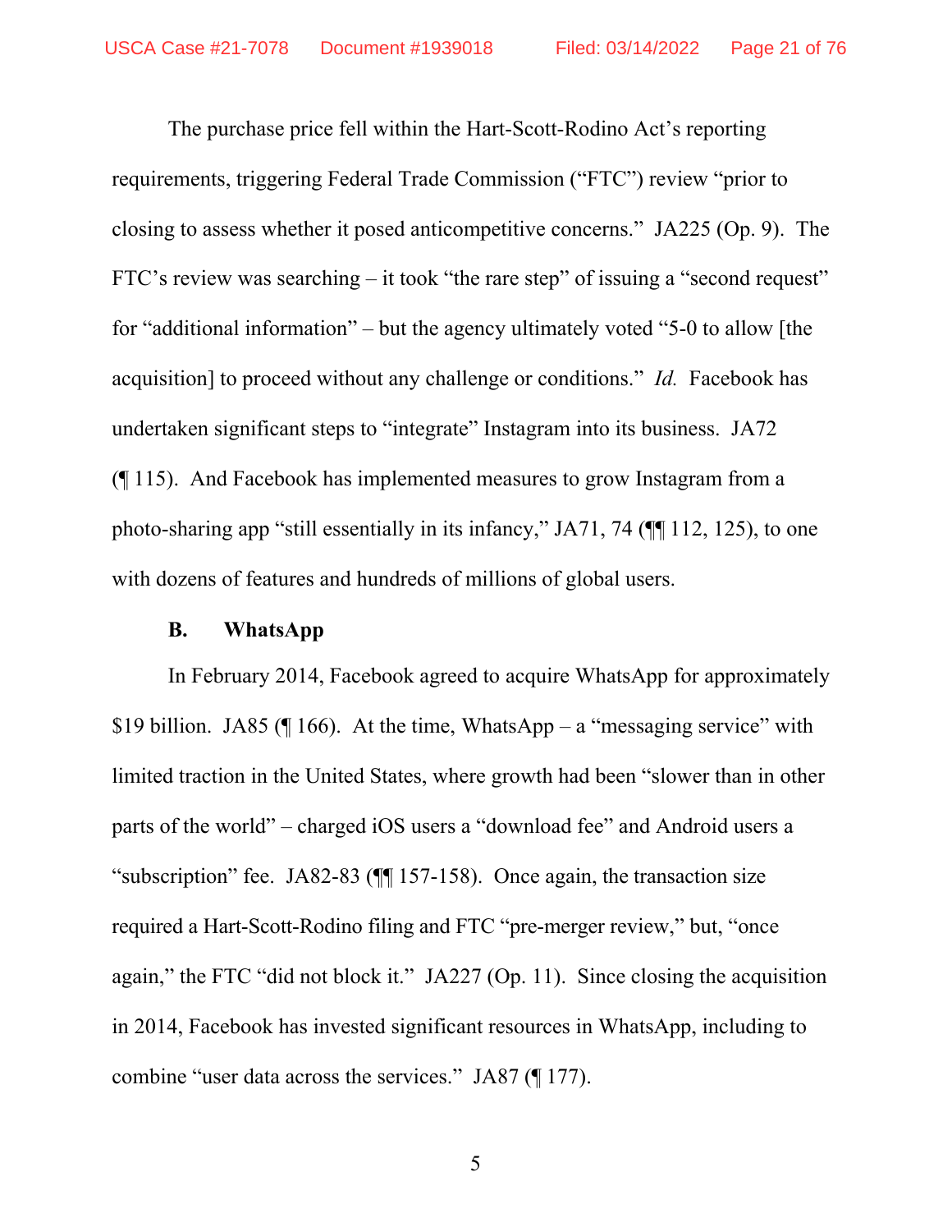The purchase price fell within the Hart-Scott-Rodino Act's reporting requirements, triggering Federal Trade Commission ("FTC") review "prior to closing to assess whether it posed anticompetitive concerns." JA225 (Op. 9). The FTC's review was searching – it took "the rare step" of issuing a "second request" for "additional information" – but the agency ultimately voted "5-0 to allow [the acquisition] to proceed without any challenge or conditions." *Id.* Facebook has undertaken significant steps to "integrate" Instagram into its business. JA72 (¶ 115). And Facebook has implemented measures to grow Instagram from a photo-sharing app "still essentially in its infancy," JA71, 74 (¶¶ 112, 125), to one with dozens of features and hundreds of millions of global users.

### B. WhatsApp

In February 2014, Facebook agreed to acquire WhatsApp for approximately $19 billion. JA85 (¶ 166). At the time, WhatsApp – a "messaging service" with limited traction in the United States, where growth had been "slower than in other parts of the world" – charged iOS users a "download fee" and Android users a "subscription" fee. JA82-83 (¶¶ 157-158). Once again, the transaction size required a Hart-Scott-Rodino filing and FTC "pre-merger review," but, "once again," the FTC "did not block it." JA227 (Op. 11). Since closing the acquisition in 2014, Facebook has invested significant resources in WhatsApp, including to combine "user data across the services." JA87 (¶ 177).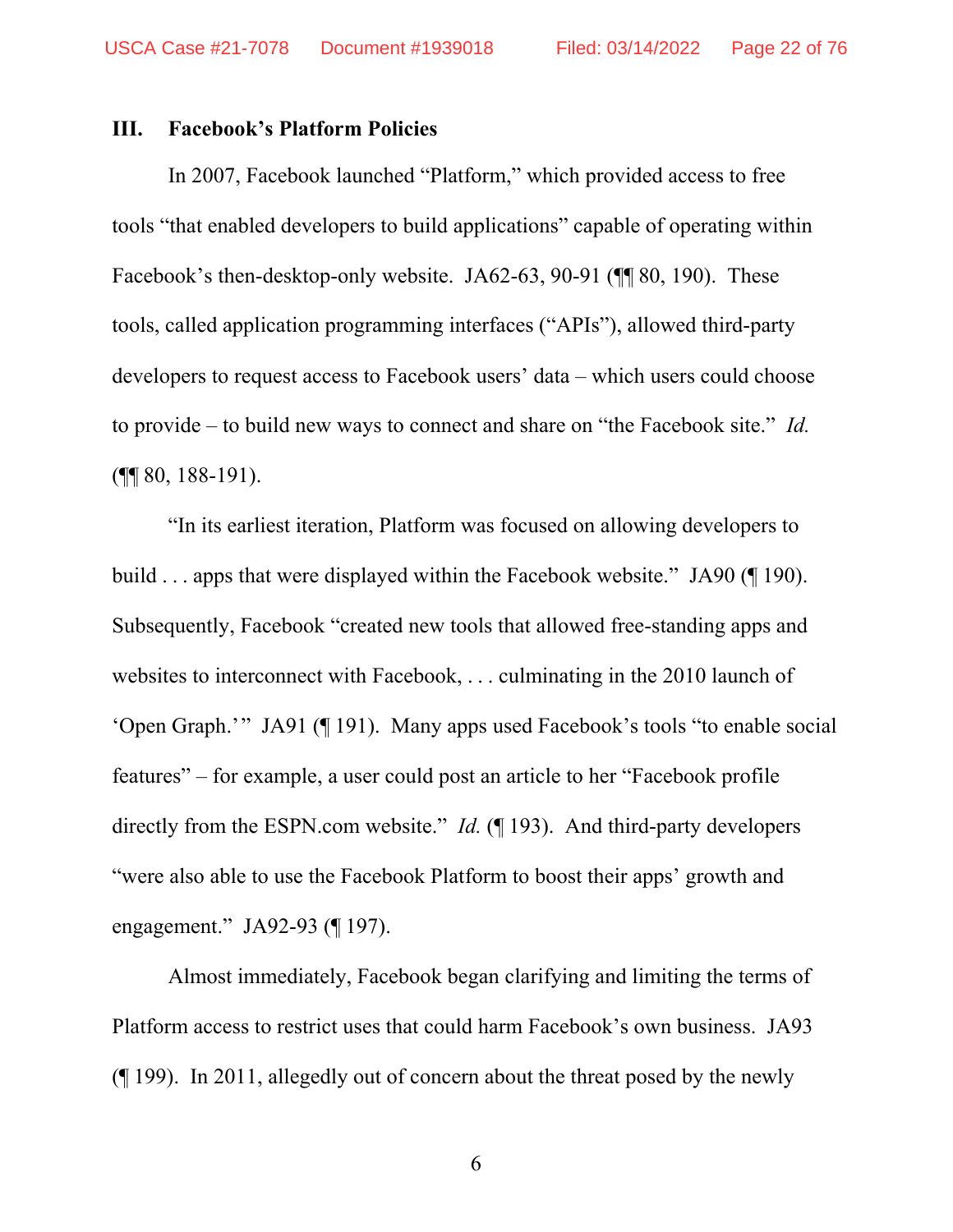## III. Facebook's Platform Policies

In 2007, Facebook launched "Platform," which provided access to free tools "that enabled developers to build applications" capable of operating within Facebook's then-desktop-only website. JA62-63, 90-91 (¶¶ 80, 190). These tools, called application programming interfaces ("APIs"), allowed third-party developers to request access to Facebook users' data – which users could choose to provide – to build new ways to connect and share on "the Facebook site." *Id.* (¶¶ 80, 188-191).

"In its earliest iteration, Platform was focused on allowing developers to build . . . apps that were displayed within the Facebook website." JA90 (¶ 190). Subsequently, Facebook "created new tools that allowed free-standing apps and websites to interconnect with Facebook, . . . culminating in the 2010 launch of 'Open Graph.'" JA91 (¶ 191). Many apps used Facebook's tools "to enable social features" – for example, a user could post an article to her "Facebook profile directly from the ESPN.com website." *Id.* (¶ 193). And third-party developers "were also able to use the Facebook Platform to boost their apps' growth and engagement." JA92-93 (¶ 197).

Almost immediately, Facebook began clarifying and limiting the terms of Platform access to restrict uses that could harm Facebook's own business. JA93 (¶ 199). In 2011, allegedly out of concern about the threat posed by the newly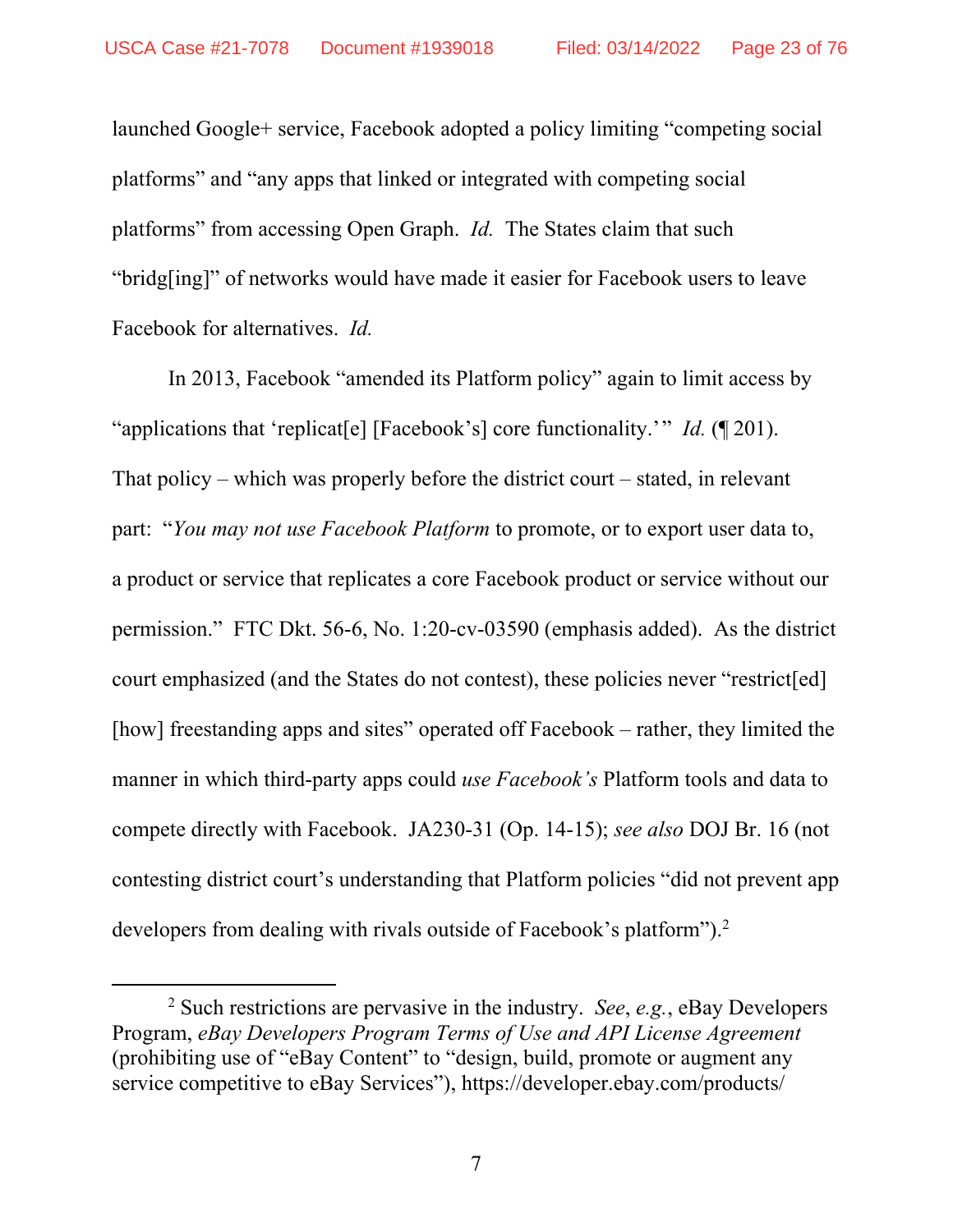launched Google+ service, Facebook adopted a policy limiting "competing social platforms" and "any apps that linked or integrated with competing social platforms" from accessing Open Graph. *Id.* The States claim that such "bridg[ing]" of networks would have made it easier for Facebook users to leave Facebook for alternatives. *Id.*

In 2013, Facebook "amended its Platform policy" again to limit access by "applications that 'replicat[e] [Facebook's] core functionality.'" *Id.* (¶ 201). That policy – which was properly before the district court – stated, in relevant part: "*You may not use Facebook Platform* to promote, or to export user data to, a product or service that replicates a core Facebook product or service without our permission." FTC Dkt. 56-6, No. 1:20-cv-03590 (emphasis added). As the district court emphasized (and the States do not contest), these policies never "restrict[ed] [how] freestanding apps and sites" operated off Facebook – rather, they limited the manner in which third-party apps could *use Facebook's* Platform tools and data to compete directly with Facebook. JA230-31 (Op. 14-15); *see also* DOJ Br. 16 (not contesting district court's understanding that Platform policies "did not prevent app developers from dealing with rivals outside of Facebook's platform").[2]

[2] Such restrictions are pervasive in the industry. *See*, *e.g.*, eBay Developers Program, *eBay Developers Program Terms of Use and API License Agreement* (prohibiting use of "eBay Content" to "design, build, promote or augment any service competitive to eBay Services"), https://developer.ebay.com/products/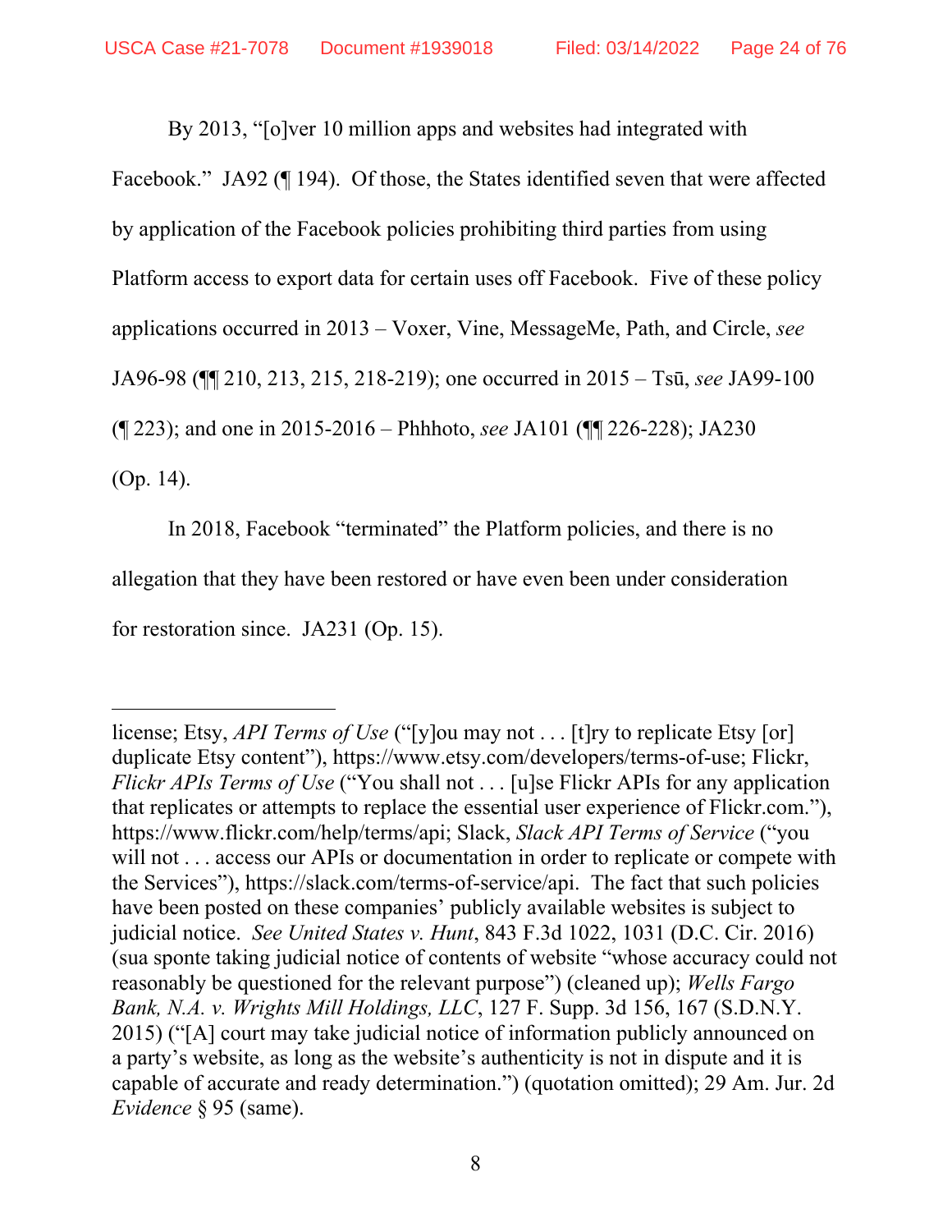By 2013, "[o]ver 10 million apps and websites had integrated with Facebook." JA92 (¶ 194). Of those, the States identified seven that were affected by application of the Facebook policies prohibiting third parties from using Platform access to export data for certain uses off Facebook. Five of these policy applications occurred in 2013 – Voxer, Vine, MessageMe, Path, and Circle, *see* JA96-98 (¶¶ 210, 213, 215, 218-219); one occurred in 2015 – Tsū, *see* JA99-100 (¶ 223); and one in 2015-2016 – Phhhoto, *see* JA101 (¶¶ 226-228); JA230 (Op. 14).

In 2018, Facebook "terminated" the Platform policies, and there is no allegation that they have been restored or have even been under consideration for restoration since. JA231 (Op. 15).

---

license; Etsy, *API Terms of Use* ("[y]ou may not . . . [t]ry to replicate Etsy [or] duplicate Etsy content"), https://www.etsy.com/developers/terms-of-use; Flickr, *Flickr APIs Terms of Use* ("You shall not . . . [u]se Flickr APIs for any application that replicates or attempts to replace the essential user experience of Flickr.com."), https://www.flickr.com/help/terms/api; Slack, *Slack API Terms of Service* ("you will not . . . access our APIs or documentation in order to replicate or compete with the Services"), https://slack.com/terms-of-service/api. The fact that such policies have been posted on these companies' publicly available websites is subject to judicial notice. *See United States v. Hunt*, 843 F.3d 1022, 1031 (D.C. Cir. 2016) (sua sponte taking judicial notice of contents of website "whose accuracy could not reasonably be questioned for the relevant purpose") (cleaned up); *Wells Fargo Bank, N.A. v. Wrights Mill Holdings, LLC*, 127 F. Supp. 3d 156, 167 (S.D.N.Y. 2015) ("[A] court may take judicial notice of information publicly announced on a party's website, as long as the website's authenticity is not in dispute and it is capable of accurate and ready determination.") (quotation omitted); 29 Am. Jur. 2d *Evidence* § 95 (same).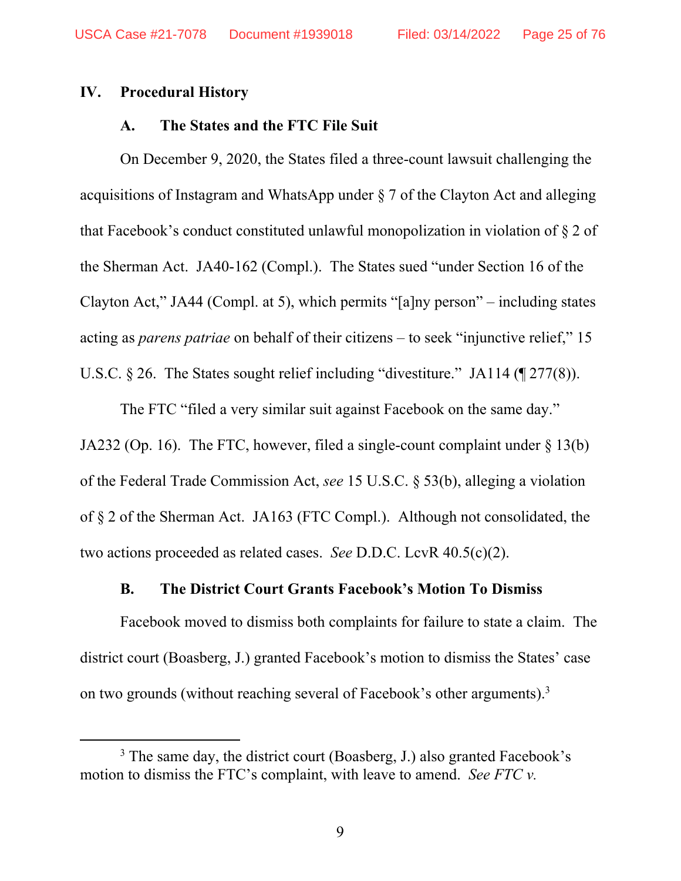## IV. Procedural History

### A. The States and the FTC File Suit

On December 9, 2020, the States filed a three-count lawsuit challenging the acquisitions of Instagram and WhatsApp under § 7 of the Clayton Act and alleging that Facebook's conduct constituted unlawful monopolization in violation of § 2 of the Sherman Act. JA40-162 (Compl.). The States sued "under Section 16 of the Clayton Act," JA44 (Compl. at 5), which permits "[a]ny person" – including states acting as *parens patriae* on behalf of their citizens – to seek "injunctive relief," 15 U.S.C. § 26. The States sought relief including "divestiture." JA114 (¶ 277(8)).

The FTC "filed a very similar suit against Facebook on the same day." JA232 (Op. 16). The FTC, however, filed a single-count complaint under § 13(b) of the Federal Trade Commission Act, *see* 15 U.S.C. § 53(b), alleging a violation of § 2 of the Sherman Act. JA163 (FTC Compl.). Although not consolidated, the two actions proceeded as related cases. *See* D.D.C. LcvR 40.5(c)(2).

### B. The District Court Grants Facebook's Motion To Dismiss

Facebook moved to dismiss both complaints for failure to state a claim. The district court (Boasberg, J.) granted Facebook's motion to dismiss the States' case on two grounds (without reaching several of Facebook's other arguments).[3]

[3] The same day, the district court (Boasberg, J.) also granted Facebook's motion to dismiss the FTC's complaint, with leave to amend. *See FTC v.*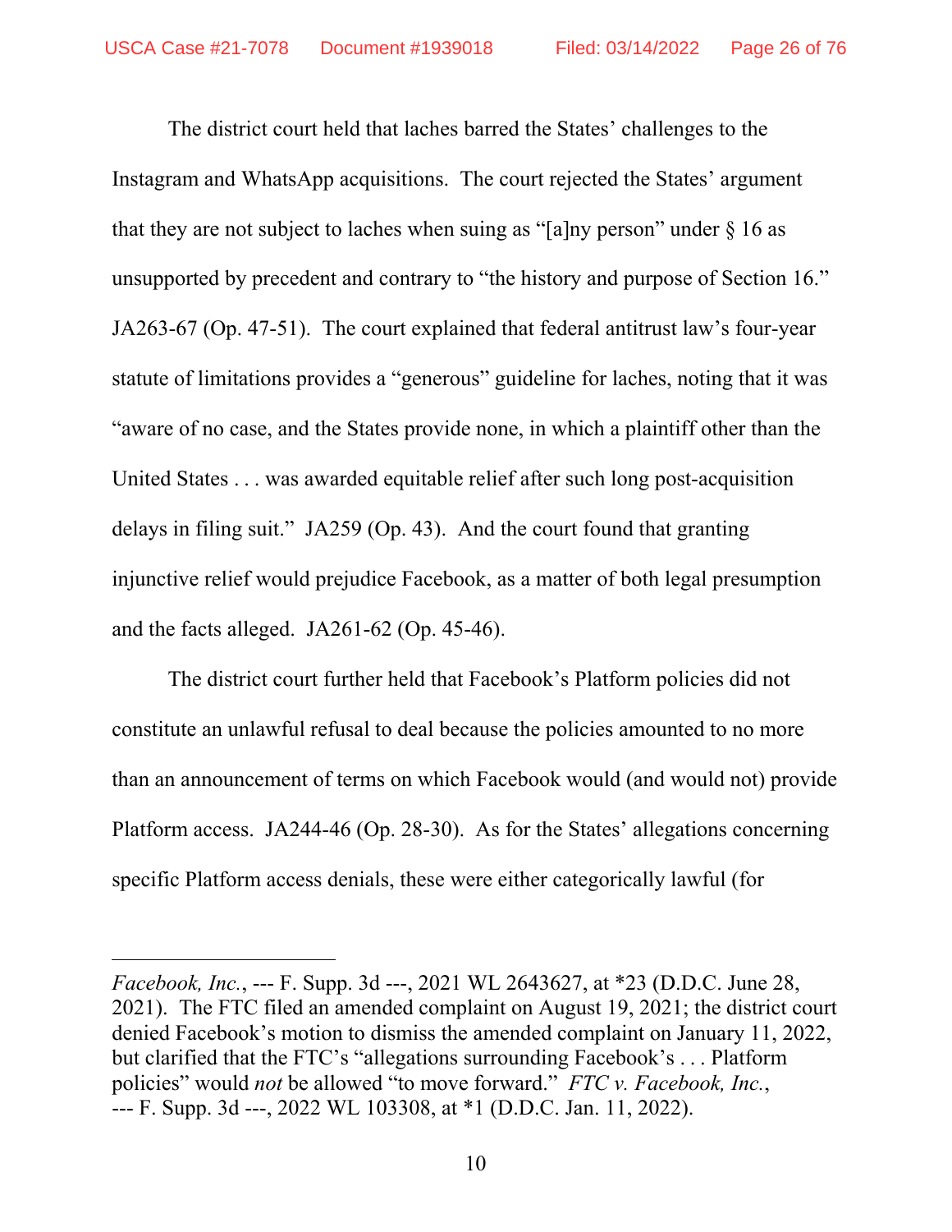The district court held that laches barred the States' challenges to the Instagram and WhatsApp acquisitions. The court rejected the States' argument that they are not subject to laches when suing as "[a]ny person" under § 16 as unsupported by precedent and contrary to "the history and purpose of Section 16." JA263-67 (Op. 47-51). The court explained that federal antitrust law's four-year statute of limitations provides a "generous" guideline for laches, noting that it was "aware of no case, and the States provide none, in which a plaintiff other than the United States . . . was awarded equitable relief after such long post-acquisition delays in filing suit." JA259 (Op. 43). And the court found that granting injunctive relief would prejudice Facebook, as a matter of both legal presumption and the facts alleged. JA261-62 (Op. 45-46).

The district court further held that Facebook's Platform policies did not constitute an unlawful refusal to deal because the policies amounted to no more than an announcement of terms on which Facebook would (and would not) provide Platform access. JA244-46 (Op. 28-30). As for the States' allegations concerning specific Platform access denials, these were either categorically lawful (for

---

*Facebook, Inc.*, --- F. Supp. 3d ---, 2021 WL 2643627, at *23 (D.D.C. June 28, 2021). The FTC filed an amended complaint on August 19, 2021; the district court denied Facebook's motion to dismiss the amended complaint on January 11, 2022, but clarified that the FTC's "allegations surrounding Facebook's . . . Platform policies" would *not* be allowed "to move forward." *FTC v. Facebook, Inc.*, --- F. Supp. 3d ---, 2022 WL 103308, at *1 (D.D.C. Jan. 11, 2022).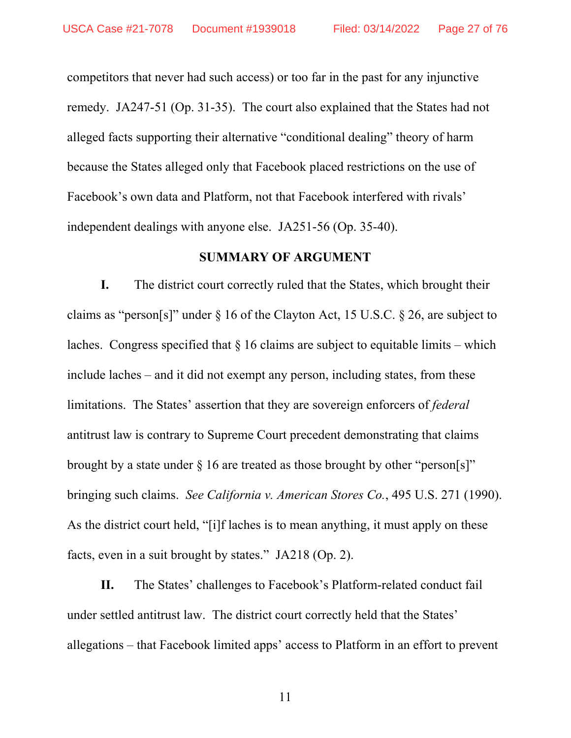competitors that never had such access) or too far in the past for any injunctive remedy. JA247-51 (Op. 31-35). The court also explained that the States had not alleged facts supporting their alternative "conditional dealing" theory of harm because the States alleged only that Facebook placed restrictions on the use of Facebook's own data and Platform, not that Facebook interfered with rivals' independent dealings with anyone else. JA251-56 (Op. 35-40).

## SUMMARY OF ARGUMENT

**I.** The district court correctly ruled that the States, which brought their claims as "person[s]" under § 16 of the Clayton Act, 15 U.S.C. § 26, are subject to laches. Congress specified that § 16 claims are subject to equitable limits – which include laches – and it did not exempt any person, including states, from these limitations. The States' assertion that they are sovereign enforcers of *federal* antitrust law is contrary to Supreme Court precedent demonstrating that claims brought by a state under § 16 are treated as those brought by other "person[s]" bringing such claims. *See California v. American Stores Co.*, 495 U.S. 271 (1990). As the district court held, "[i]f laches is to mean anything, it must apply on these facts, even in a suit brought by states." JA218 (Op. 2).

**II.** The States' challenges to Facebook's Platform-related conduct fail under settled antitrust law. The district court correctly held that the States' allegations – that Facebook limited apps' access to Platform in an effort to prevent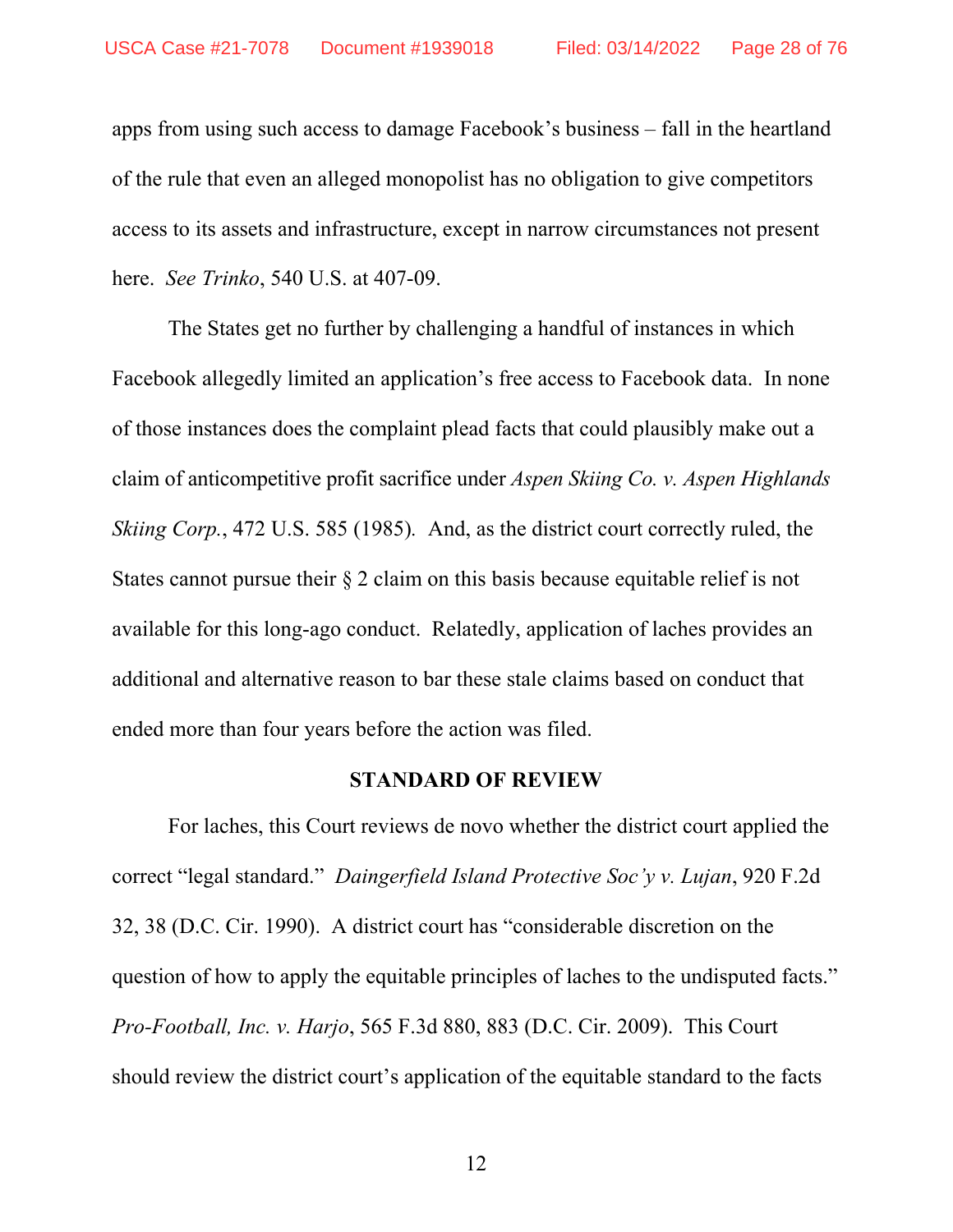apps from using such access to damage Facebook's business – fall in the heartland of the rule that even an alleged monopolist has no obligation to give competitors access to its assets and infrastructure, except in narrow circumstances not present here. *See Trinko*, 540 U.S. at 407-09.

The States get no further by challenging a handful of instances in which Facebook allegedly limited an application's free access to Facebook data. In none of those instances does the complaint plead facts that could plausibly make out a claim of anticompetitive profit sacrifice under *Aspen Skiing Co. v. Aspen Highlands Skiing Corp.*, 472 U.S. 585 (1985). And, as the district court correctly ruled, the States cannot pursue their § 2 claim on this basis because equitable relief is not available for this long-ago conduct. Relatedly, application of laches provides an additional and alternative reason to bar these stale claims based on conduct that ended more than four years before the action was filed.

## STANDARD OF REVIEW

For laches, this Court reviews de novo whether the district court applied the correct "legal standard." *Daingerfield Island Protective Soc'y v. Lujan*, 920 F.2d 32, 38 (D.C. Cir. 1990). A district court has "considerable discretion on the question of how to apply the equitable principles of laches to the undisputed facts." *Pro-Football, Inc. v. Harjo*, 565 F.3d 880, 883 (D.C. Cir. 2009). This Court should review the district court's application of the equitable standard to the facts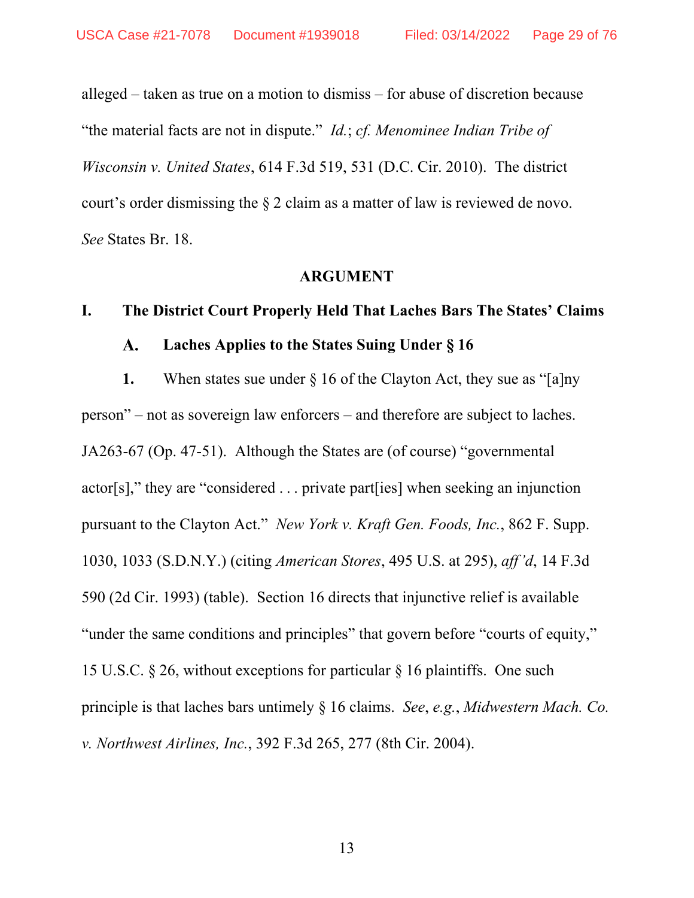alleged – taken as true on a motion to dismiss – for abuse of discretion because "the material facts are not in dispute." *Id.*; *cf. Menominee Indian Tribe of Wisconsin v. United States*, 614 F.3d 519, 531 (D.C. Cir. 2010). The district court's order dismissing the § 2 claim as a matter of law is reviewed de novo. *See* States Br. 18.

## ARGUMENT

### I. The District Court Properly Held That Laches Bars The States' Claims

#### A. Laches Applies to the States Suing Under § 16

**1.** When states sue under § 16 of the Clayton Act, they sue as "[a]ny person" – not as sovereign law enforcers – and therefore are subject to laches. JA263-67 (Op. 47-51). Although the States are (of course) "governmental actor[s]," they are "considered . . . private part[ies] when seeking an injunction pursuant to the Clayton Act." *New York v. Kraft Gen. Foods, Inc.*, 862 F. Supp. 1030, 1033 (S.D.N.Y.) (citing *American Stores*, 495 U.S. at 295), *aff'd*, 14 F.3d 590 (2d Cir. 1993) (table). Section 16 directs that injunctive relief is available "under the same conditions and principles" that govern before "courts of equity," 15 U.S.C. § 26, without exceptions for particular § 16 plaintiffs. One such principle is that laches bars untimely § 16 claims. *See*, *e.g.*, *Midwestern Mach. Co. v. Northwest Airlines, Inc.*, 392 F.3d 265, 277 (8th Cir. 2004).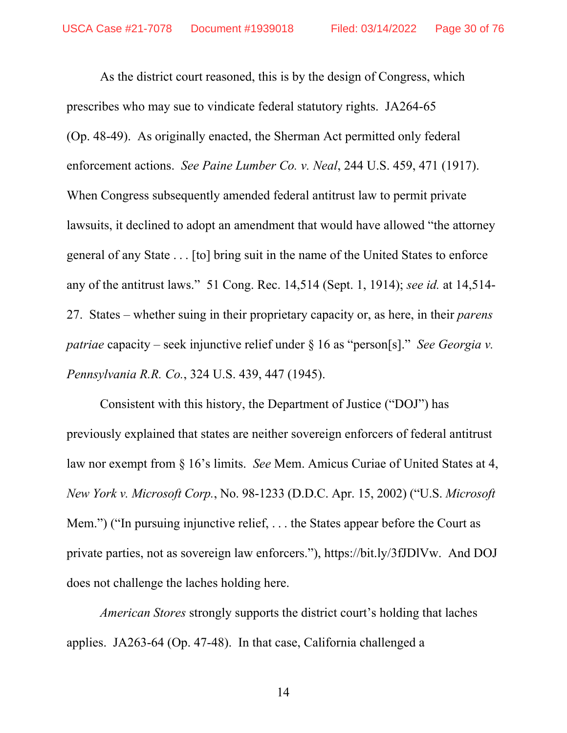As the district court reasoned, this is by the design of Congress, which prescribes who may sue to vindicate federal statutory rights. JA264-65 (Op. 48-49). As originally enacted, the Sherman Act permitted only federal enforcement actions. *See Paine Lumber Co. v. Neal*, 244 U.S. 459, 471 (1917). When Congress subsequently amended federal antitrust law to permit private lawsuits, it declined to adopt an amendment that would have allowed "the attorney general of any State . . . [to] bring suit in the name of the United States to enforce any of the antitrust laws." 51 Cong. Rec. 14,514 (Sept. 1, 1914); *see id.* at 14,514-27. States – whether suing in their proprietary capacity or, as here, in their *parens patriae* capacity – seek injunctive relief under § 16 as "person[s]." *See Georgia v. Pennsylvania R.R. Co.*, 324 U.S. 439, 447 (1945).

Consistent with this history, the Department of Justice ("DOJ") has previously explained that states are neither sovereign enforcers of federal antitrust law nor exempt from § 16's limits. *See* Mem. Amicus Curiae of United States at 4, *New York v. Microsoft Corp.*, No. 98-1233 (D.D.C. Apr. 15, 2002) ("U.S. *Microsoft* Mem.") ("In pursuing injunctive relief, . . . the States appear before the Court as private parties, not as sovereign law enforcers."), https://bit.ly/3fJDlVw. And DOJ does not challenge the laches holding here.

*American Stores* strongly supports the district court's holding that laches applies. JA263-64 (Op. 47-48). In that case, California challenged a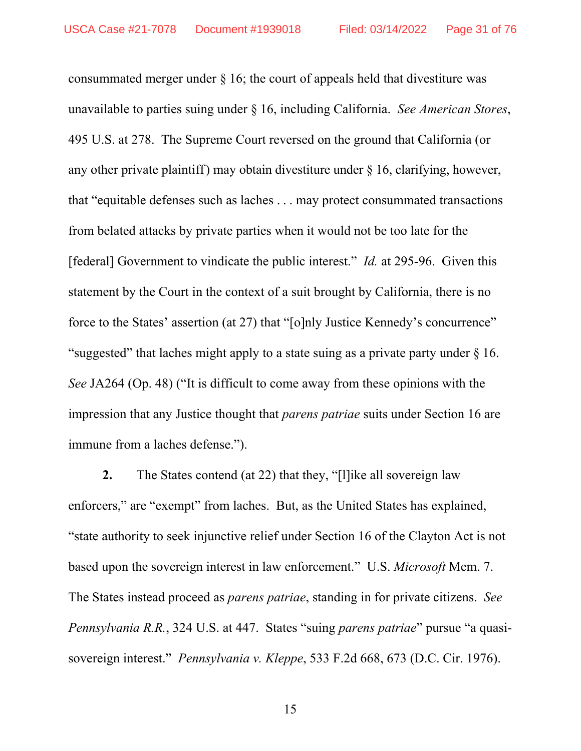consummated merger under § 16; the court of appeals held that divestiture was unavailable to parties suing under § 16, including California. *See American Stores*, 495 U.S. at 278. The Supreme Court reversed on the ground that California (or any other private plaintiff) may obtain divestiture under § 16, clarifying, however, that "equitable defenses such as laches . . . may protect consummated transactions from belated attacks by private parties when it would not be too late for the [federal] Government to vindicate the public interest." *Id.* at 295-96. Given this statement by the Court in the context of a suit brought by California, there is no force to the States' assertion (at 27) that "[o]nly Justice Kennedy's concurrence" "suggested" that laches might apply to a state suing as a private party under § 16. *See* JA264 (Op. 48) ("It is difficult to come away from these opinions with the impression that any Justice thought that *parens patriae* suits under Section 16 are immune from a laches defense.").

**2.** The States contend (at 22) that they, "[l]ike all sovereign law enforcers," are "exempt" from laches. But, as the United States has explained, "state authority to seek injunctive relief under Section 16 of the Clayton Act is not based upon the sovereign interest in law enforcement." U.S. *Microsoft* Mem. 7. The States instead proceed as *parens patriae*, standing in for private citizens. *See Pennsylvania R.R.*, 324 U.S. at 447. States "suing *parens patriae*" pursue "a quasi-sovereign interest." *Pennsylvania v. Kleppe*, 533 F.2d 668, 673 (D.C. Cir. 1976).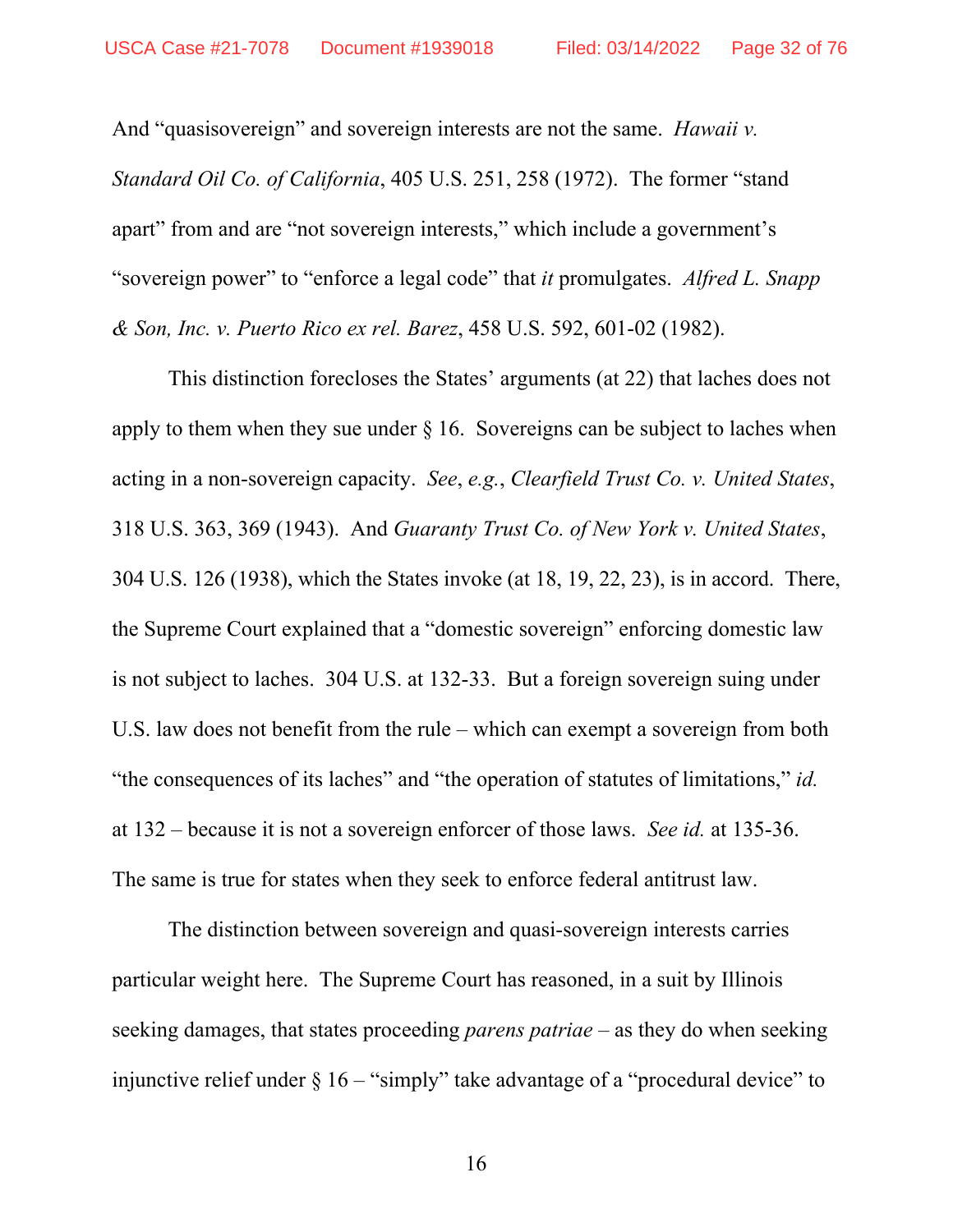And "quasisovereign" and sovereign interests are not the same. *Hawaii v. Standard Oil Co. of California*, 405 U.S. 251, 258 (1972). The former "stand apart" from and are "not sovereign interests," which include a government's "sovereign power" to "enforce a legal code" that *it* promulgates. *Alfred L. Snapp & Son, Inc. v. Puerto Rico ex rel. Barez*, 458 U.S. 592, 601-02 (1982).

This distinction forecloses the States' arguments (at 22) that laches does not apply to them when they sue under § 16. Sovereigns can be subject to laches when acting in a non-sovereign capacity. *See*, *e.g.*, *Clearfield Trust Co. v. United States*, 318 U.S. 363, 369 (1943). And *Guaranty Trust Co. of New York v. United States*, 304 U.S. 126 (1938), which the States invoke (at 18, 19, 22, 23), is in accord. There, the Supreme Court explained that a "domestic sovereign" enforcing domestic law is not subject to laches. 304 U.S. at 132-33. But a foreign sovereign suing under U.S. law does not benefit from the rule – which can exempt a sovereign from both "the consequences of its laches" and "the operation of statutes of limitations," *id.* at 132 – because it is not a sovereign enforcer of those laws. *See id.* at 135-36. The same is true for states when they seek to enforce federal antitrust law.

The distinction between sovereign and quasi-sovereign interests carries particular weight here. The Supreme Court has reasoned, in a suit by Illinois seeking damages, that states proceeding *parens patriae* – as they do when seeking injunctive relief under § 16 – "simply" take advantage of a "procedural device" to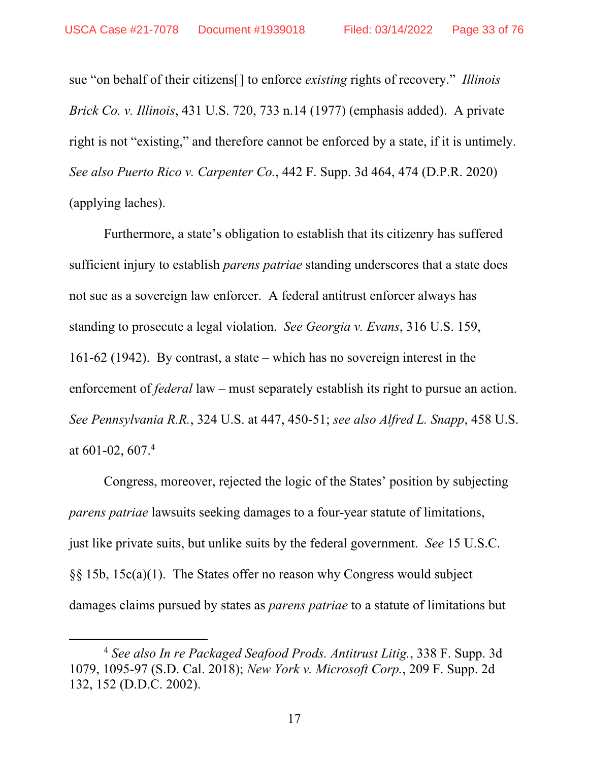sue "on behalf of their citizens[] to enforce *existing* rights of recovery." *Illinois Brick Co. v. Illinois*, 431 U.S. 720, 733 n.14 (1977) (emphasis added). A private right is not "existing," and therefore cannot be enforced by a state, if it is untimely. *See also Puerto Rico v. Carpenter Co.*, 442 F. Supp. 3d 464, 474 (D.P.R. 2020) (applying laches).

Furthermore, a state's obligation to establish that its citizenry has suffered sufficient injury to establish *parens patriae* standing underscores that a state does not sue as a sovereign law enforcer. A federal antitrust enforcer always has standing to prosecute a legal violation. *See Georgia v. Evans*, 316 U.S. 159, 161-62 (1942). By contrast, a state – which has no sovereign interest in the enforcement of *federal* law – must separately establish its right to pursue an action. *See Pennsylvania R.R.*, 324 U.S. at 447, 450-51; *see also Alfred L. Snapp*, 458 U.S. at 601-02, 607.[4]

Congress, moreover, rejected the logic of the States' position by subjecting *parens patriae* lawsuits seeking damages to a four-year statute of limitations, just like private suits, but unlike suits by the federal government. *See* 15 U.S.C. §§ 15b, 15c(a)(1). The States offer no reason why Congress would subject damages claims pursued by states as *parens patriae* to a statute of limitations but

---

[4] *See also In re Packaged Seafood Prods. Antitrust Litig.*, 338 F. Supp. 3d 1079, 1095-97 (S.D. Cal. 2018); *New York v. Microsoft Corp.*, 209 F. Supp. 2d 132, 152 (D.D.C. 2002).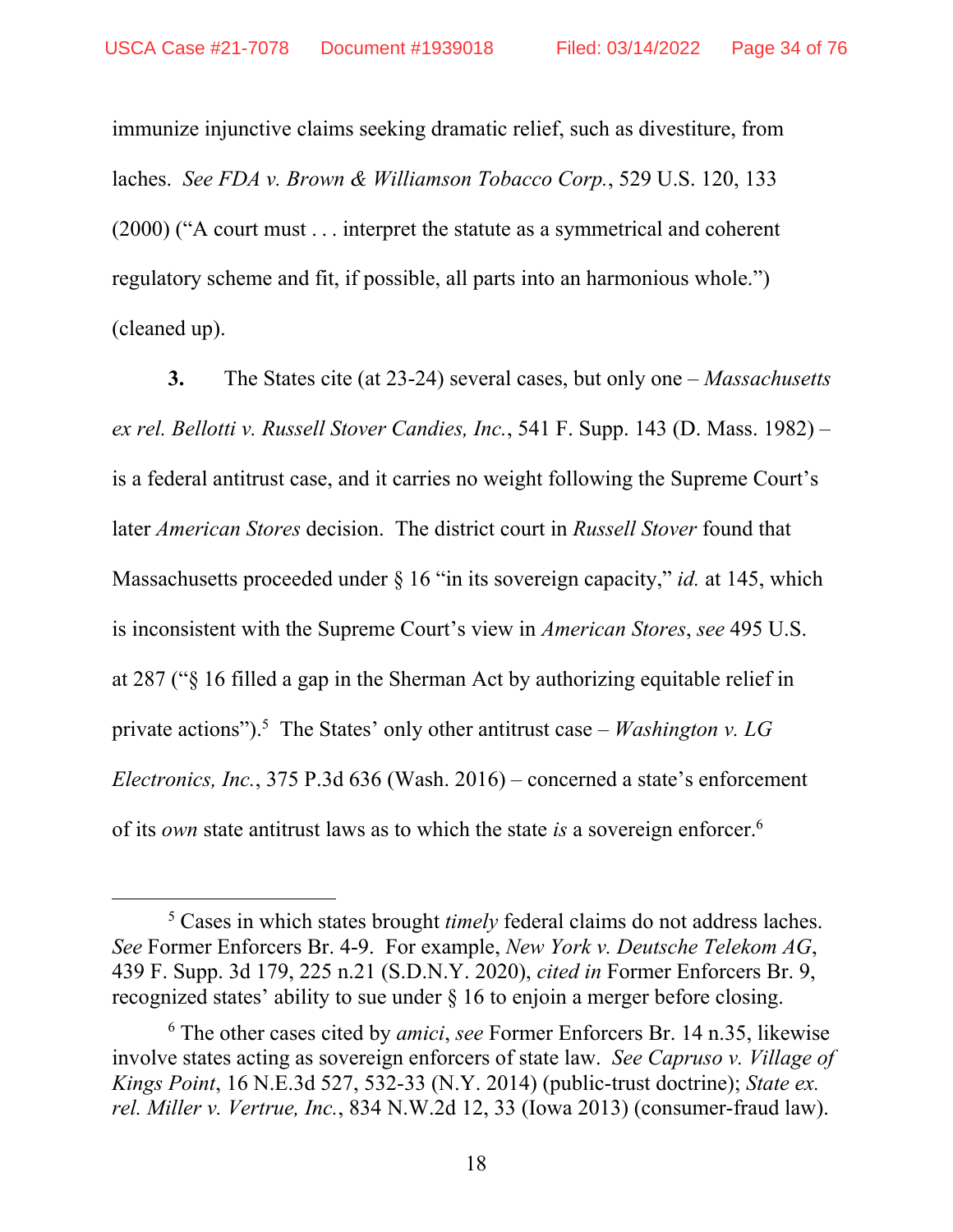immunize injunctive claims seeking dramatic relief, such as divestiture, from laches. *See FDA v. Brown & Williamson Tobacco Corp.*, 529 U.S. 120, 133 (2000) ("A court must . . . interpret the statute as a symmetrical and coherent regulatory scheme and fit, if possible, all parts into an harmonious whole.") (cleaned up).

**3.** The States cite (at 23-24) several cases, but only one – *Massachusetts ex rel. Bellotti v. Russell Stover Candies, Inc.*, 541 F. Supp. 143 (D. Mass. 1982) – is a federal antitrust case, and it carries no weight following the Supreme Court's later *American Stores* decision. The district court in *Russell Stover* found that Massachusetts proceeded under § 16 "in its sovereign capacity," *id.* at 145, which is inconsistent with the Supreme Court's view in *American Stores*, *see* 495 U.S. at 287 ("§ 16 filled a gap in the Sherman Act by authorizing equitable relief in private actions").[5] The States' only other antitrust case – *Washington v. LG Electronics, Inc.*, 375 P.3d 636 (Wash. 2016) – concerned a state's enforcement of its *own* state antitrust laws as to which the state *is* a sovereign enforcer.[6]

---

[5] Cases in which states brought *timely* federal claims do not address laches. *See* Former Enforcers Br. 4-9. For example, *New York v. Deutsche Telekom AG*, 439 F. Supp. 3d 179, 225 n.21 (S.D.N.Y. 2020), *cited in* Former Enforcers Br. 9, recognized states' ability to sue under § 16 to enjoin a merger before closing.

[6] The other cases cited by *amici*, *see* Former Enforcers Br. 14 n.35, likewise involve states acting as sovereign enforcers of state law. *See Capruso v. Village of Kings Point*, 16 N.E.3d 527, 532-33 (N.Y. 2014) (public-trust doctrine); *State ex. rel. Miller v. Vertrue, Inc.*, 834 N.W.2d 12, 33 (Iowa 2013) (consumer-fraud law).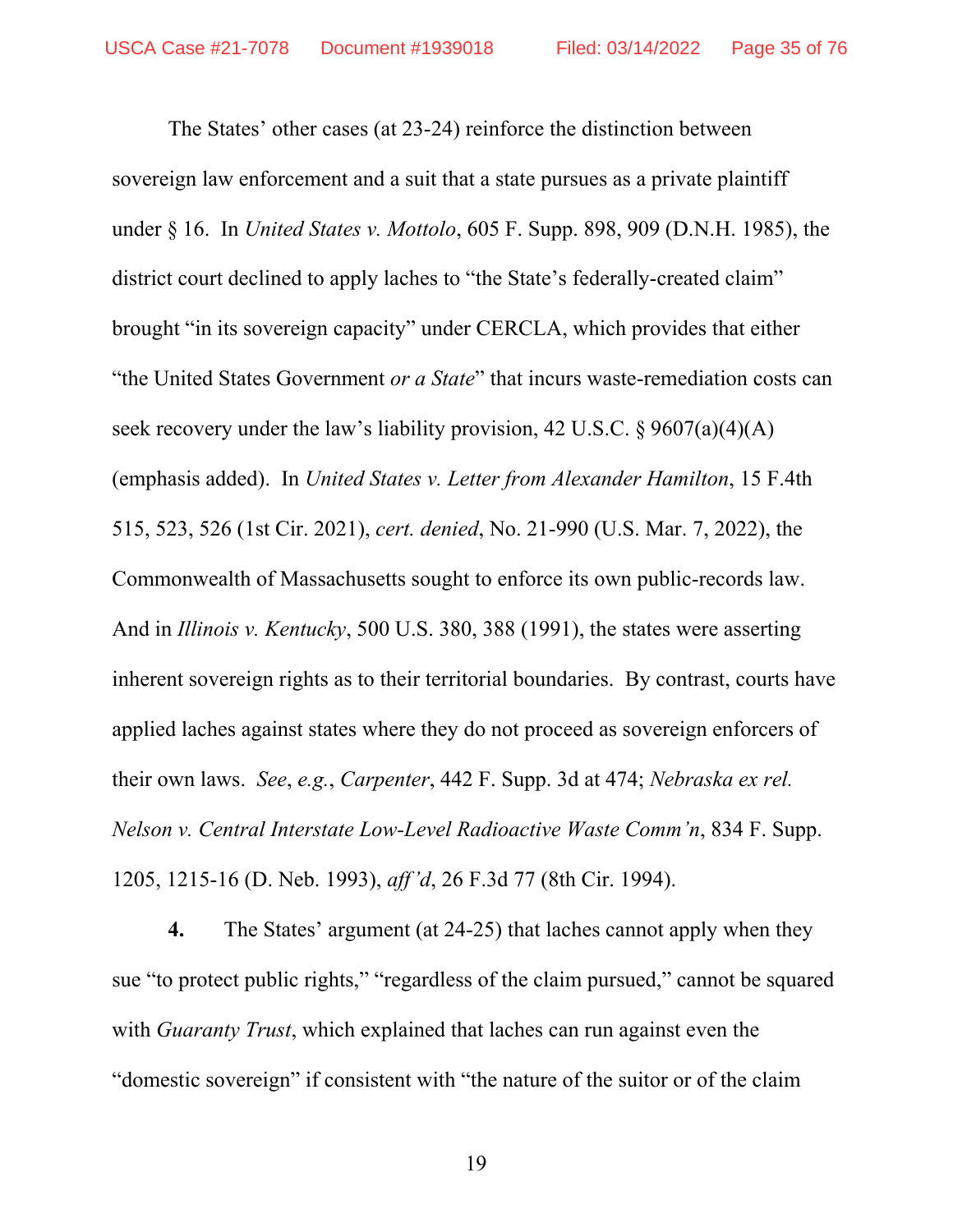The States' other cases (at 23-24) reinforce the distinction between sovereign law enforcement and a suit that a state pursues as a private plaintiff under § 16. In *United States v. Mottolo*, 605 F. Supp. 898, 909 (D.N.H. 1985), the district court declined to apply laches to "the State's federally-created claim" brought "in its sovereign capacity" under CERCLA, which provides that either "the United States Government *or a State*" that incurs waste-remediation costs can seek recovery under the law's liability provision, 42 U.S.C. § 9607(a)(4)(A) (emphasis added). In *United States v. Letter from Alexander Hamilton*, 15 F.4th 515, 523, 526 (1st Cir. 2021), *cert. denied*, No. 21-990 (U.S. Mar. 7, 2022), the Commonwealth of Massachusetts sought to enforce its own public-records law. And in *Illinois v. Kentucky*, 500 U.S. 380, 388 (1991), the states were asserting inherent sovereign rights as to their territorial boundaries. By contrast, courts have applied laches against states where they do not proceed as sovereign enforcers of their own laws. *See*, *e.g.*, *Carpenter*, 442 F. Supp. 3d at 474; *Nebraska ex rel. Nelson v. Central Interstate Low-Level Radioactive Waste Comm'n*, 834 F. Supp. 1205, 1215-16 (D. Neb. 1993), *aff'd*, 26 F.3d 77 (8th Cir. 1994).

**4.** The States' argument (at 24-25) that laches cannot apply when they sue "to protect public rights," "regardless of the claim pursued," cannot be squared with *Guaranty Trust*, which explained that laches can run against even the "domestic sovereign" if consistent with "the nature of the suitor or of the claim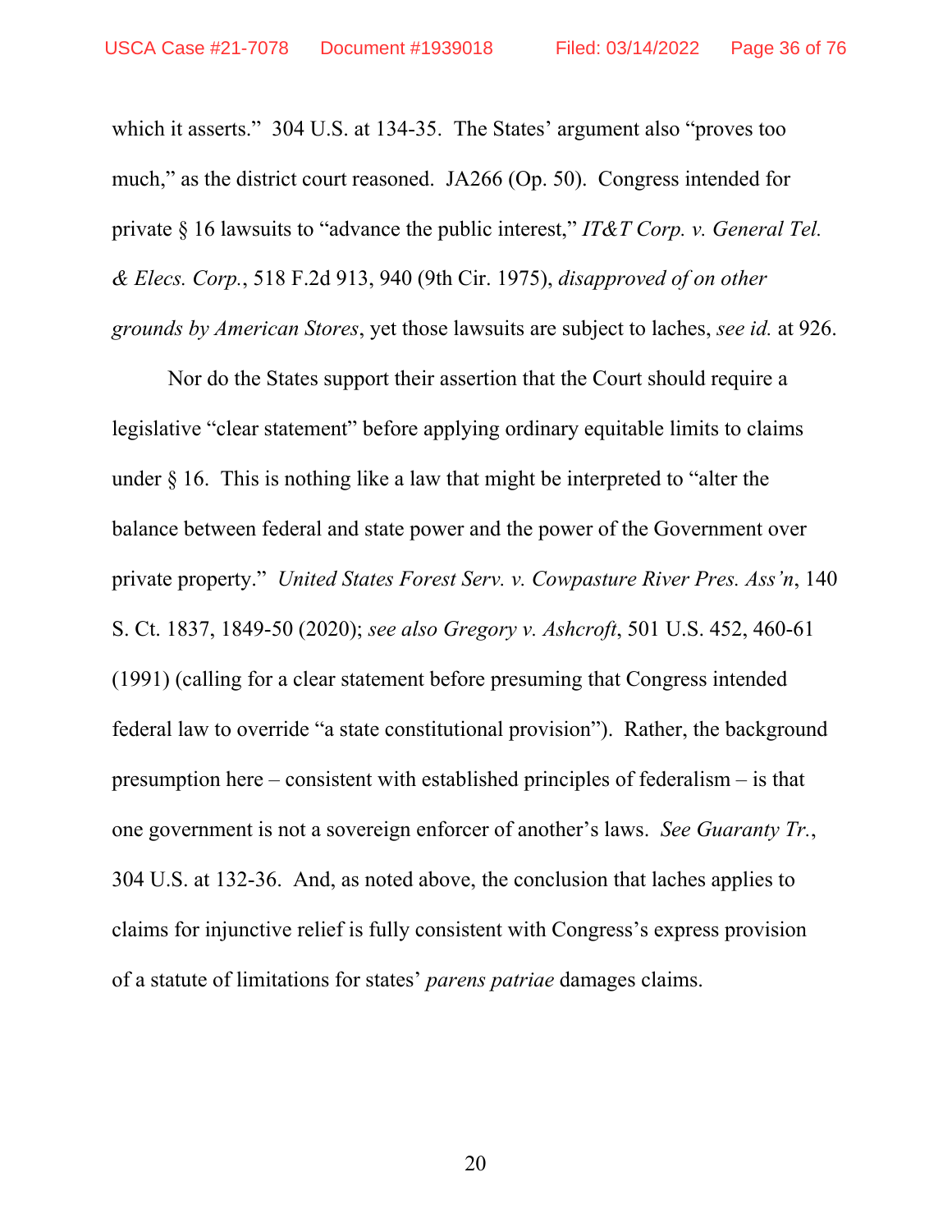which it asserts." 304 U.S. at 134-35. The States' argument also "proves too much," as the district court reasoned. JA266 (Op. 50). Congress intended for private § 16 lawsuits to "advance the public interest," *IT&T Corp. v. General Tel. & Elecs. Corp.*, 518 F.2d 913, 940 (9th Cir. 1975), *disapproved of on other grounds by American Stores*, yet those lawsuits are subject to laches, *see id.* at 926.

Nor do the States support their assertion that the Court should require a legislative "clear statement" before applying ordinary equitable limits to claims under § 16. This is nothing like a law that might be interpreted to "alter the balance between federal and state power and the power of the Government over private property." *United States Forest Serv. v. Cowpasture River Pres. Ass'n*, 140 S. Ct. 1837, 1849-50 (2020); *see also Gregory v. Ashcroft*, 501 U.S. 452, 460-61 (1991) (calling for a clear statement before presuming that Congress intended federal law to override "a state constitutional provision"). Rather, the background presumption here – consistent with established principles of federalism – is that one government is not a sovereign enforcer of another's laws. *See Guaranty Tr.*, 304 U.S. at 132-36. And, as noted above, the conclusion that laches applies to claims for injunctive relief is fully consistent with Congress's express provision of a statute of limitations for states' *parens patriae* damages claims.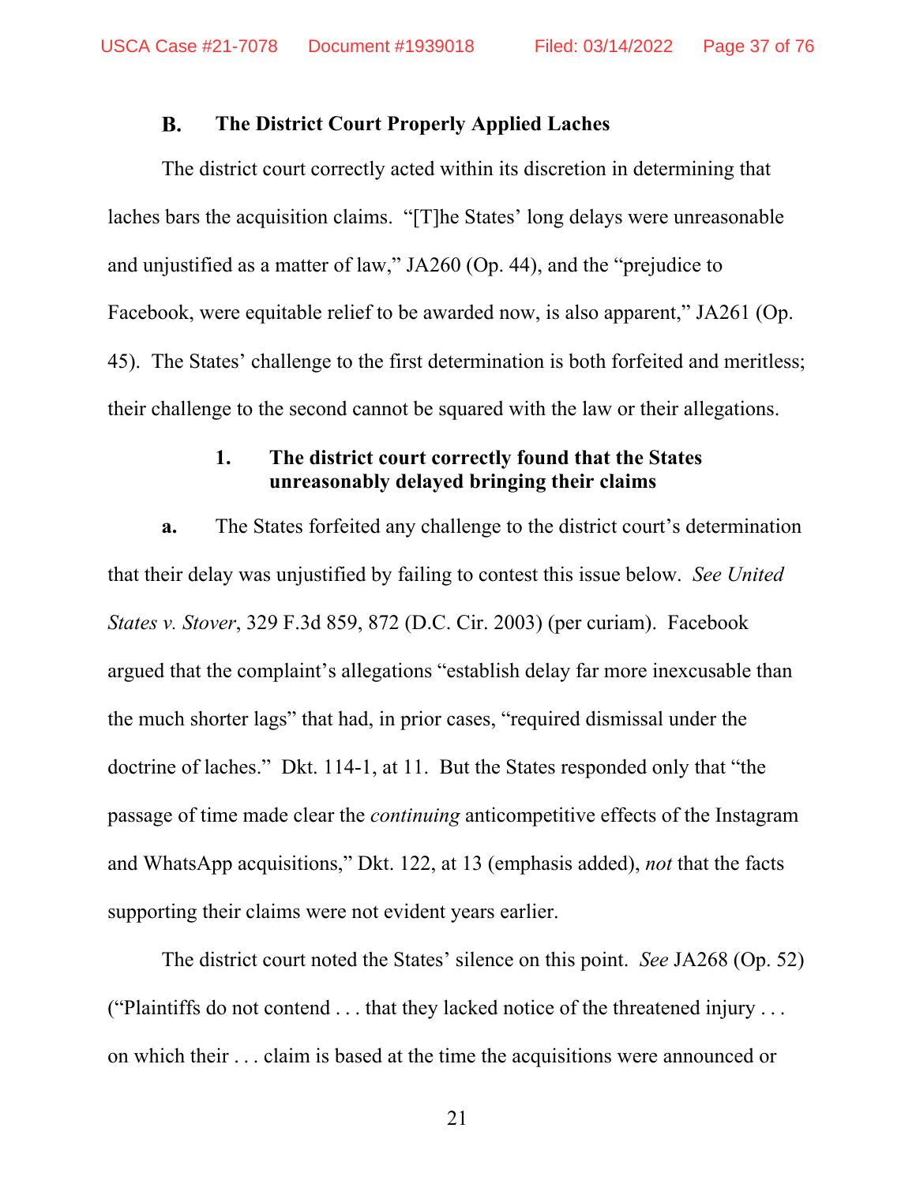### B. The District Court Properly Applied Laches

The district court correctly acted within its discretion in determining that laches bars the acquisition claims. "[T]he States' long delays were unreasonable and unjustified as a matter of law," JA260 (Op. 44), and the "prejudice to Facebook, were equitable relief to be awarded now, is also apparent," JA261 (Op. 45). The States' challenge to the first determination is both forfeited and meritless; their challenge to the second cannot be squared with the law or their allegations.

#### 1. The district court correctly found that the States unreasonably delayed bringing their claims

**a.** The States forfeited any challenge to the district court's determination that their delay was unjustified by failing to contest this issue below. *See United States v. Stover*, 329 F.3d 859, 872 (D.C. Cir. 2003) (per curiam). Facebook argued that the complaint's allegations "establish delay far more inexcusable than the much shorter lags" that had, in prior cases, "required dismissal under the doctrine of laches." Dkt. 114-1, at 11. But the States responded only that "the passage of time made clear the *continuing* anticompetitive effects of the Instagram and WhatsApp acquisitions," Dkt. 122, at 13 (emphasis added), *not* that the facts supporting their claims were not evident years earlier.

The district court noted the States' silence on this point. *See* JA268 (Op. 52) ("Plaintiffs do not contend . . . that they lacked notice of the threatened injury . . . on which their . . . claim is based at the time the acquisitions were announced or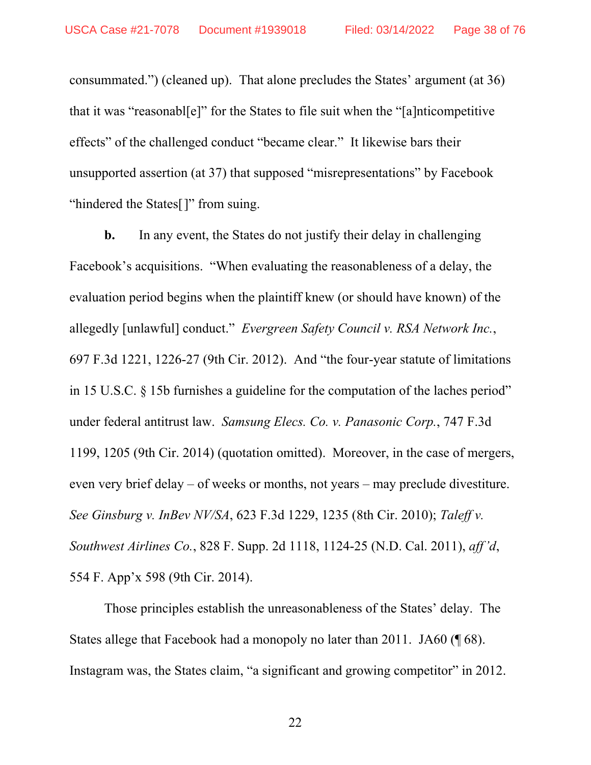consummated.") (cleaned up). That alone precludes the States' argument (at 36) that it was "reasonabl[e]" for the States to file suit when the "[a]nticompetitive effects" of the challenged conduct "became clear." It likewise bars their unsupported assertion (at 37) that supposed "misrepresentations" by Facebook "hindered the States[]" from suing.

**b.** In any event, the States do not justify their delay in challenging Facebook's acquisitions. "When evaluating the reasonableness of a delay, the evaluation period begins when the plaintiff knew (or should have known) of the allegedly [unlawful] conduct." *Evergreen Safety Council v. RSA Network Inc.*, 697 F.3d 1221, 1226-27 (9th Cir. 2012). And "the four-year statute of limitations in 15 U.S.C. § 15b furnishes a guideline for the computation of the laches period" under federal antitrust law. *Samsung Elecs. Co. v. Panasonic Corp.*, 747 F.3d 1199, 1205 (9th Cir. 2014) (quotation omitted). Moreover, in the case of mergers, even very brief delay – of weeks or months, not years – may preclude divestiture. *See Ginsburg v. InBev NV/SA*, 623 F.3d 1229, 1235 (8th Cir. 2010); *Taleff v. Southwest Airlines Co.*, 828 F. Supp. 2d 1118, 1124-25 (N.D. Cal. 2011), *aff'd*, 554 F. App'x 598 (9th Cir. 2014).

Those principles establish the unreasonableness of the States' delay. The States allege that Facebook had a monopoly no later than 2011. JA60 (¶ 68). Instagram was, the States claim, "a significant and growing competitor" in 2012.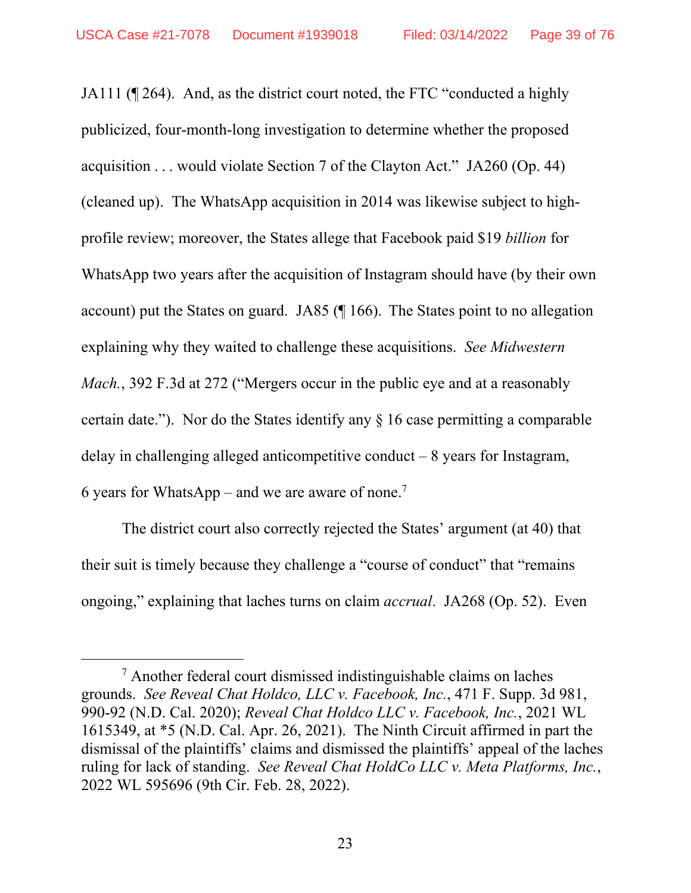JA111 (¶ 264). And, as the district court noted, the FTC "conducted a highly publicized, four-month-long investigation to determine whether the proposed acquisition . . . would violate Section 7 of the Clayton Act." JA260 (Op. 44) (cleaned up). The WhatsApp acquisition in 2014 was likewise subject to high-profile review; moreover, the States allege that Facebook paid $19 *billion* for WhatsApp two years after the acquisition of Instagram should have (by their own account) put the States on guard. JA85 (¶ 166). The States point to no allegation explaining why they waited to challenge these acquisitions. *See Midwestern Mach.*, 392 F.3d at 272 ("Mergers occur in the public eye and at a reasonably certain date."). Nor do the States identify any § 16 case permitting a comparable delay in challenging alleged anticompetitive conduct – 8 years for Instagram, 6 years for WhatsApp – and we are aware of none.[7]

The district court also correctly rejected the States' argument (at 40) that their suit is timely because they challenge a "course of conduct" that "remains ongoing," explaining that laches turns on claim *accrual*. JA268 (Op. 52). Even

---

[7] Another federal court dismissed indistinguishable claims on laches grounds. *See Reveal Chat Holdco, LLC v. Facebook, Inc.*, 471 F. Supp. 3d 981, 990-92 (N.D. Cal. 2020); *Reveal Chat Holdco LLC v. Facebook, Inc.*, 2021 WL 1615349, at *5 (N.D. Cal. Apr. 26, 2021). The Ninth Circuit affirmed in part the dismissal of the plaintiffs' claims and dismissed the plaintiffs' appeal of the laches ruling for lack of standing. *See Reveal Chat HoldCo LLC v. Meta Platforms, Inc.*, 2022 WL 595696 (9th Cir. Feb. 28, 2022).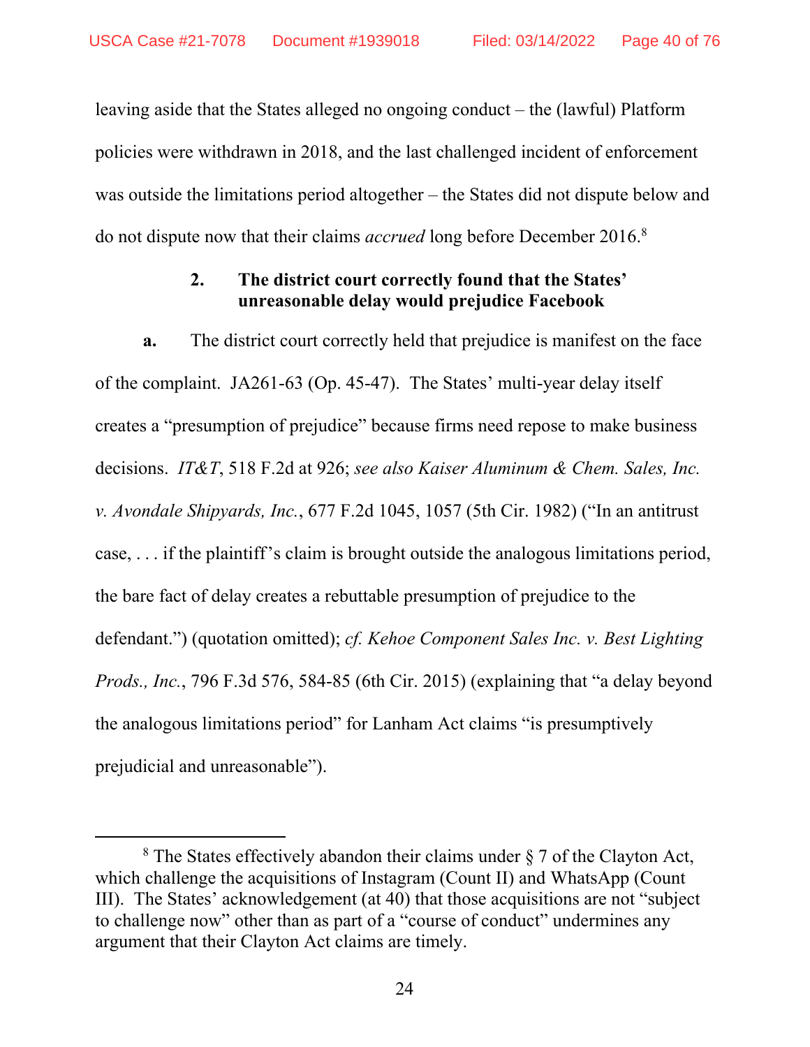leaving aside that the States alleged no ongoing conduct – the (lawful) Platform policies were withdrawn in 2018, and the last challenged incident of enforcement was outside the limitations period altogether – the States did not dispute below and do not dispute now that their claims *accrued* long before December 2016.[8]

### 2. The district court correctly found that the States' unreasonable delay would prejudice Facebook

**a.** The district court correctly held that prejudice is manifest on the face of the complaint. JA261-63 (Op. 45-47). The States' multi-year delay itself creates a "presumption of prejudice" because firms need repose to make business decisions. *IT&T*, 518 F.2d at 926; *see also Kaiser Aluminum & Chem. Sales, Inc. v. Avondale Shipyards, Inc.*, 677 F.2d 1045, 1057 (5th Cir. 1982) ("In an antitrust case, . . . if the plaintiff's claim is brought outside the analogous limitations period, the bare fact of delay creates a rebuttable presumption of prejudice to the defendant.") (quotation omitted); *cf. Kehoe Component Sales Inc. v. Best Lighting Prods., Inc.*, 796 F.3d 576, 584-85 (6th Cir. 2015) (explaining that "a delay beyond the analogous limitations period" for Lanham Act claims "is presumptively prejudicial and unreasonable").

---

[8] The States effectively abandon their claims under § 7 of the Clayton Act, which challenge the acquisitions of Instagram (Count II) and WhatsApp (Count III). The States' acknowledgement (at 40) that those acquisitions are not "subject to challenge now" other than as part of a "course of conduct" undermines any argument that their Clayton Act claims are timely.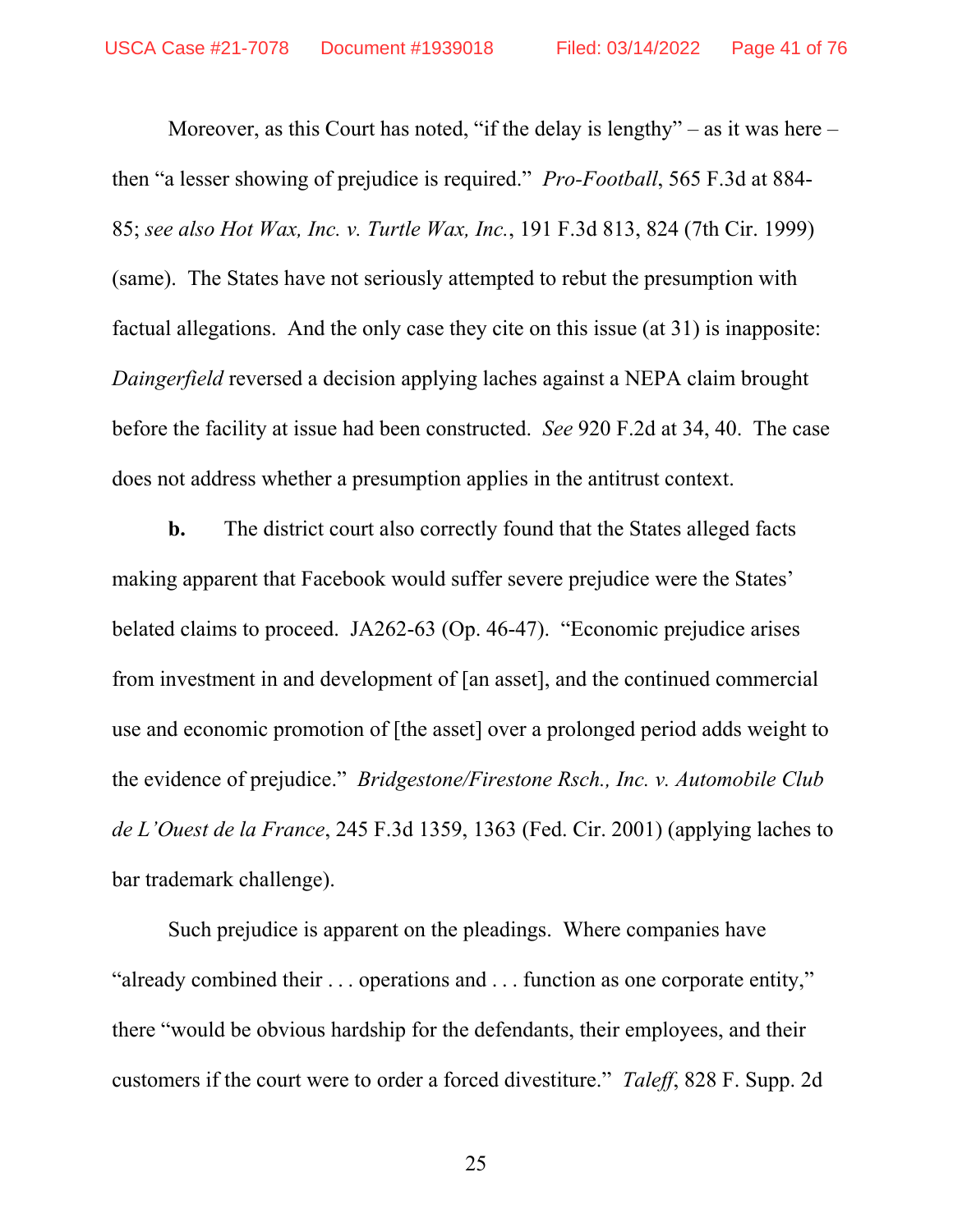Moreover, as this Court has noted, "if the delay is lengthy" – as it was here – then "a lesser showing of prejudice is required." *Pro-Football*, 565 F.3d at 884-85; *see also Hot Wax, Inc. v. Turtle Wax, Inc.*, 191 F.3d 813, 824 (7th Cir. 1999) (same). The States have not seriously attempted to rebut the presumption with factual allegations. And the only case they cite on this issue (at 31) is inapposite: *Daingerfield* reversed a decision applying laches against a NEPA claim brought before the facility at issue had been constructed. *See* 920 F.2d at 34, 40. The case does not address whether a presumption applies in the antitrust context.

**b.** The district court also correctly found that the States alleged facts making apparent that Facebook would suffer severe prejudice were the States' belated claims to proceed. JA262-63 (Op. 46-47). "Economic prejudice arises from investment in and development of [an asset], and the continued commercial use and economic promotion of [the asset] over a prolonged period adds weight to the evidence of prejudice." *Bridgestone/Firestone Rsch., Inc. v. Automobile Club de L'Ouest de la France*, 245 F.3d 1359, 1363 (Fed. Cir. 2001) (applying laches to bar trademark challenge).

Such prejudice is apparent on the pleadings. Where companies have "already combined their . . . operations and . . . function as one corporate entity," there "would be obvious hardship for the defendants, their employees, and their customers if the court were to order a forced divestiture." *Taleff*, 828 F. Supp. 2d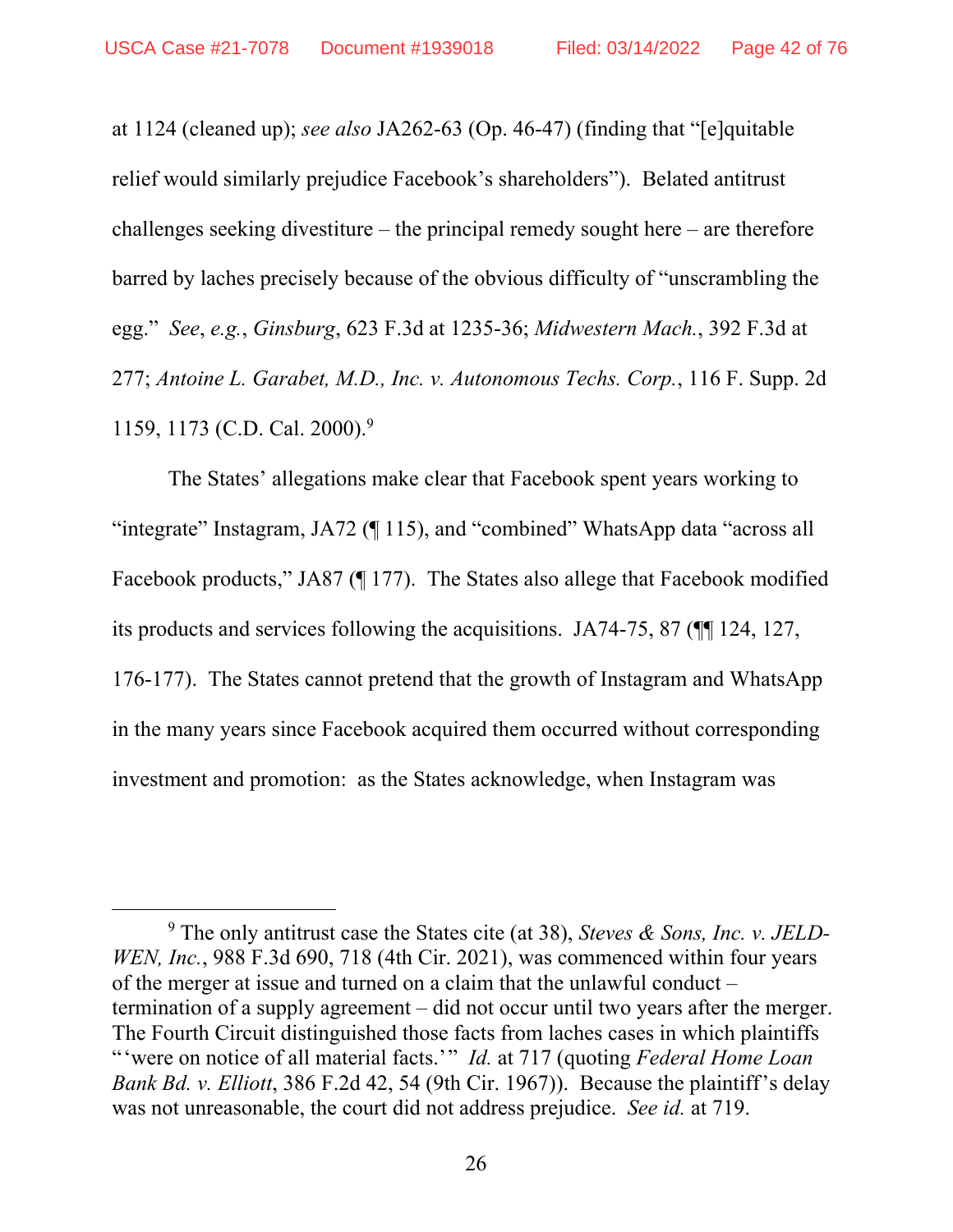at 1124 (cleaned up); *see also* JA262-63 (Op. 46-47) (finding that "[e]quitable relief would similarly prejudice Facebook's shareholders"). Belated antitrust challenges seeking divestiture – the principal remedy sought here – are therefore barred by laches precisely because of the obvious difficulty of "unscrambling the egg." *See*, *e.g.*, *Ginsburg*, 623 F.3d at 1235-36; *Midwestern Mach.*, 392 F.3d at 277; *Antoine L. Garabet, M.D., Inc. v. Autonomous Techs. Corp.*, 116 F. Supp. 2d 1159, 1173 (C.D. Cal. 2000).[9]

The States' allegations make clear that Facebook spent years working to "integrate" Instagram, JA72 (¶ 115), and "combined" WhatsApp data "across all Facebook products," JA87 (¶ 177). The States also allege that Facebook modified its products and services following the acquisitions. JA74-75, 87 (¶¶ 124, 127, 176-177). The States cannot pretend that the growth of Instagram and WhatsApp in the many years since Facebook acquired them occurred without corresponding investment and promotion: as the States acknowledge, when Instagram was

[9] The only antitrust case the States cite (at 38), *Steves & Sons, Inc. v. JELD-WEN, Inc.*, 988 F.3d 690, 718 (4th Cir. 2021), was commenced within four years of the merger at issue and turned on a claim that the unlawful conduct – termination of a supply agreement – did not occur until two years after the merger. The Fourth Circuit distinguished those facts from laches cases in which plaintiffs "'were on notice of all material facts.'" *Id.* at 717 (quoting *Federal Home Loan Bank Bd. v. Elliott*, 386 F.2d 42, 54 (9th Cir. 1967)). Because the plaintiff's delay was not unreasonable, the court did not address prejudice. *See id.* at 719.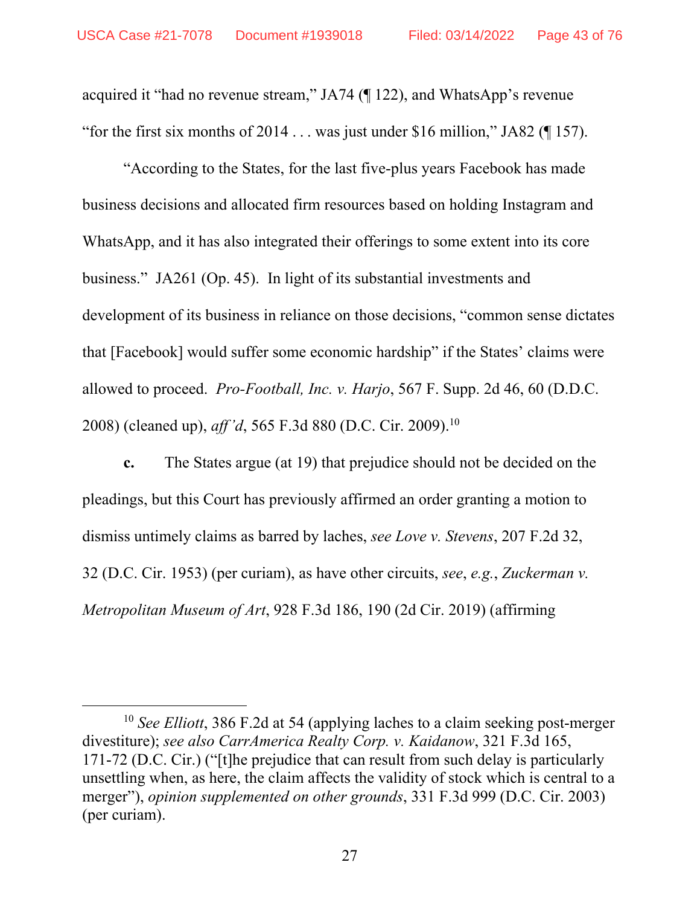acquired it "had no revenue stream," JA74 (¶ 122), and WhatsApp's revenue "for the first six months of 2014 . . . was just under $16 million," JA82 (¶ 157).

"According to the States, for the last five-plus years Facebook has made business decisions and allocated firm resources based on holding Instagram and WhatsApp, and it has also integrated their offerings to some extent into its core business." JA261 (Op. 45). In light of its substantial investments and development of its business in reliance on those decisions, "common sense dictates that [Facebook] would suffer some economic hardship" if the States' claims were allowed to proceed. *Pro-Football, Inc. v. Harjo*, 567 F. Supp. 2d 46, 60 (D.D.C. 2008) (cleaned up), *aff'd*, 565 F.3d 880 (D.C. Cir. 2009).[10]

**c.** The States argue (at 19) that prejudice should not be decided on the pleadings, but this Court has previously affirmed an order granting a motion to dismiss untimely claims as barred by laches, *see Love v. Stevens*, 207 F.2d 32, 32 (D.C. Cir. 1953) (per curiam), as have other circuits, *see*, *e.g.*, *Zuckerman v. Metropolitan Museum of Art*, 928 F.3d 186, 190 (2d Cir. 2019) (affirming

---

[10] *See Elliott*, 386 F.2d at 54 (applying laches to a claim seeking post-merger divestiture); *see also CarrAmerica Realty Corp. v. Kaidanow*, 321 F.3d 165, 171-72 (D.C. Cir.) ("[t]he prejudice that can result from such delay is particularly unsettling when, as here, the claim affects the validity of stock which is central to a merger"), *opinion supplemented on other grounds*, 331 F.3d 999 (D.C. Cir. 2003) (per curiam).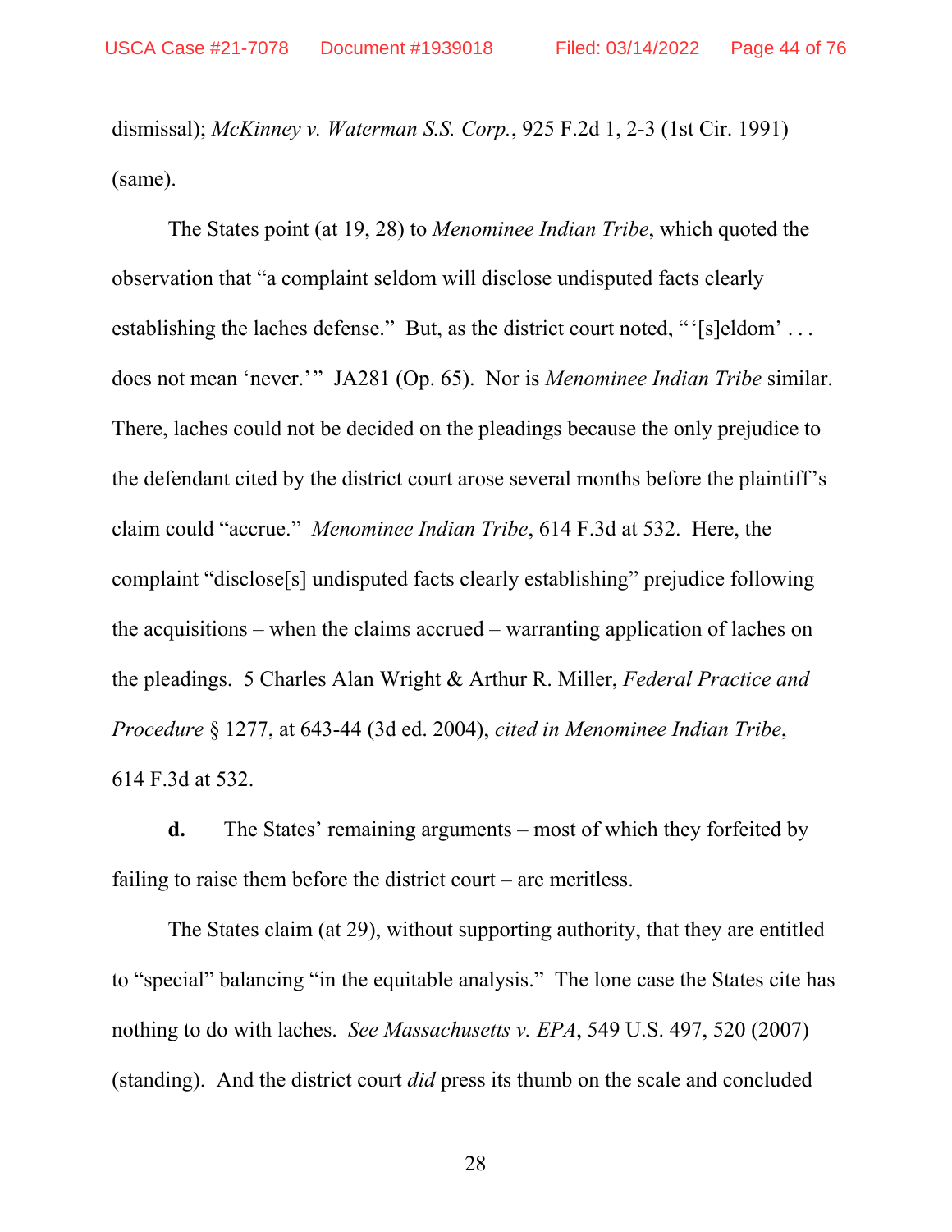dismissal); *McKinney v. Waterman S.S. Corp.*, 925 F.2d 1, 2-3 (1st Cir. 1991) (same).

The States point (at 19, 28) to *Menominee Indian Tribe*, which quoted the observation that "a complaint seldom will disclose undisputed facts clearly establishing the laches defense." But, as the district court noted, "'[s]eldom' . . . does not mean 'never.'" JA281 (Op. 65). Nor is *Menominee Indian Tribe* similar. There, laches could not be decided on the pleadings because the only prejudice to the defendant cited by the district court arose several months before the plaintiff's claim could "accrue." *Menominee Indian Tribe*, 614 F.3d at 532. Here, the complaint "disclose[s] undisputed facts clearly establishing" prejudice following the acquisitions – when the claims accrued – warranting application of laches on the pleadings. 5 Charles Alan Wright & Arthur R. Miller, *Federal Practice and Procedure* § 1277, at 643-44 (3d ed. 2004), *cited in Menominee Indian Tribe*, 614 F.3d at 532.

**d.** The States' remaining arguments – most of which they forfeited by failing to raise them before the district court – are meritless.

The States claim (at 29), without supporting authority, that they are entitled to "special" balancing "in the equitable analysis." The lone case the States cite has nothing to do with laches. *See Massachusetts v. EPA*, 549 U.S. 497, 520 (2007) (standing). And the district court *did* press its thumb on the scale and concluded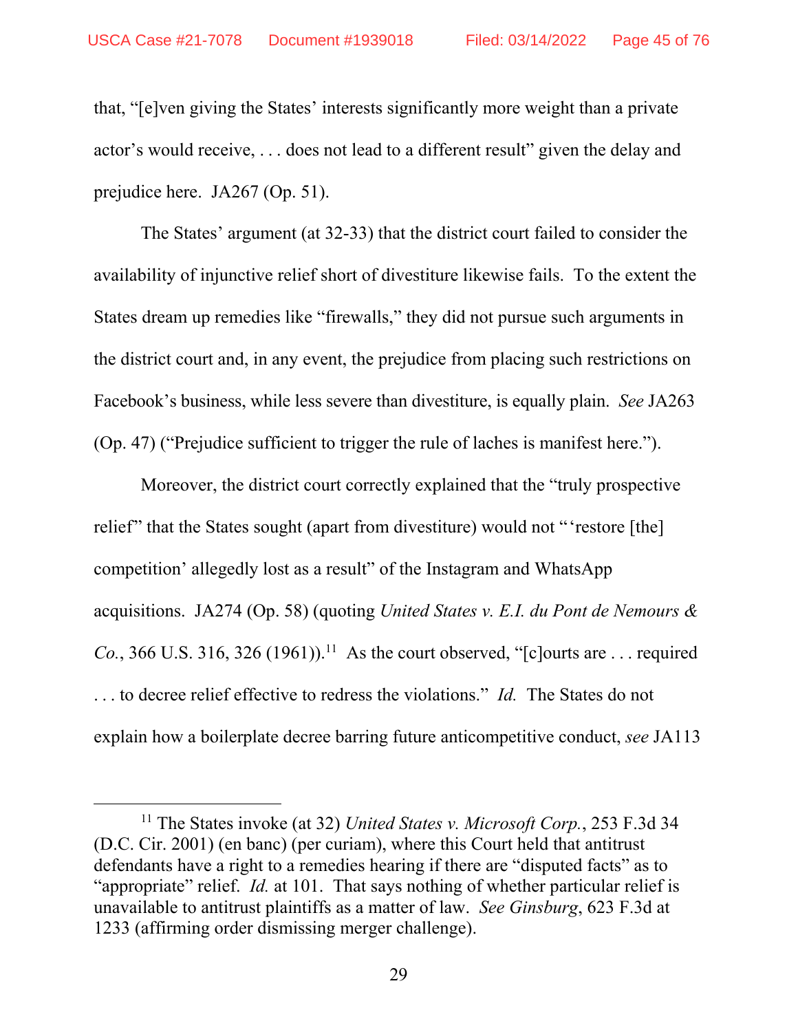that, "[e]ven giving the States' interests significantly more weight than a private actor's would receive, . . . does not lead to a different result" given the delay and prejudice here. JA267 (Op. 51).

The States' argument (at 32-33) that the district court failed to consider the availability of injunctive relief short of divestiture likewise fails. To the extent the States dream up remedies like "firewalls," they did not pursue such arguments in the district court and, in any event, the prejudice from placing such restrictions on Facebook's business, while less severe than divestiture, is equally plain. *See* JA263 (Op. 47) ("Prejudice sufficient to trigger the rule of laches is manifest here.").

Moreover, the district court correctly explained that the "truly prospective relief" that the States sought (apart from divestiture) would not "'restore [the] competition' allegedly lost as a result" of the Instagram and WhatsApp acquisitions. JA274 (Op. 58) (quoting *United States v. E.I. du Pont de Nemours & Co.*, 366 U.S. 316, 326 (1961)).[11] As the court observed, "[c]ourts are . . . required . . . to decree relief effective to redress the violations." *Id.* The States do not explain how a boilerplate decree barring future anticompetitive conduct, *see* JA113

---

[11] The States invoke (at 32) *United States v. Microsoft Corp.*, 253 F.3d 34 (D.C. Cir. 2001) (en banc) (per curiam), where this Court held that antitrust defendants have a right to a remedies hearing if there are "disputed facts" as to "appropriate" relief. *Id.* at 101. That says nothing of whether particular relief is unavailable to antitrust plaintiffs as a matter of law. *See Ginsburg*, 623 F.3d at 1233 (affirming order dismissing merger challenge).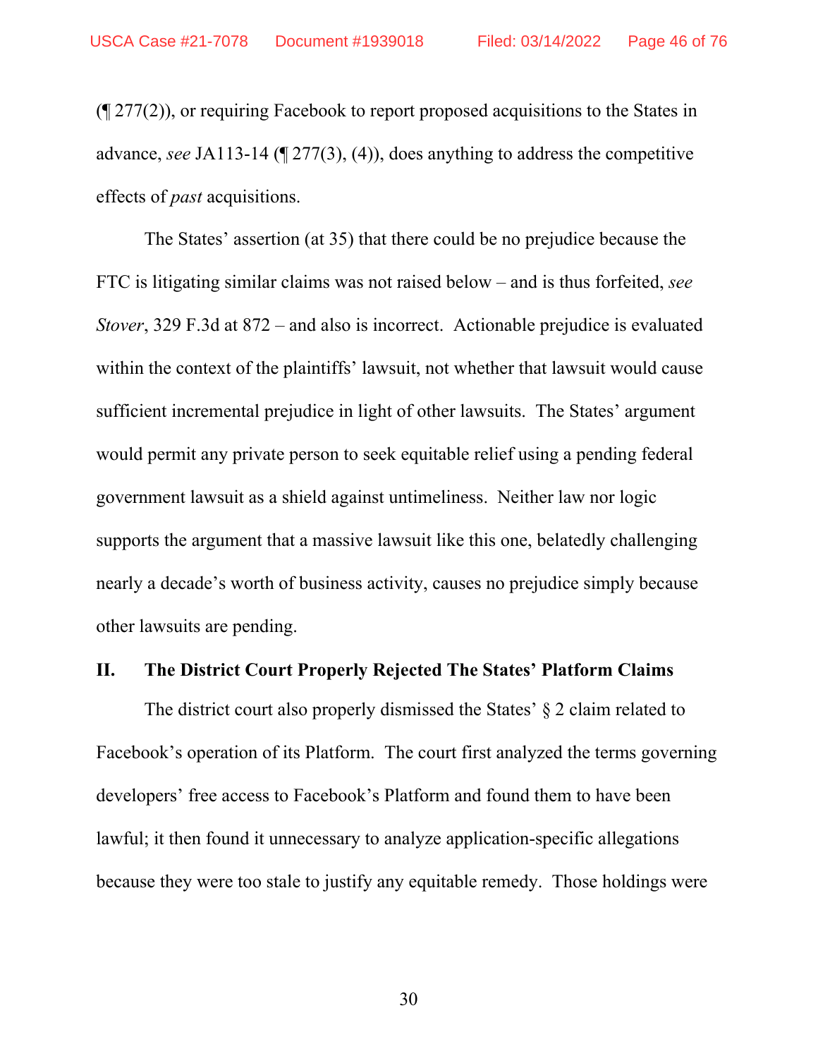(¶ 277(2)), or requiring Facebook to report proposed acquisitions to the States in advance, *see* JA113-14 (¶ 277(3), (4)), does anything to address the competitive effects of *past* acquisitions.

The States' assertion (at 35) that there could be no prejudice because the FTC is litigating similar claims was not raised below – and is thus forfeited, *see Stover*, 329 F.3d at 872 – and also is incorrect. Actionable prejudice is evaluated within the context of the plaintiffs' lawsuit, not whether that lawsuit would cause sufficient incremental prejudice in light of other lawsuits. The States' argument would permit any private person to seek equitable relief using a pending federal government lawsuit as a shield against untimeliness. Neither law nor logic supports the argument that a massive lawsuit like this one, belatedly challenging nearly a decade's worth of business activity, causes no prejudice simply because other lawsuits are pending.

## II. The District Court Properly Rejected The States' Platform Claims

The district court also properly dismissed the States' § 2 claim related to Facebook's operation of its Platform. The court first analyzed the terms governing developers' free access to Facebook's Platform and found them to have been lawful; it then found it unnecessary to analyze application-specific allegations because they were too stale to justify any equitable remedy. Those holdings were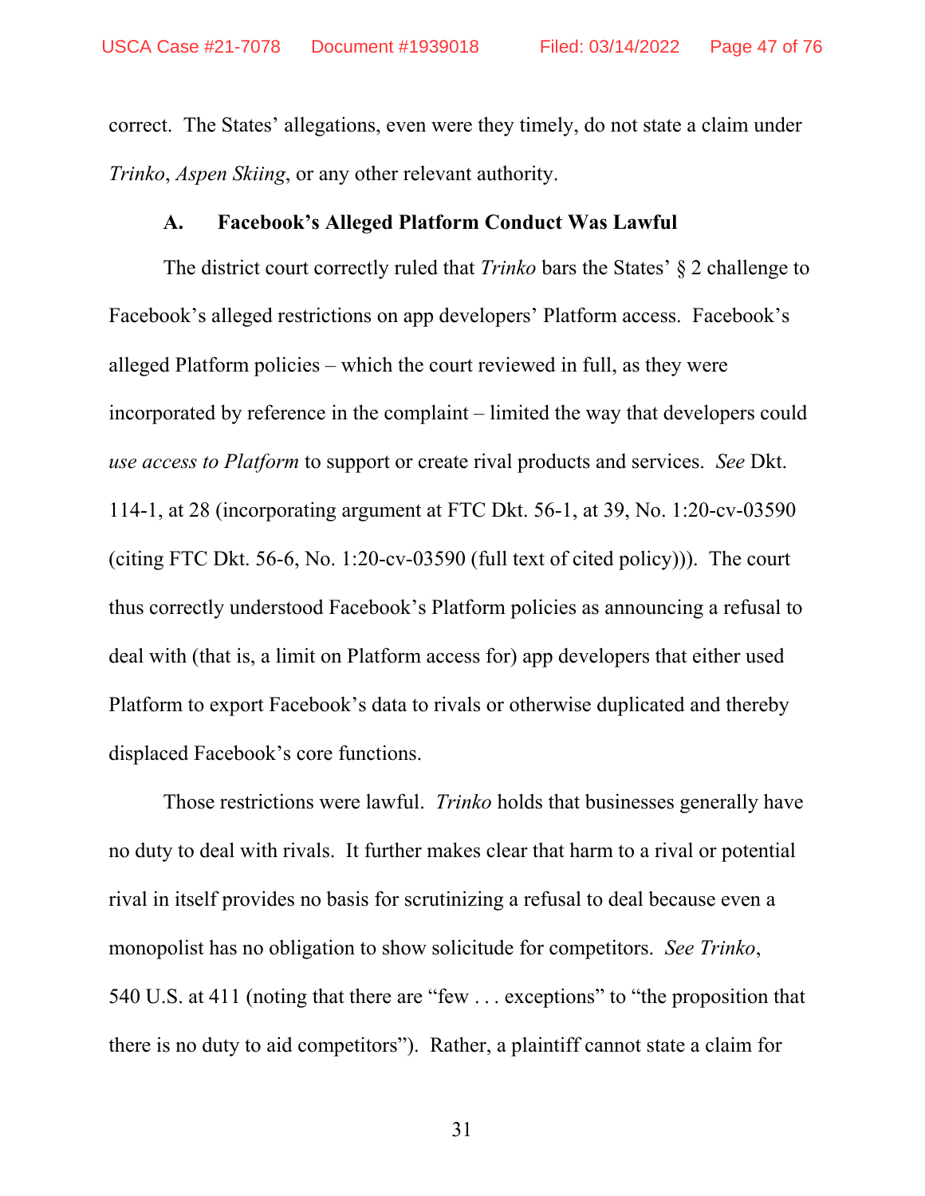correct. The States' allegations, even were they timely, do not state a claim under *Trinko*, *Aspen Skiing*, or any other relevant authority.

### A. Facebook's Alleged Platform Conduct Was Lawful

The district court correctly ruled that *Trinko* bars the States' § 2 challenge to Facebook's alleged restrictions on app developers' Platform access. Facebook's alleged Platform policies – which the court reviewed in full, as they were incorporated by reference in the complaint – limited the way that developers could *use access to Platform* to support or create rival products and services. *See* Dkt. 114-1, at 28 (incorporating argument at FTC Dkt. 56-1, at 39, No. 1:20-cv-03590 (citing FTC Dkt. 56-6, No. 1:20-cv-03590 (full text of cited policy))). The court thus correctly understood Facebook's Platform policies as announcing a refusal to deal with (that is, a limit on Platform access for) app developers that either used Platform to export Facebook's data to rivals or otherwise duplicated and thereby displaced Facebook's core functions.

Those restrictions were lawful. *Trinko* holds that businesses generally have no duty to deal with rivals. It further makes clear that harm to a rival or potential rival in itself provides no basis for scrutinizing a refusal to deal because even a monopolist has no obligation to show solicitude for competitors. *See Trinko*, 540 U.S. at 411 (noting that there are "few . . . exceptions" to "the proposition that there is no duty to aid competitors"). Rather, a plaintiff cannot state a claim for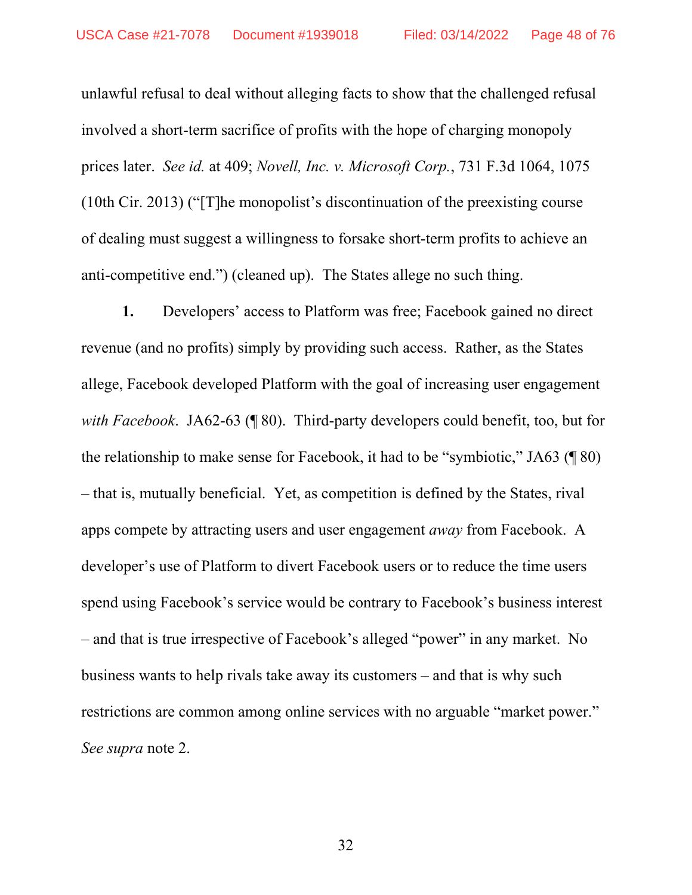unlawful refusal to deal without alleging facts to show that the challenged refusal involved a short-term sacrifice of profits with the hope of charging monopoly prices later. *See id.* at 409; *Novell, Inc. v. Microsoft Corp.*, 731 F.3d 1064, 1075 (10th Cir. 2013) ("[T]he monopolist's discontinuation of the preexisting course of dealing must suggest a willingness to forsake short-term profits to achieve an anti-competitive end.") (cleaned up). The States allege no such thing.

**1.** Developers' access to Platform was free; Facebook gained no direct revenue (and no profits) simply by providing such access. Rather, as the States allege, Facebook developed Platform with the goal of increasing user engagement *with Facebook*. JA62-63 (¶ 80). Third-party developers could benefit, too, but for the relationship to make sense for Facebook, it had to be "symbiotic," JA63 (¶ 80) – that is, mutually beneficial. Yet, as competition is defined by the States, rival apps compete by attracting users and user engagement *away* from Facebook. A developer's use of Platform to divert Facebook users or to reduce the time users spend using Facebook's service would be contrary to Facebook's business interest – and that is true irrespective of Facebook's alleged "power" in any market. No business wants to help rivals take away its customers – and that is why such restrictions are common among online services with no arguable "market power." *See supra* note 2.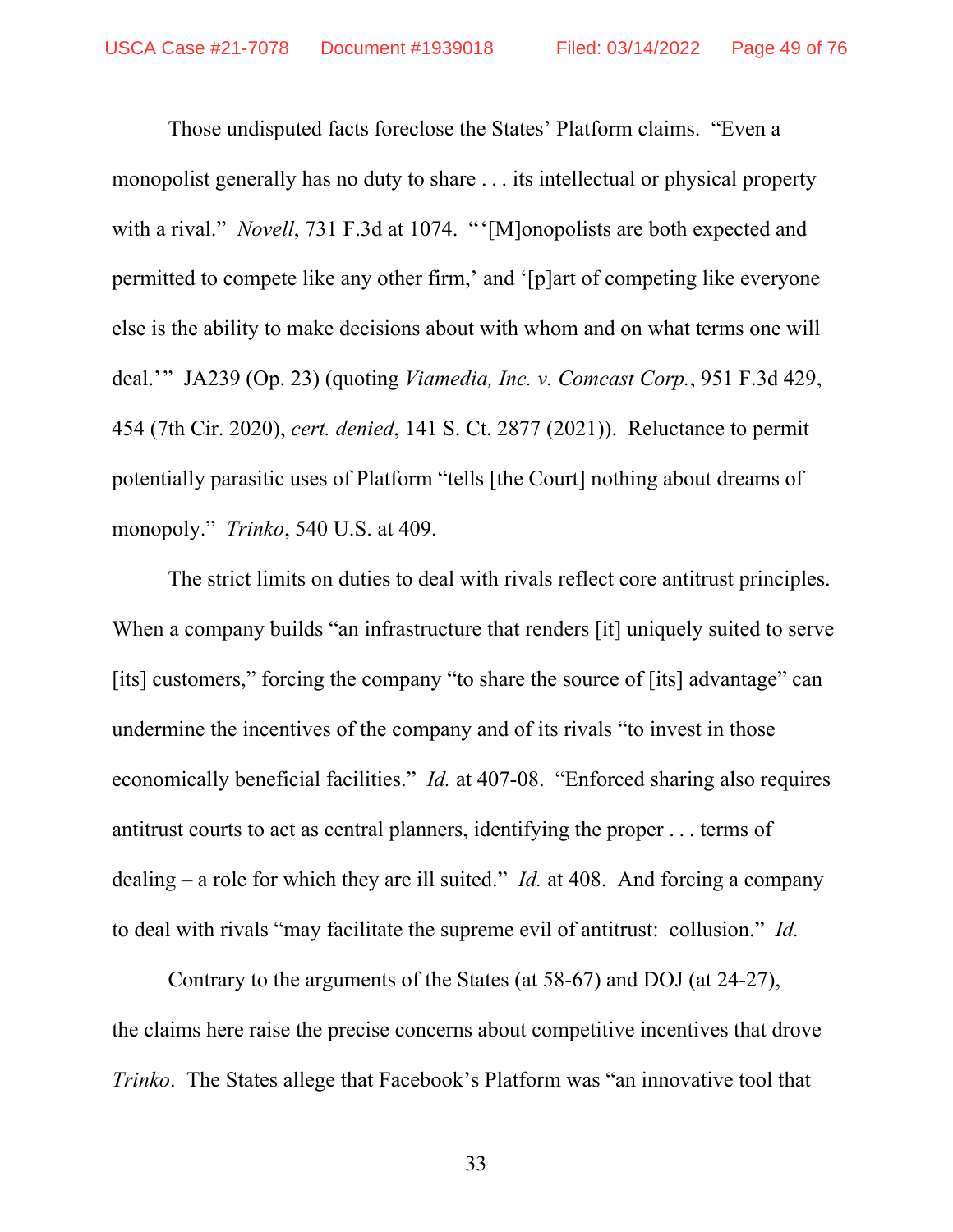Those undisputed facts foreclose the States' Platform claims. "Even a monopolist generally has no duty to share . . . its intellectual or physical property with a rival." *Novell*, 731 F.3d at 1074. "'[M]onopolists are both expected and permitted to compete like any other firm,' and '[p]art of competing like everyone else is the ability to make decisions about with whom and on what terms one will deal.'" JA239 (Op. 23) (quoting *Viamedia, Inc. v. Comcast Corp.*, 951 F.3d 429, 454 (7th Cir. 2020), *cert. denied*, 141 S. Ct. 2877 (2021)). Reluctance to permit potentially parasitic uses of Platform "tells [the Court] nothing about dreams of monopoly." *Trinko*, 540 U.S. at 409.

The strict limits on duties to deal with rivals reflect core antitrust principles. When a company builds "an infrastructure that renders [it] uniquely suited to serve [its] customers," forcing the company "to share the source of [its] advantage" can undermine the incentives of the company and of its rivals "to invest in those economically beneficial facilities." *Id.* at 407-08. "Enforced sharing also requires antitrust courts to act as central planners, identifying the proper . . . terms of dealing – a role for which they are ill suited." *Id.* at 408. And forcing a company to deal with rivals "may facilitate the supreme evil of antitrust: collusion." *Id.*

Contrary to the arguments of the States (at 58-67) and DOJ (at 24-27), the claims here raise the precise concerns about competitive incentives that drove *Trinko*. The States allege that Facebook's Platform was "an innovative tool that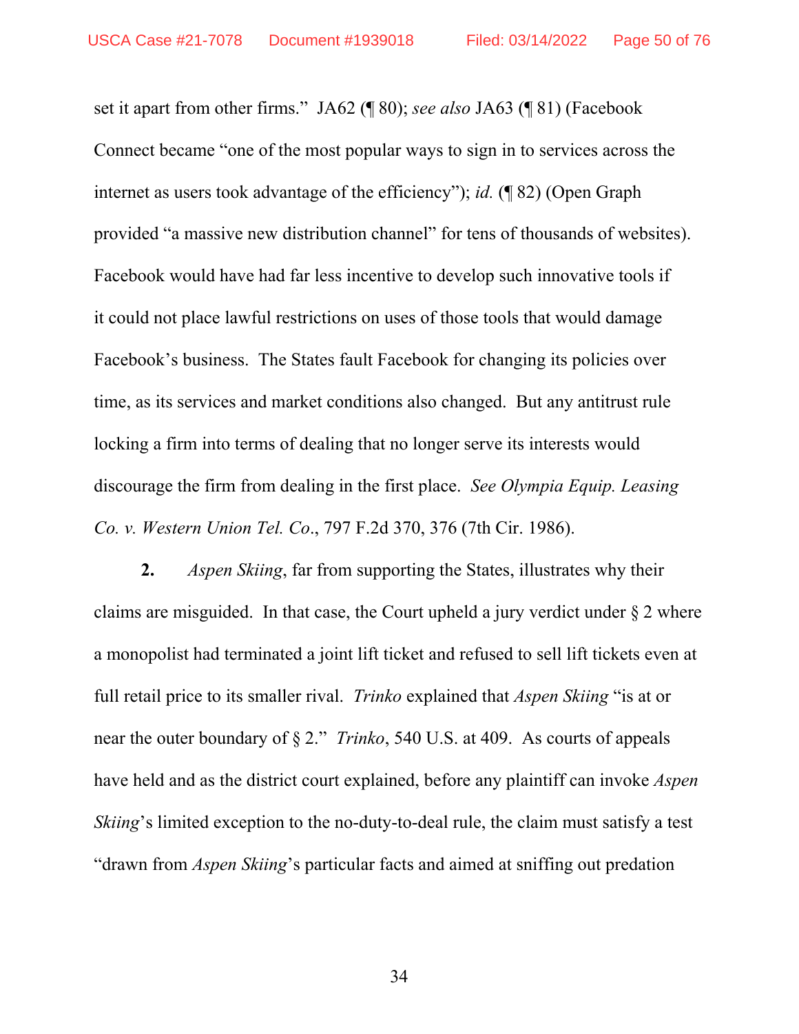set it apart from other firms." JA62 (¶ 80); *see also* JA63 (¶ 81) (Facebook Connect became "one of the most popular ways to sign in to services across the internet as users took advantage of the efficiency"); *id.* (¶ 82) (Open Graph provided "a massive new distribution channel" for tens of thousands of websites). Facebook would have had far less incentive to develop such innovative tools if it could not place lawful restrictions on uses of those tools that would damage Facebook's business. The States fault Facebook for changing its policies over time, as its services and market conditions also changed. But any antitrust rule locking a firm into terms of dealing that no longer serve its interests would discourage the firm from dealing in the first place. *See Olympia Equip. Leasing Co. v. Western Union Tel. Co.*, 797 F.2d 370, 376 (7th Cir. 1986).

**2.** *Aspen Skiing*, far from supporting the States, illustrates why their claims are misguided. In that case, the Court upheld a jury verdict under § 2 where a monopolist had terminated a joint lift ticket and refused to sell lift tickets even at full retail price to its smaller rival. *Trinko* explained that *Aspen Skiing* "is at or near the outer boundary of § 2." *Trinko*, 540 U.S. at 409. As courts of appeals have held and as the district court explained, before any plaintiff can invoke *Aspen Skiing*'s limited exception to the no-duty-to-deal rule, the claim must satisfy a test "drawn from *Aspen Skiing*'s particular facts and aimed at sniffing out predation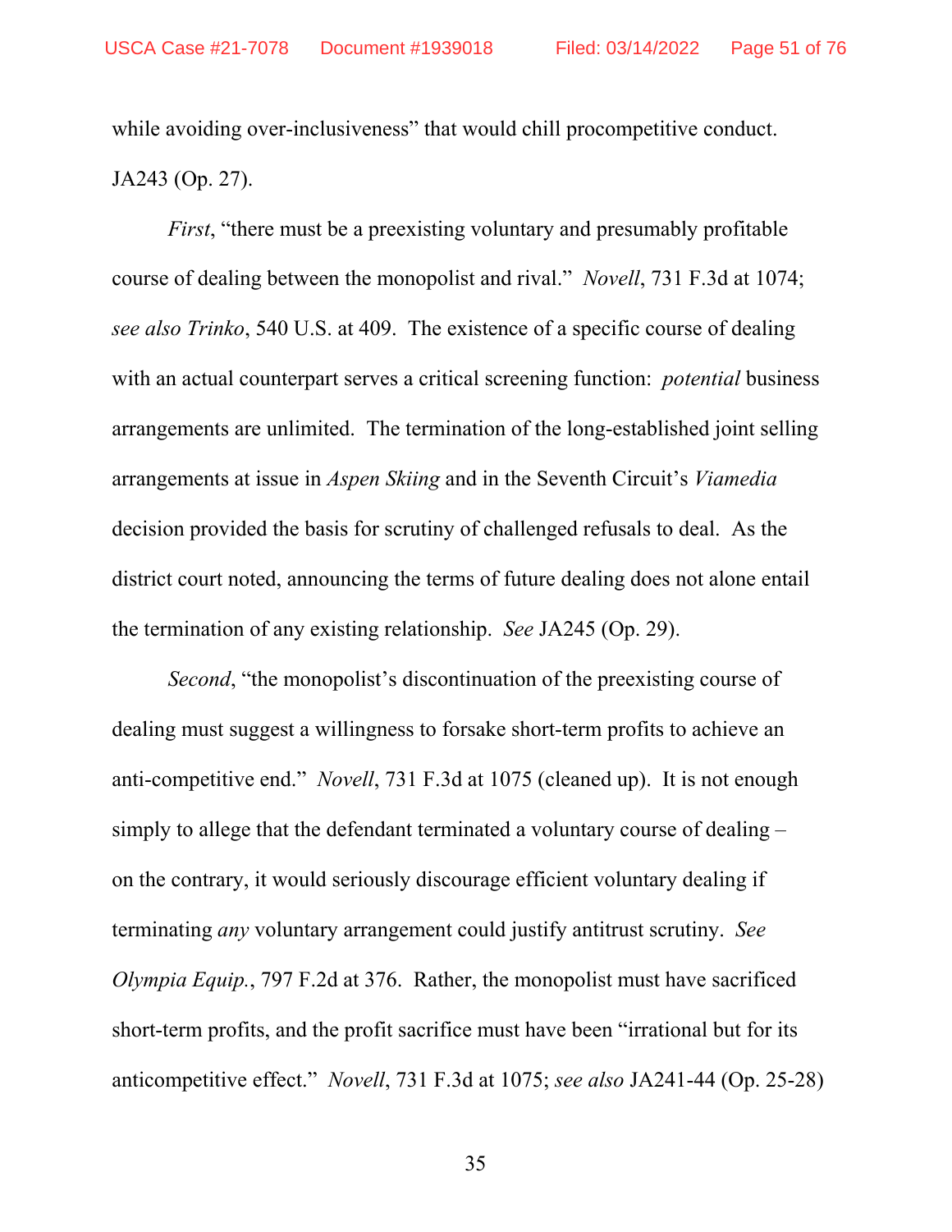while avoiding over-inclusiveness" that would chill procompetitive conduct. JA243 (Op. 27).

*First*, "there must be a preexisting voluntary and presumably profitable course of dealing between the monopolist and rival." *Novell*, 731 F.3d at 1074; *see also Trinko*, 540 U.S. at 409. The existence of a specific course of dealing with an actual counterpart serves a critical screening function: *potential* business arrangements are unlimited. The termination of the long-established joint selling arrangements at issue in *Aspen Skiing* and in the Seventh Circuit's *Viamedia* decision provided the basis for scrutiny of challenged refusals to deal. As the district court noted, announcing the terms of future dealing does not alone entail the termination of any existing relationship. *See* JA245 (Op. 29).

*Second*, "the monopolist's discontinuation of the preexisting course of dealing must suggest a willingness to forsake short-term profits to achieve an anti-competitive end." *Novell*, 731 F.3d at 1075 (cleaned up). It is not enough simply to allege that the defendant terminated a voluntary course of dealing – on the contrary, it would seriously discourage efficient voluntary dealing if terminating *any* voluntary arrangement could justify antitrust scrutiny. *See Olympia Equip.*, 797 F.2d at 376. Rather, the monopolist must have sacrificed short-term profits, and the profit sacrifice must have been "irrational but for its anticompetitive effect." *Novell*, 731 F.3d at 1075; *see also* JA241-44 (Op. 25-28)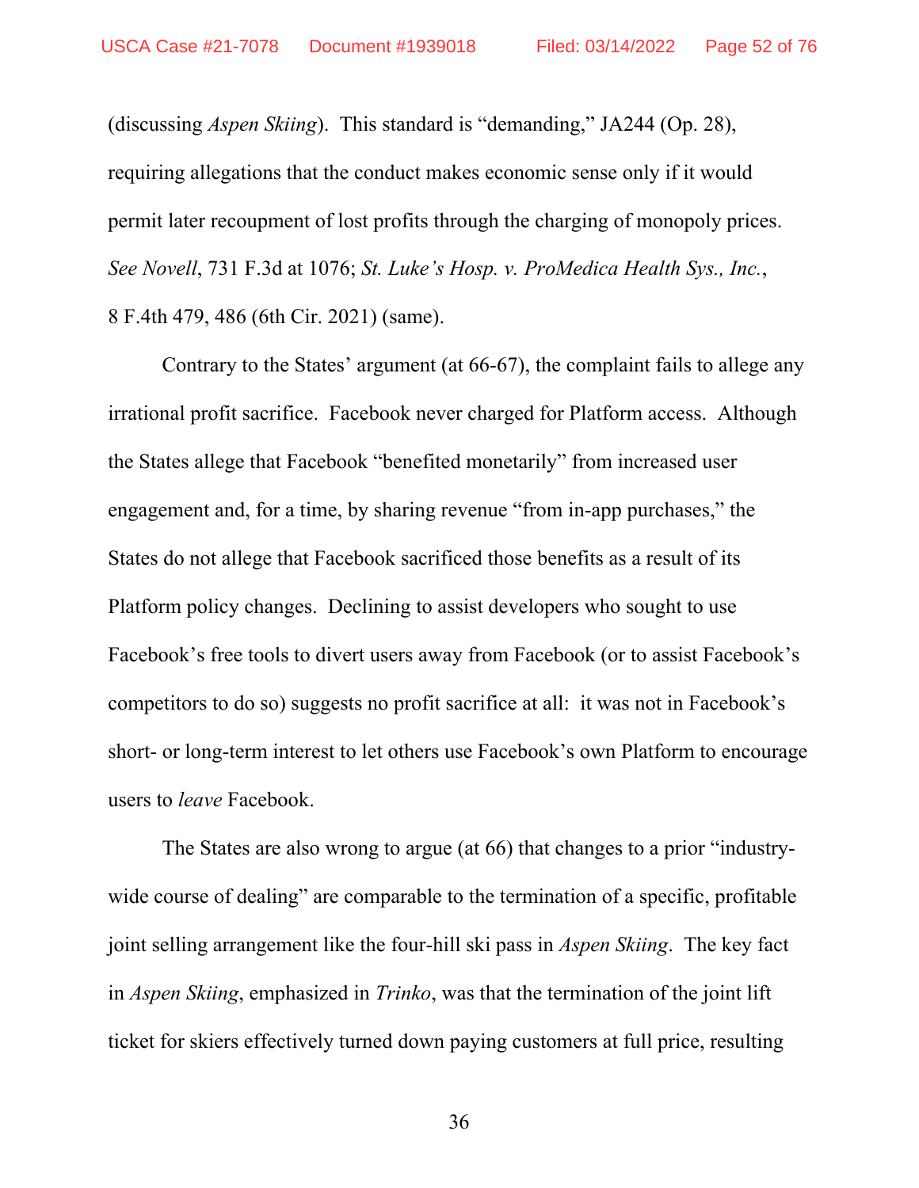(discussing *Aspen Skiing*). This standard is "demanding," JA244 (Op. 28), requiring allegations that the conduct makes economic sense only if it would permit later recoupment of lost profits through the charging of monopoly prices. *See Novell*, 731 F.3d at 1076; *St. Luke's Hosp. v. ProMedica Health Sys., Inc.*, 8 F.4th 479, 486 (6th Cir. 2021) (same).

Contrary to the States' argument (at 66-67), the complaint fails to allege any irrational profit sacrifice. Facebook never charged for Platform access. Although the States allege that Facebook "benefited monetarily" from increased user engagement and, for a time, by sharing revenue "from in-app purchases," the States do not allege that Facebook sacrificed those benefits as a result of its Platform policy changes. Declining to assist developers who sought to use Facebook's free tools to divert users away from Facebook (or to assist Facebook's competitors to do so) suggests no profit sacrifice at all: it was not in Facebook's short- or long-term interest to let others use Facebook's own Platform to encourage users to *leave* Facebook.

The States are also wrong to argue (at 66) that changes to a prior "industry-wide course of dealing" are comparable to the termination of a specific, profitable joint selling arrangement like the four-hill ski pass in *Aspen Skiing*. The key fact in *Aspen Skiing*, emphasized in *Trinko*, was that the termination of the joint lift ticket for skiers effectively turned down paying customers at full price, resulting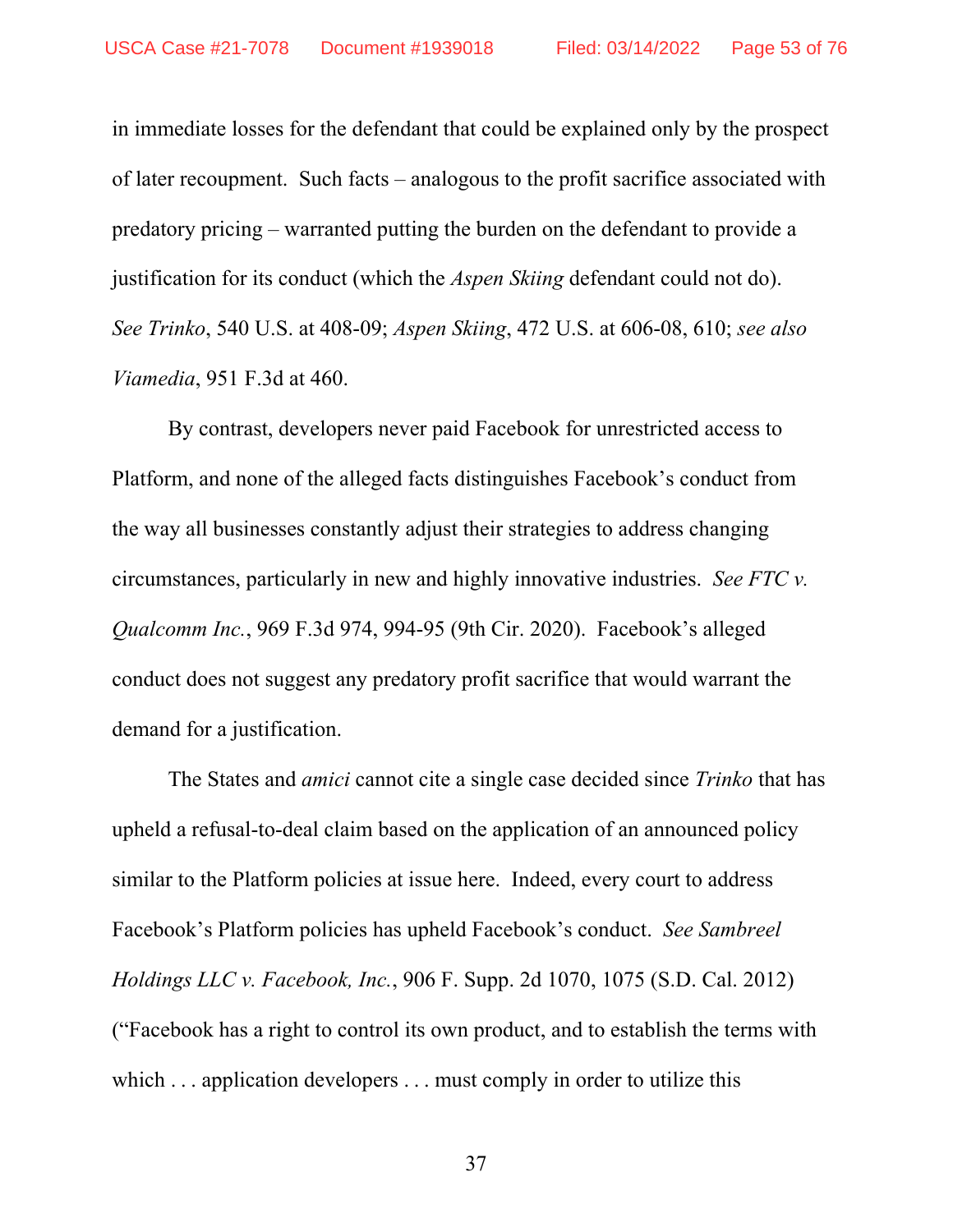in immediate losses for the defendant that could be explained only by the prospect of later recoupment. Such facts – analogous to the profit sacrifice associated with predatory pricing – warranted putting the burden on the defendant to provide a justification for its conduct (which the *Aspen Skiing* defendant could not do). *See Trinko*, 540 U.S. at 408-09; *Aspen Skiing*, 472 U.S. at 606-08, 610; *see also Viamedia*, 951 F.3d at 460.

By contrast, developers never paid Facebook for unrestricted access to Platform, and none of the alleged facts distinguishes Facebook's conduct from the way all businesses constantly adjust their strategies to address changing circumstances, particularly in new and highly innovative industries. *See FTC v. Qualcomm Inc.*, 969 F.3d 974, 994-95 (9th Cir. 2020). Facebook's alleged conduct does not suggest any predatory profit sacrifice that would warrant the demand for a justification.

The States and *amici* cannot cite a single case decided since *Trinko* that has upheld a refusal-to-deal claim based on the application of an announced policy similar to the Platform policies at issue here. Indeed, every court to address Facebook's Platform policies has upheld Facebook's conduct. *See Sambreel Holdings LLC v. Facebook, Inc.*, 906 F. Supp. 2d 1070, 1075 (S.D. Cal. 2012) ("Facebook has a right to control its own product, and to establish the terms with which . . . application developers . . . must comply in order to utilize this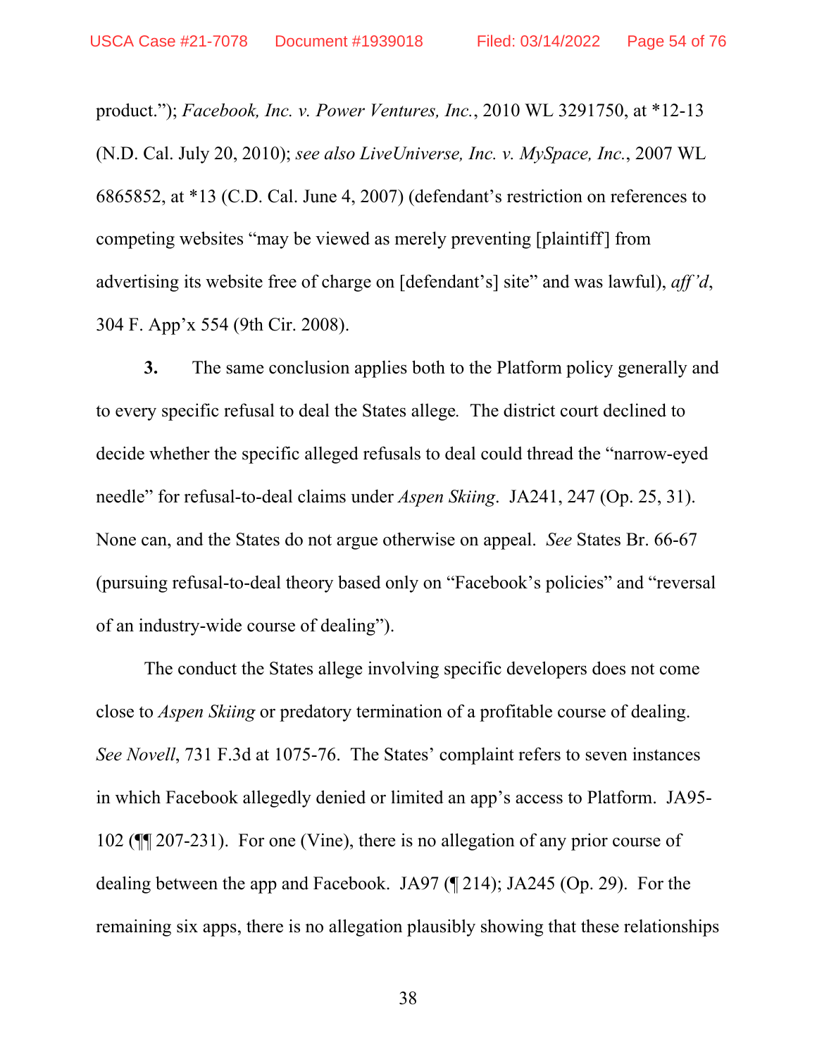product."); *Facebook, Inc. v. Power Ventures, Inc.*, 2010 WL 3291750, at *12-13 (N.D. Cal. July 20, 2010); *see also LiveUniverse, Inc. v. MySpace, Inc.*, 2007 WL 6865852, at *13 (C.D. Cal. June 4, 2007) (defendant's restriction on references to competing websites "may be viewed as merely preventing [plaintiff] from advertising its website free of charge on [defendant's] site" and was lawful), *aff'd*, 304 F. App'x 554 (9th Cir. 2008).

**3.** The same conclusion applies both to the Platform policy generally and to every specific refusal to deal the States allege. The district court declined to decide whether the specific alleged refusals to deal could thread the "narrow-eyed needle" for refusal-to-deal claims under *Aspen Skiing*. JA241, 247 (Op. 25, 31). None can, and the States do not argue otherwise on appeal. *See* States Br. 66-67 (pursuing refusal-to-deal theory based only on "Facebook's policies" and "reversal of an industry-wide course of dealing").

The conduct the States allege involving specific developers does not come close to *Aspen Skiing* or predatory termination of a profitable course of dealing. *See Novell*, 731 F.3d at 1075-76. The States' complaint refers to seven instances in which Facebook allegedly denied or limited an app's access to Platform. JA95-102 (¶¶ 207-231). For one (Vine), there is no allegation of any prior course of dealing between the app and Facebook. JA97 (¶ 214); JA245 (Op. 29). For the remaining six apps, there is no allegation plausibly showing that these relationships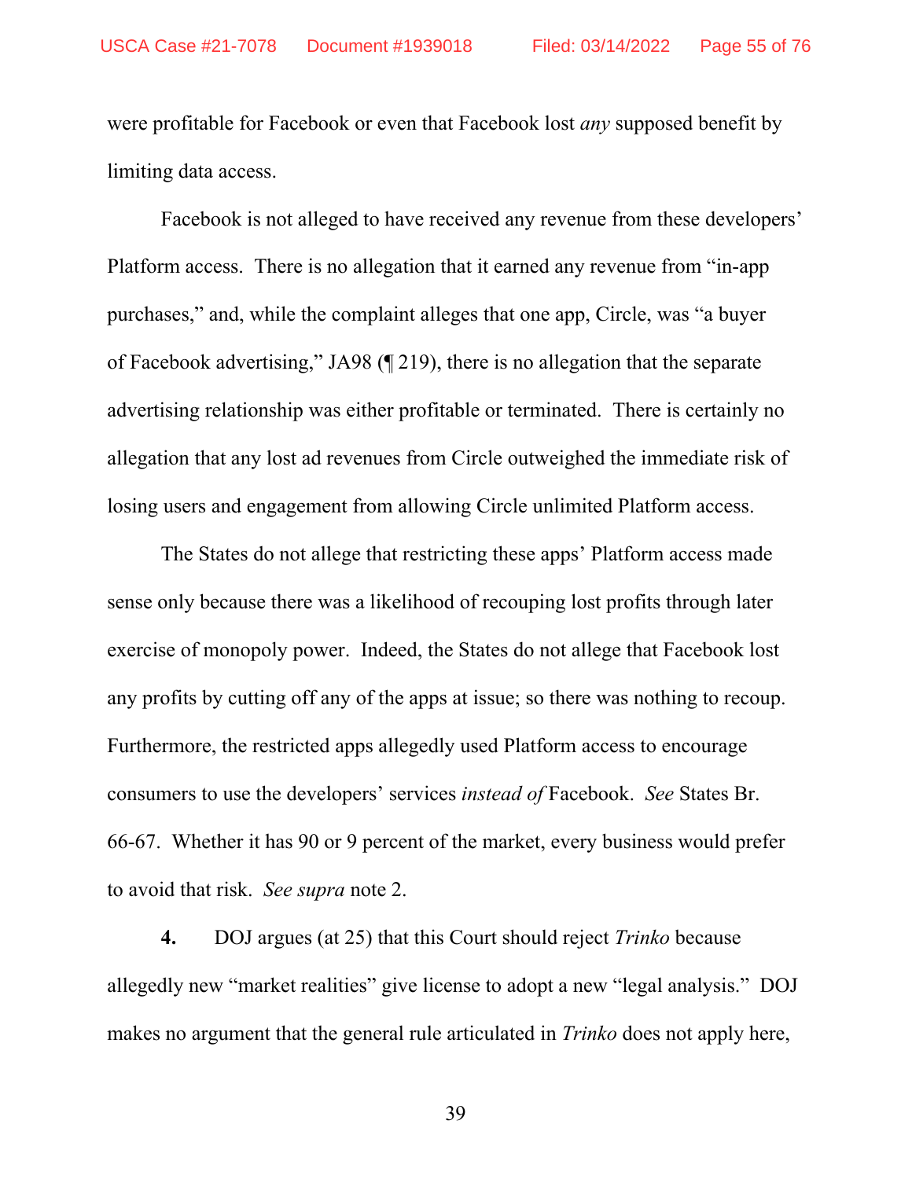were profitable for Facebook or even that Facebook lost *any* supposed benefit by limiting data access.

Facebook is not alleged to have received any revenue from these developers' Platform access. There is no allegation that it earned any revenue from "in-app purchases," and, while the complaint alleges that one app, Circle, was "a buyer of Facebook advertising," JA98 (¶ 219), there is no allegation that the separate advertising relationship was either profitable or terminated. There is certainly no allegation that any lost ad revenues from Circle outweighed the immediate risk of losing users and engagement from allowing Circle unlimited Platform access.

The States do not allege that restricting these apps' Platform access made sense only because there was a likelihood of recouping lost profits through later exercise of monopoly power. Indeed, the States do not allege that Facebook lost any profits by cutting off any of the apps at issue; so there was nothing to recoup. Furthermore, the restricted apps allegedly used Platform access to encourage consumers to use the developers' services *instead of* Facebook. *See* States Br. 66-67. Whether it has 90 or 9 percent of the market, every business would prefer to avoid that risk. *See supra* note 2.

**4.** DOJ argues (at 25) that this Court should reject *Trinko* because allegedly new "market realities" give license to adopt a new "legal analysis." DOJ makes no argument that the general rule articulated in *Trinko* does not apply here,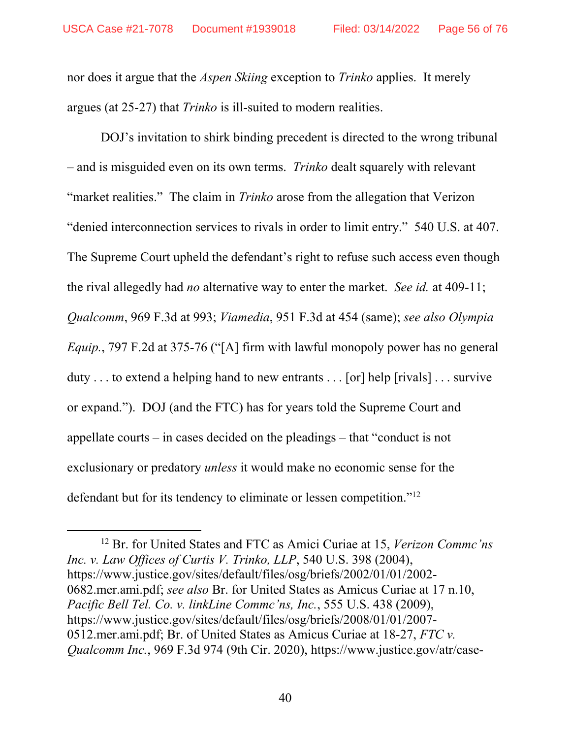nor does it argue that the *Aspen Skiing* exception to *Trinko* applies. It merely argues (at 25-27) that *Trinko* is ill-suited to modern realities.

DOJ's invitation to shirk binding precedent is directed to the wrong tribunal – and is misguided even on its own terms. *Trinko* dealt squarely with relevant "market realities." The claim in *Trinko* arose from the allegation that Verizon "denied interconnection services to rivals in order to limit entry." 540 U.S. at 407. The Supreme Court upheld the defendant's right to refuse such access even though the rival allegedly had *no* alternative way to enter the market. *See id.* at 409-11; *Qualcomm*, 969 F.3d at 993; *Viamedia*, 951 F.3d at 454 (same); *see also Olympia Equip.*, 797 F.2d at 375-76 ("[A] firm with lawful monopoly power has no general duty . . . to extend a helping hand to new entrants . . . [or] help [rivals] . . . survive or expand."). DOJ (and the FTC) has for years told the Supreme Court and appellate courts – in cases decided on the pleadings – that "conduct is not exclusionary or predatory *unless* it would make no economic sense for the defendant but for its tendency to eliminate or lessen competition."[12]

---

[12] Br. for United States and FTC as Amici Curiae at 15, *Verizon Commc'ns Inc. v. Law Offices of Curtis V. Trinko, LLP*, 540 U.S. 398 (2004), https://www.justice.gov/sites/default/files/osg/briefs/2002/01/01/2002-0682.mer.ami.pdf; *see also* Br. for United States as Amicus Curiae at 17 n.10, *Pacific Bell Tel. Co. v. linkLine Commc'ns, Inc.*, 555 U.S. 438 (2009), https://www.justice.gov/sites/default/files/osg/briefs/2008/01/01/2007-0512.mer.ami.pdf; Br. of United States as Amicus Curiae at 18-27, *FTC v. Qualcomm Inc.*, 969 F.3d 974 (9th Cir. 2020), https://www.justice.gov/atr/case-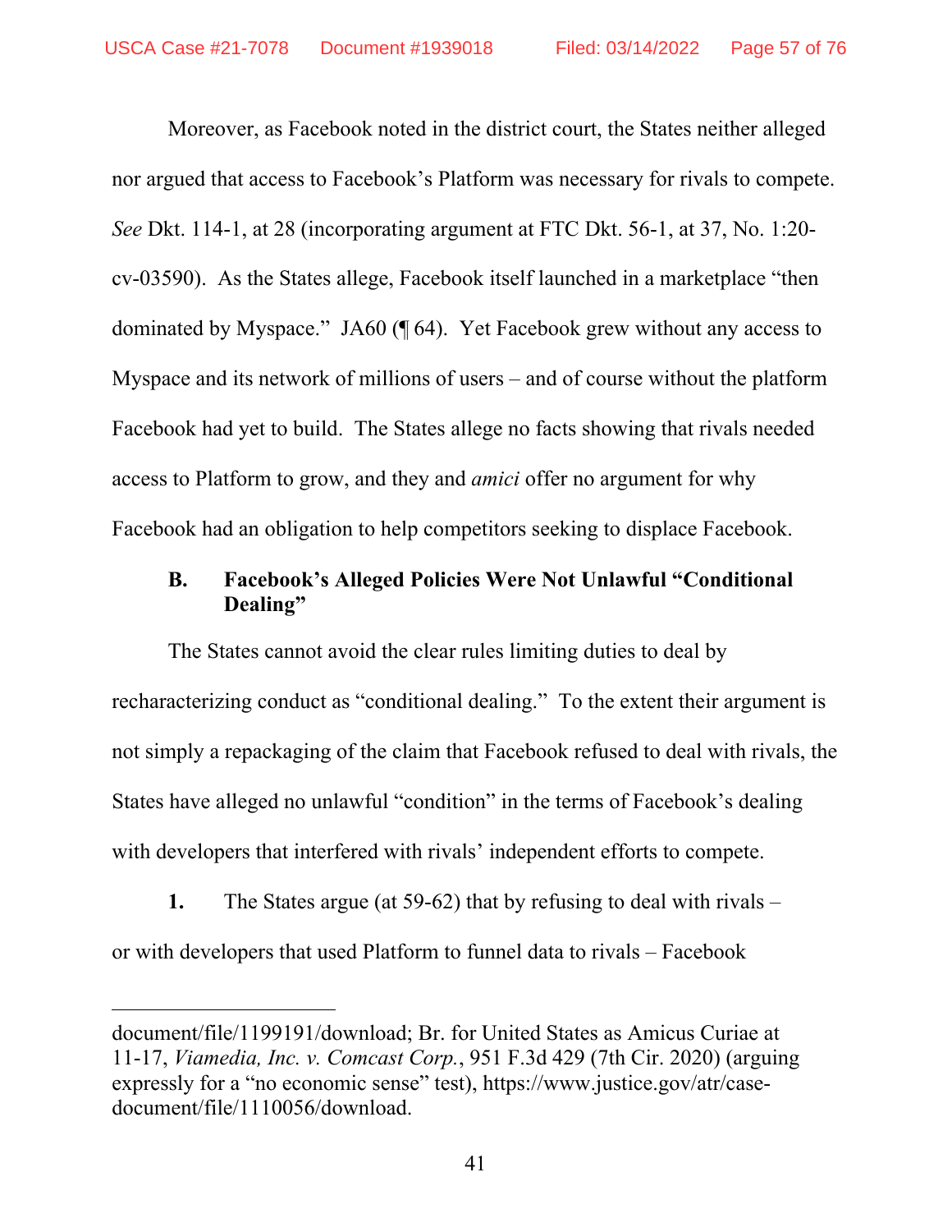Moreover, as Facebook noted in the district court, the States neither alleged nor argued that access to Facebook's Platform was necessary for rivals to compete. *See* Dkt. 114-1, at 28 (incorporating argument at FTC Dkt. 56-1, at 37, No. 1:20-cv-03590). As the States allege, Facebook itself launched in a marketplace "then dominated by Myspace." JA60 (¶ 64). Yet Facebook grew without any access to Myspace and its network of millions of users – and of course without the platform Facebook had yet to build. The States allege no facts showing that rivals needed access to Platform to grow, and they and *amici* offer no argument for why Facebook had an obligation to help competitors seeking to displace Facebook.

### B. Facebook's Alleged Policies Were Not Unlawful "Conditional Dealing"

The States cannot avoid the clear rules limiting duties to deal by recharacterizing conduct as "conditional dealing." To the extent their argument is not simply a repackaging of the claim that Facebook refused to deal with rivals, the States have alleged no unlawful "condition" in the terms of Facebook's dealing with developers that interfered with rivals' independent efforts to compete.

**1.** The States argue (at 59-62) that by refusing to deal with rivals – or with developers that used Platform to funnel data to rivals – Facebook

---

document/file/1199191/download; Br. for United States as Amicus Curiae at 11-17, *Viamedia, Inc. v. Comcast Corp.*, 951 F.3d 429 (7th Cir. 2020) (arguing expressly for a "no economic sense" test), https://www.justice.gov/atr/case-document/file/1110056/download.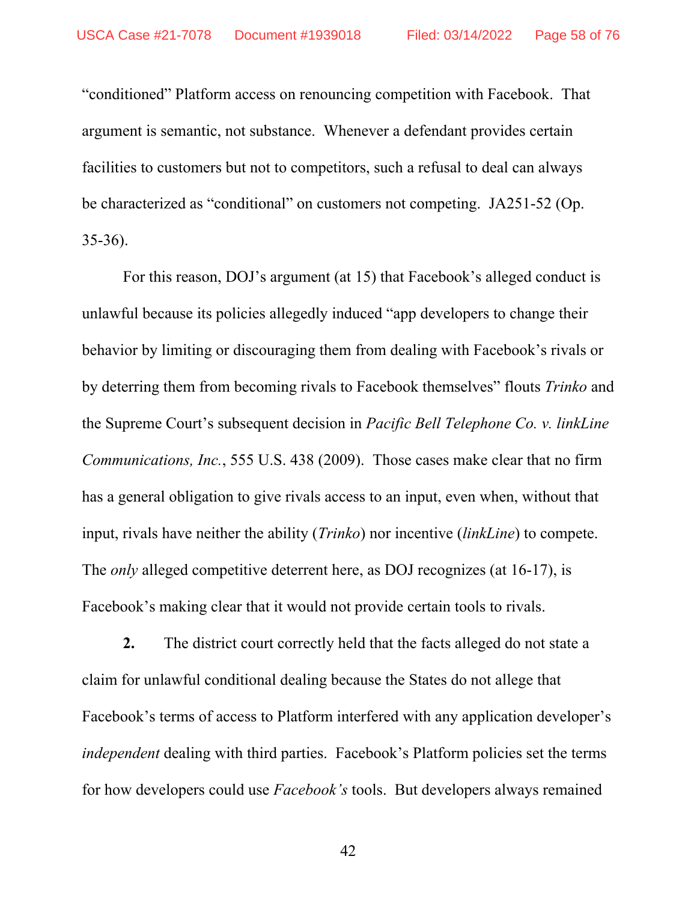"conditioned" Platform access on renouncing competition with Facebook. That argument is semantic, not substance. Whenever a defendant provides certain facilities to customers but not to competitors, such a refusal to deal can always be characterized as "conditional" on customers not competing. JA251-52 (Op. 35-36).

For this reason, DOJ's argument (at 15) that Facebook's alleged conduct is unlawful because its policies allegedly induced "app developers to change their behavior by limiting or discouraging them from dealing with Facebook's rivals or by deterring them from becoming rivals to Facebook themselves" flouts *Trinko* and the Supreme Court's subsequent decision in *Pacific Bell Telephone Co. v. linkLine Communications, Inc.*, 555 U.S. 438 (2009). Those cases make clear that no firm has a general obligation to give rivals access to an input, even when, without that input, rivals have neither the ability (*Trinko*) nor incentive (*linkLine*) to compete. The *only* alleged competitive deterrent here, as DOJ recognizes (at 16-17), is Facebook's making clear that it would not provide certain tools to rivals.

**2.** The district court correctly held that the facts alleged do not state a claim for unlawful conditional dealing because the States do not allege that Facebook's terms of access to Platform interfered with any application developer's *independent* dealing with third parties. Facebook's Platform policies set the terms for how developers could use *Facebook's* tools. But developers always remained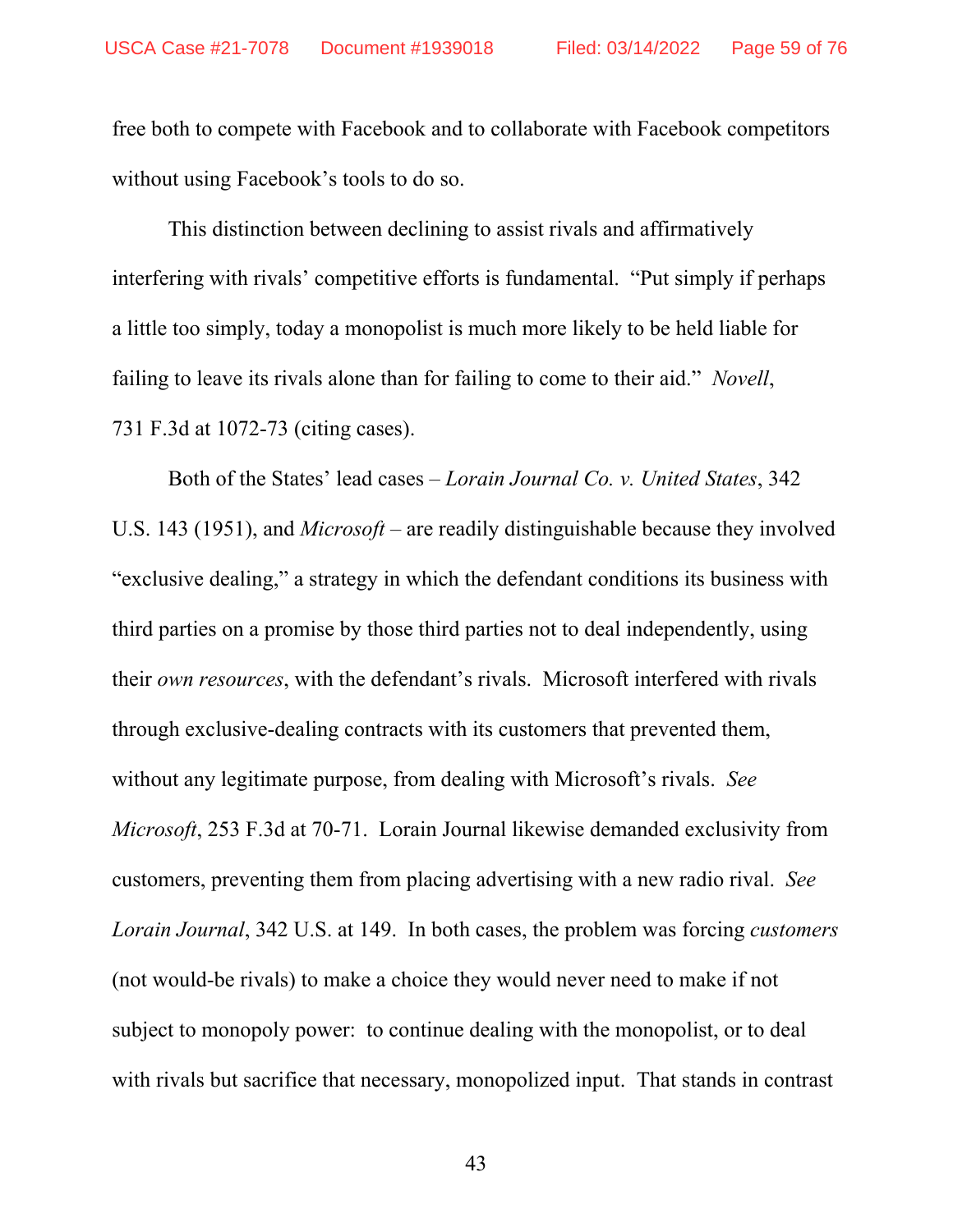free both to compete with Facebook and to collaborate with Facebook competitors without using Facebook's tools to do so.

This distinction between declining to assist rivals and affirmatively interfering with rivals' competitive efforts is fundamental. "Put simply if perhaps a little too simply, today a monopolist is much more likely to be held liable for failing to leave its rivals alone than for failing to come to their aid." *Novell*, 731 F.3d at 1072-73 (citing cases).

Both of the States' lead cases – *Lorain Journal Co. v. United States*, 342 U.S. 143 (1951), and *Microsoft* – are readily distinguishable because they involved "exclusive dealing," a strategy in which the defendant conditions its business with third parties on a promise by those third parties not to deal independently, using their *own resources*, with the defendant's rivals. Microsoft interfered with rivals through exclusive-dealing contracts with its customers that prevented them, without any legitimate purpose, from dealing with Microsoft's rivals. *See Microsoft*, 253 F.3d at 70-71. Lorain Journal likewise demanded exclusivity from customers, preventing them from placing advertising with a new radio rival. *See Lorain Journal*, 342 U.S. at 149. In both cases, the problem was forcing *customers* (not would-be rivals) to make a choice they would never need to make if not subject to monopoly power: to continue dealing with the monopolist, or to deal with rivals but sacrifice that necessary, monopolized input. That stands in contrast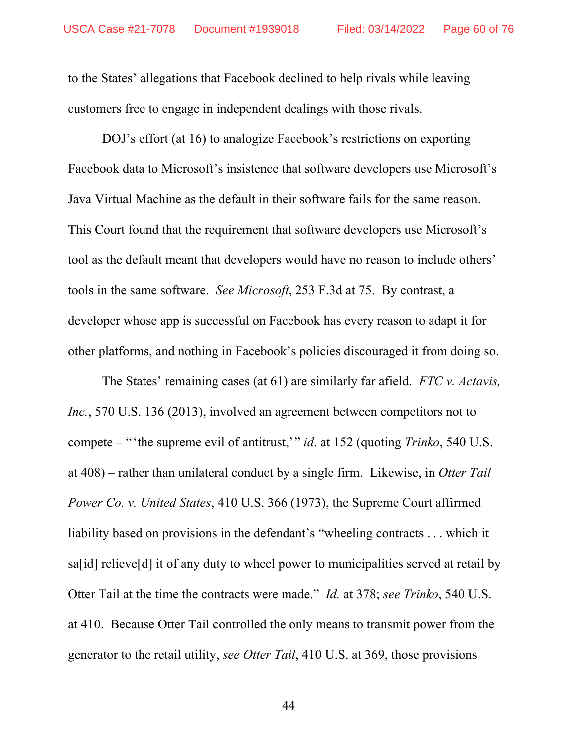to the States' allegations that Facebook declined to help rivals while leaving customers free to engage in independent dealings with those rivals.

DOJ's effort (at 16) to analogize Facebook's restrictions on exporting Facebook data to Microsoft's insistence that software developers use Microsoft's Java Virtual Machine as the default in their software fails for the same reason. This Court found that the requirement that software developers use Microsoft's tool as the default meant that developers would have no reason to include others' tools in the same software. *See Microsoft*, 253 F.3d at 75. By contrast, a developer whose app is successful on Facebook has every reason to adapt it for other platforms, and nothing in Facebook's policies discouraged it from doing so.

The States' remaining cases (at 61) are similarly far afield. *FTC v. Actavis, Inc.*, 570 U.S. 136 (2013), involved an agreement between competitors not to compete – "'the supreme evil of antitrust,'" *id*. at 152 (quoting *Trinko*, 540 U.S. at 408) – rather than unilateral conduct by a single firm. Likewise, in *Otter Tail Power Co. v. United States*, 410 U.S. 366 (1973), the Supreme Court affirmed liability based on provisions in the defendant's "wheeling contracts . . . which it sa[id] relieve[d] it of any duty to wheel power to municipalities served at retail by Otter Tail at the time the contracts were made." *Id.* at 378; *see Trinko*, 540 U.S. at 410. Because Otter Tail controlled the only means to transmit power from the generator to the retail utility, *see Otter Tail*, 410 U.S. at 369, those provisions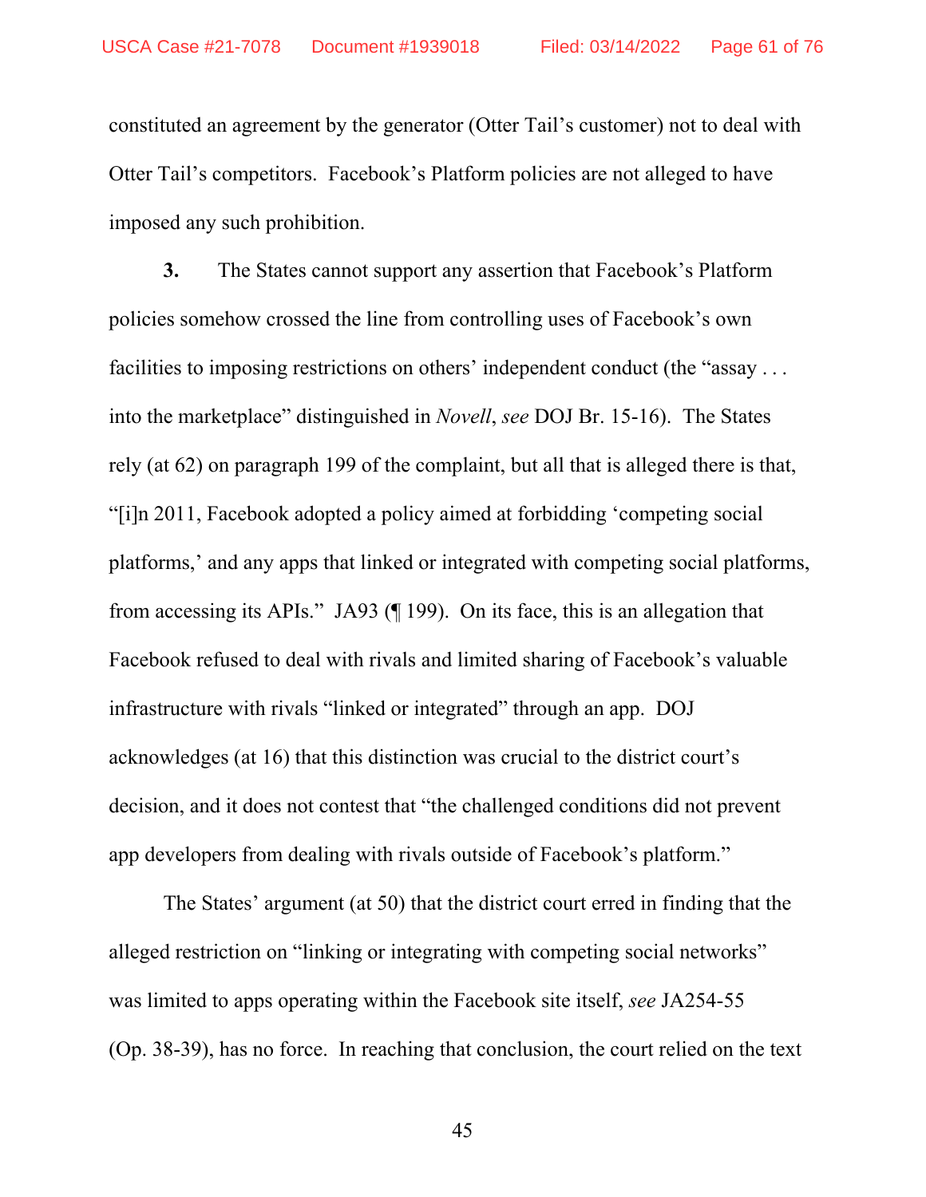constituted an agreement by the generator (Otter Tail's customer) not to deal with Otter Tail's competitors. Facebook's Platform policies are not alleged to have imposed any such prohibition.

**3.** The States cannot support any assertion that Facebook's Platform policies somehow crossed the line from controlling uses of Facebook's own facilities to imposing restrictions on others' independent conduct (the "assay . . . into the marketplace" distinguished in *Novell*, *see* DOJ Br. 15-16). The States rely (at 62) on paragraph 199 of the complaint, but all that is alleged there is that, "[i]n 2011, Facebook adopted a policy aimed at forbidding 'competing social platforms,' and any apps that linked or integrated with competing social platforms, from accessing its APIs." JA93 (¶ 199). On its face, this is an allegation that Facebook refused to deal with rivals and limited sharing of Facebook's valuable infrastructure with rivals "linked or integrated" through an app. DOJ acknowledges (at 16) that this distinction was crucial to the district court's decision, and it does not contest that "the challenged conditions did not prevent app developers from dealing with rivals outside of Facebook's platform."

The States' argument (at 50) that the district court erred in finding that the alleged restriction on "linking or integrating with competing social networks" was limited to apps operating within the Facebook site itself, *see* JA254-55 (Op. 38-39), has no force. In reaching that conclusion, the court relied on the text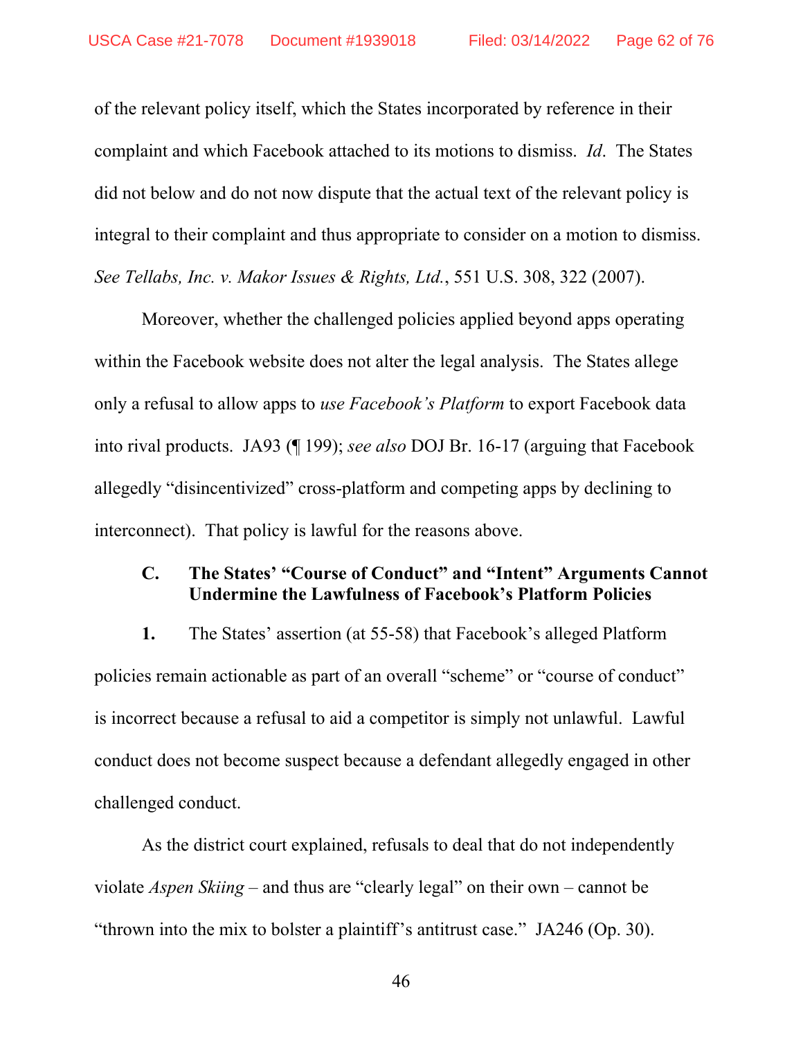of the relevant policy itself, which the States incorporated by reference in their complaint and which Facebook attached to its motions to dismiss. *Id*. The States did not below and do not now dispute that the actual text of the relevant policy is integral to their complaint and thus appropriate to consider on a motion to dismiss. *See Tellabs, Inc. v. Makor Issues & Rights, Ltd.*, 551 U.S. 308, 322 (2007).

Moreover, whether the challenged policies applied beyond apps operating within the Facebook website does not alter the legal analysis. The States allege only a refusal to allow apps to *use Facebook's Platform* to export Facebook data into rival products. JA93 (¶ 199); *see also* DOJ Br. 16-17 (arguing that Facebook allegedly "disincentivized" cross-platform and competing apps by declining to interconnect). That policy is lawful for the reasons above.

### C. The States' "Course of Conduct" and "Intent" Arguments Cannot Undermine the Lawfulness of Facebook's Platform Policies

**1.** The States' assertion (at 55-58) that Facebook's alleged Platform policies remain actionable as part of an overall "scheme" or "course of conduct" is incorrect because a refusal to aid a competitor is simply not unlawful. Lawful conduct does not become suspect because a defendant allegedly engaged in other challenged conduct.

As the district court explained, refusals to deal that do not independently violate *Aspen Skiing* – and thus are "clearly legal" on their own – cannot be "thrown into the mix to bolster a plaintiff's antitrust case." JA246 (Op. 30).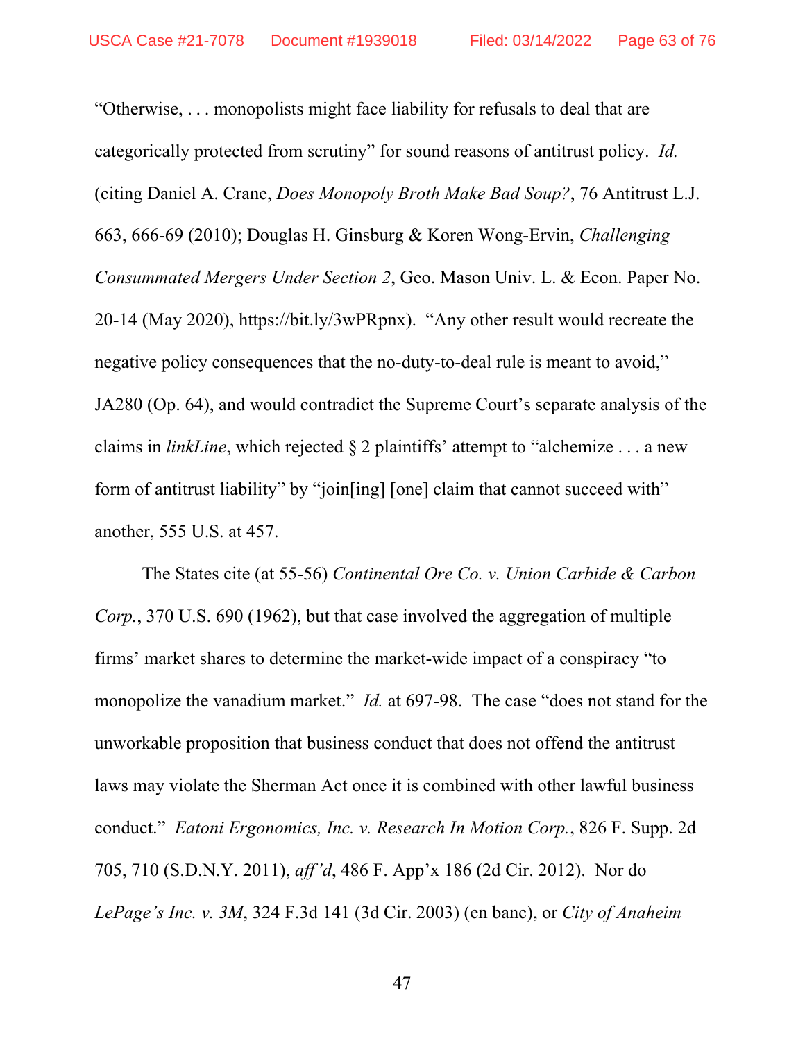"Otherwise, . . . monopolists might face liability for refusals to deal that are categorically protected from scrutiny" for sound reasons of antitrust policy. *Id.* (citing Daniel A. Crane, *Does Monopoly Broth Make Bad Soup?*, 76 Antitrust L.J. 663, 666-69 (2010); Douglas H. Ginsburg & Koren Wong-Ervin, *Challenging Consummated Mergers Under Section 2*, Geo. Mason Univ. L. & Econ. Paper No. 20-14 (May 2020), https://bit.ly/3wPRpnx). "Any other result would recreate the negative policy consequences that the no-duty-to-deal rule is meant to avoid," JA280 (Op. 64), and would contradict the Supreme Court's separate analysis of the claims in *linkLine*, which rejected § 2 plaintiffs' attempt to "alchemize . . . a new form of antitrust liability" by "join[ing] [one] claim that cannot succeed with" another, 555 U.S. at 457.

The States cite (at 55-56) *Continental Ore Co. v. Union Carbide & Carbon Corp.*, 370 U.S. 690 (1962), but that case involved the aggregation of multiple firms' market shares to determine the market-wide impact of a conspiracy "to monopolize the vanadium market." *Id.* at 697-98. The case "does not stand for the unworkable proposition that business conduct that does not offend the antitrust laws may violate the Sherman Act once it is combined with other lawful business conduct." *Eatoni Ergonomics, Inc. v. Research In Motion Corp.*, 826 F. Supp. 2d 705, 710 (S.D.N.Y. 2011), *aff'd*, 486 F. App'x 186 (2d Cir. 2012). Nor do *LePage's Inc. v. 3M*, 324 F.3d 141 (3d Cir. 2003) (en banc), or *City of Anaheim*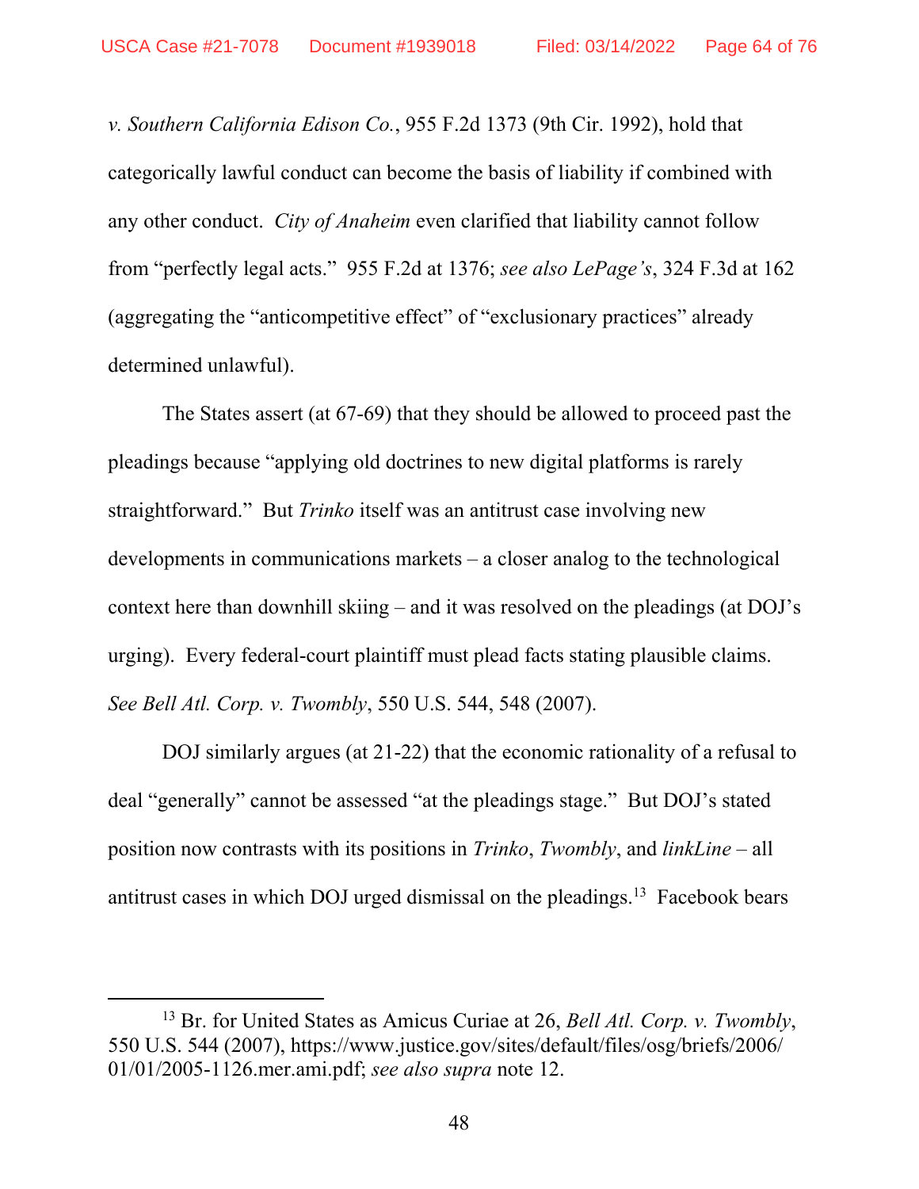*v. Southern California Edison Co.*, 955 F.2d 1373 (9th Cir. 1992), hold that categorically lawful conduct can become the basis of liability if combined with any other conduct. *City of Anaheim* even clarified that liability cannot follow from "perfectly legal acts." 955 F.2d at 1376; *see also LePage's*, 324 F.3d at 162 (aggregating the "anticompetitive effect" of "exclusionary practices" already determined unlawful).

The States assert (at 67-69) that they should be allowed to proceed past the pleadings because "applying old doctrines to new digital platforms is rarely straightforward." But *Trinko* itself was an antitrust case involving new developments in communications markets – a closer analog to the technological context here than downhill skiing – and it was resolved on the pleadings (at DOJ's urging). Every federal-court plaintiff must plead facts stating plausible claims. *See Bell Atl. Corp. v. Twombly*, 550 U.S. 544, 548 (2007).

DOJ similarly argues (at 21-22) that the economic rationality of a refusal to deal "generally" cannot be assessed "at the pleadings stage." But DOJ's stated position now contrasts with its positions in *Trinko*, *Twombly*, and *linkLine* – all antitrust cases in which DOJ urged dismissal on the pleadings.[13] Facebook bears

---

[13] Br. for United States as Amicus Curiae at 26, *Bell Atl. Corp. v. Twombly*, 550 U.S. 544 (2007), https://www.justice.gov/sites/default/files/osg/briefs/2006/01/01/2005-1126.mer.ami.pdf; *see also supra* note 12.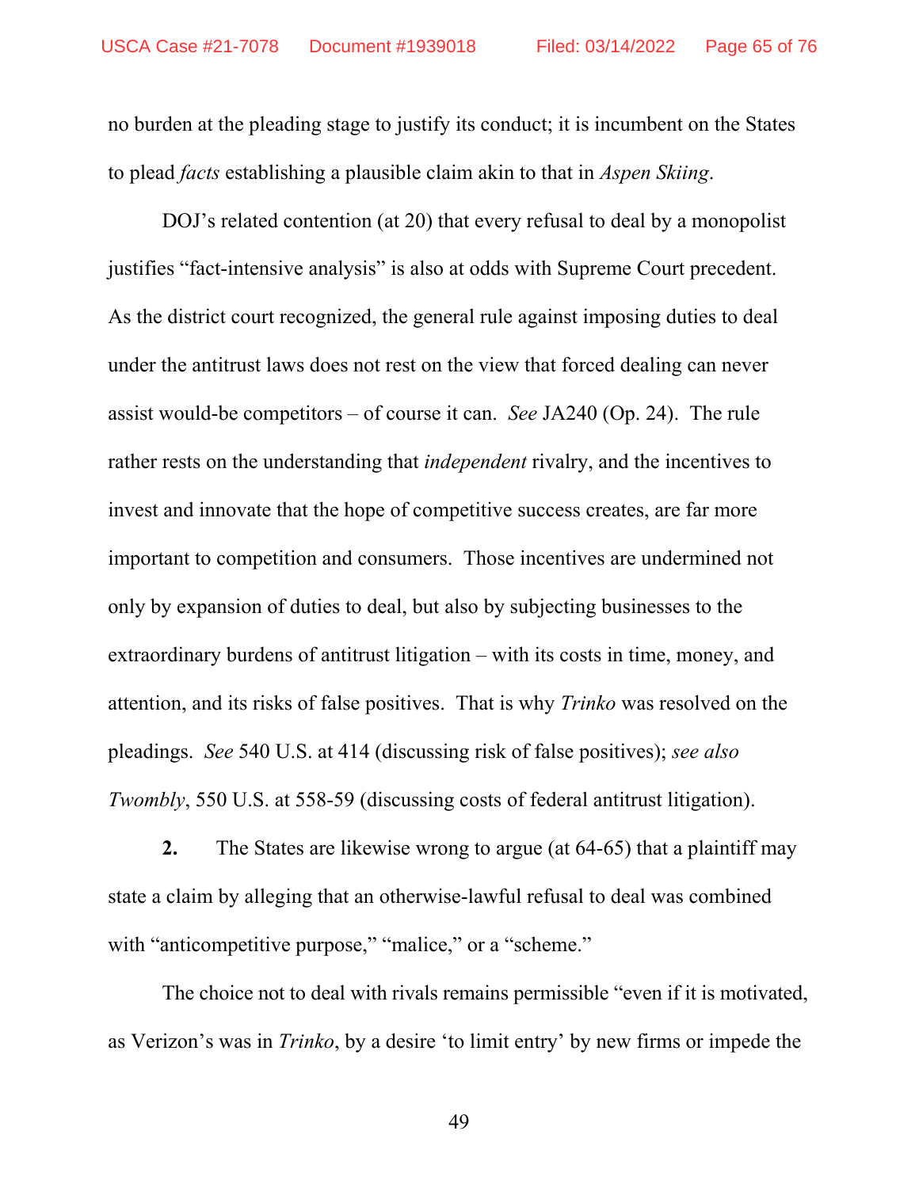no burden at the pleading stage to justify its conduct; it is incumbent on the States to plead *facts* establishing a plausible claim akin to that in *Aspen Skiing*.

DOJ's related contention (at 20) that every refusal to deal by a monopolist justifies "fact-intensive analysis" is also at odds with Supreme Court precedent. As the district court recognized, the general rule against imposing duties to deal under the antitrust laws does not rest on the view that forced dealing can never assist would-be competitors – of course it can. *See* JA240 (Op. 24). The rule rather rests on the understanding that *independent* rivalry, and the incentives to invest and innovate that the hope of competitive success creates, are far more important to competition and consumers. Those incentives are undermined not only by expansion of duties to deal, but also by subjecting businesses to the extraordinary burdens of antitrust litigation – with its costs in time, money, and attention, and its risks of false positives. That is why *Trinko* was resolved on the pleadings. *See* 540 U.S. at 414 (discussing risk of false positives); *see also Twombly*, 550 U.S. at 558-59 (discussing costs of federal antitrust litigation).

**2.** The States are likewise wrong to argue (at 64-65) that a plaintiff may state a claim by alleging that an otherwise-lawful refusal to deal was combined with "anticompetitive purpose," "malice," or a "scheme."

The choice not to deal with rivals remains permissible "even if it is motivated, as Verizon's was in *Trinko*, by a desire 'to limit entry' by new firms or impede the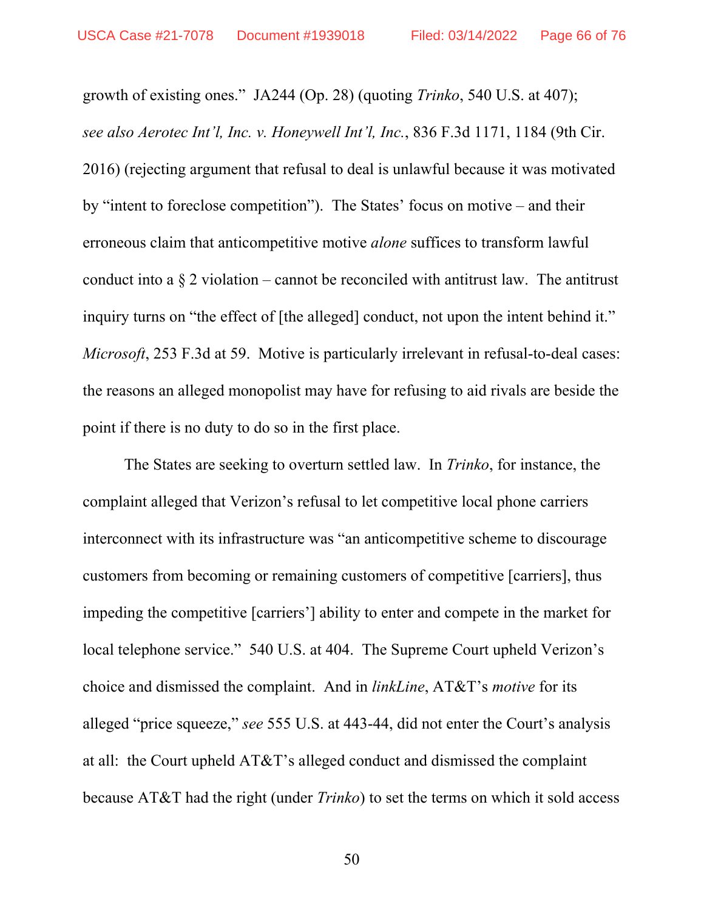growth of existing ones." JA244 (Op. 28) (quoting *Trinko*, 540 U.S. at 407); *see also Aerotec Int'l, Inc. v. Honeywell Int'l, Inc.*, 836 F.3d 1171, 1184 (9th Cir. 2016) (rejecting argument that refusal to deal is unlawful because it was motivated by "intent to foreclose competition"). The States' focus on motive – and their erroneous claim that anticompetitive motive *alone* suffices to transform lawful conduct into a § 2 violation – cannot be reconciled with antitrust law. The antitrust inquiry turns on "the effect of [the alleged] conduct, not upon the intent behind it." *Microsoft*, 253 F.3d at 59. Motive is particularly irrelevant in refusal-to-deal cases: the reasons an alleged monopolist may have for refusing to aid rivals are beside the point if there is no duty to do so in the first place.

The States are seeking to overturn settled law. In *Trinko*, for instance, the complaint alleged that Verizon's refusal to let competitive local phone carriers interconnect with its infrastructure was "an anticompetitive scheme to discourage customers from becoming or remaining customers of competitive [carriers], thus impeding the competitive [carriers'] ability to enter and compete in the market for local telephone service." 540 U.S. at 404. The Supreme Court upheld Verizon's choice and dismissed the complaint. And in *linkLine*, AT&T's *motive* for its alleged "price squeeze," *see* 555 U.S. at 443-44, did not enter the Court's analysis at all: the Court upheld AT&T's alleged conduct and dismissed the complaint because AT&T had the right (under *Trinko*) to set the terms on which it sold access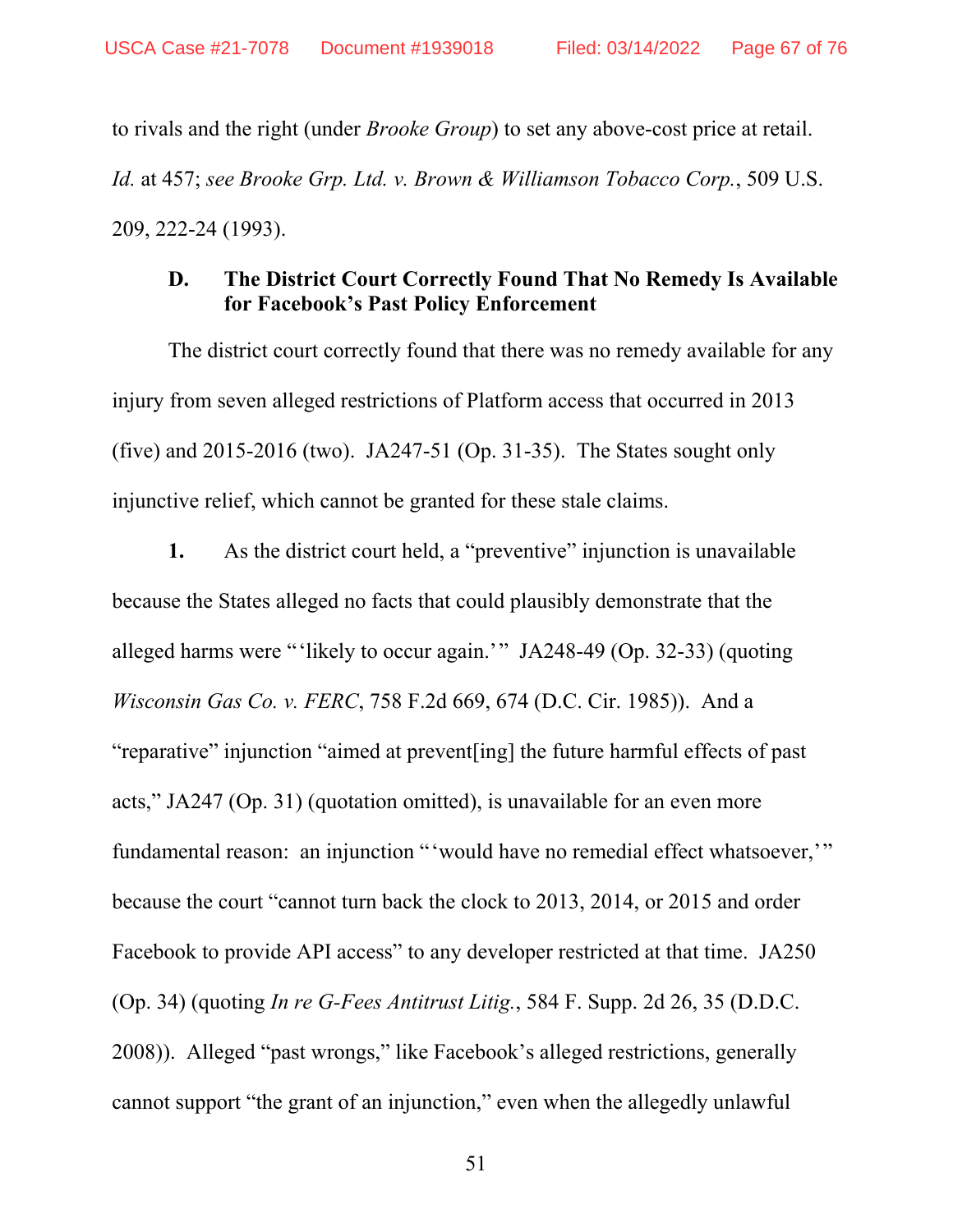to rivals and the right (under *Brooke Group*) to set any above-cost price at retail. *Id.* at 457; *see Brooke Grp. Ltd. v. Brown & Williamson Tobacco Corp.*, 509 U.S. 209, 222-24 (1993).

### D. The District Court Correctly Found That No Remedy Is Available for Facebook's Past Policy Enforcement

The district court correctly found that there was no remedy available for any injury from seven alleged restrictions of Platform access that occurred in 2013 (five) and 2015-2016 (two). JA247-51 (Op. 31-35). The States sought only injunctive relief, which cannot be granted for these stale claims.

**1.** As the district court held, a "preventive" injunction is unavailable because the States alleged no facts that could plausibly demonstrate that the alleged harms were "'likely to occur again.'" JA248-49 (Op. 32-33) (quoting *Wisconsin Gas Co. v. FERC*, 758 F.2d 669, 674 (D.C. Cir. 1985)). And a "reparative" injunction "aimed at prevent[ing] the future harmful effects of past acts," JA247 (Op. 31) (quotation omitted), is unavailable for an even more fundamental reason: an injunction "'would have no remedial effect whatsoever,'" because the court "cannot turn back the clock to 2013, 2014, or 2015 and order Facebook to provide API access" to any developer restricted at that time. JA250 (Op. 34) (quoting *In re G-Fees Antitrust Litig.*, 584 F. Supp. 2d 26, 35 (D.D.C. 2008)). Alleged "past wrongs," like Facebook's alleged restrictions, generally cannot support "the grant of an injunction," even when the allegedly unlawful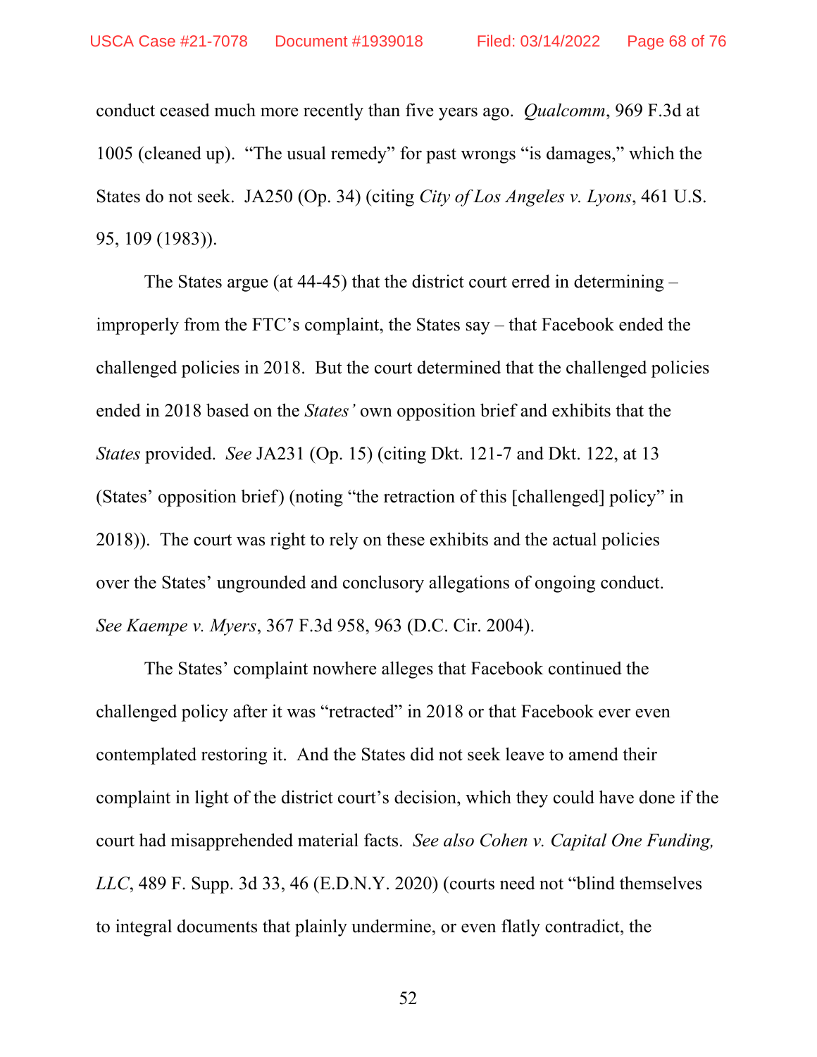conduct ceased much more recently than five years ago. *Qualcomm*, 969 F.3d at 1005 (cleaned up). "The usual remedy" for past wrongs "is damages," which the States do not seek. JA250 (Op. 34) (citing *City of Los Angeles v. Lyons*, 461 U.S. 95, 109 (1983)).

The States argue (at 44-45) that the district court erred in determining – improperly from the FTC's complaint, the States say – that Facebook ended the challenged policies in 2018. But the court determined that the challenged policies ended in 2018 based on the *States'* own opposition brief and exhibits that the *States* provided. *See* JA231 (Op. 15) (citing Dkt. 121-7 and Dkt. 122, at 13 (States' opposition brief) (noting "the retraction of this [challenged] policy" in 2018)). The court was right to rely on these exhibits and the actual policies over the States' ungrounded and conclusory allegations of ongoing conduct. *See Kaempe v. Myers*, 367 F.3d 958, 963 (D.C. Cir. 2004).

The States' complaint nowhere alleges that Facebook continued the challenged policy after it was "retracted" in 2018 or that Facebook ever even contemplated restoring it. And the States did not seek leave to amend their complaint in light of the district court's decision, which they could have done if the court had misapprehended material facts. *See also Cohen v. Capital One Funding, LLC*, 489 F. Supp. 3d 33, 46 (E.D.N.Y. 2020) (courts need not "blind themselves to integral documents that plainly undermine, or even flatly contradict, the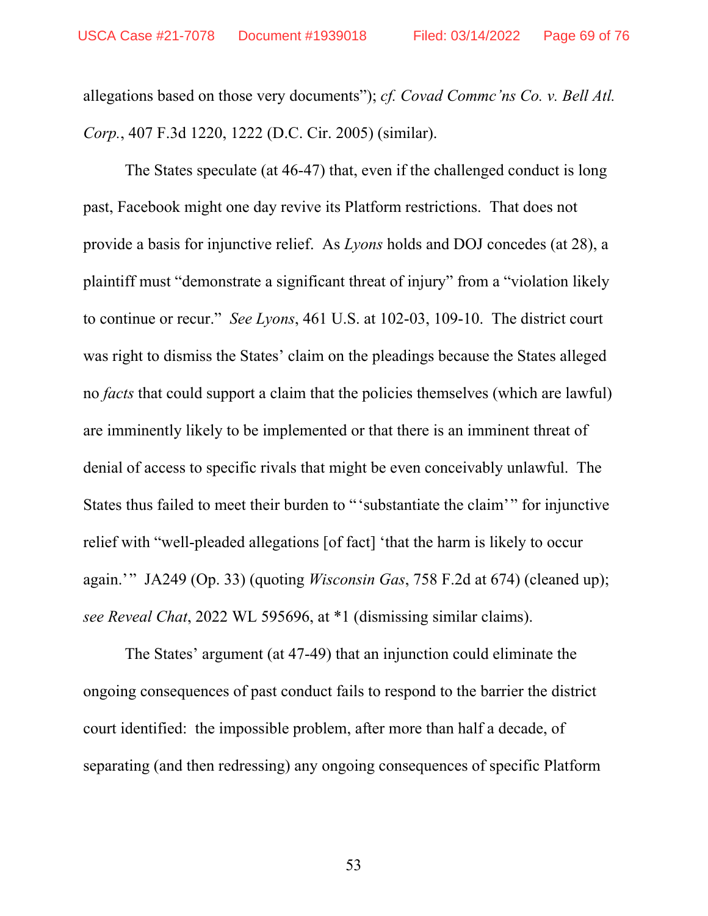allegations based on those very documents"); *cf. Covad Commc'ns Co. v. Bell Atl. Corp.*, 407 F.3d 1220, 1222 (D.C. Cir. 2005) (similar).

The States speculate (at 46-47) that, even if the challenged conduct is long past, Facebook might one day revive its Platform restrictions. That does not provide a basis for injunctive relief. As *Lyons* holds and DOJ concedes (at 28), a plaintiff must "demonstrate a significant threat of injury" from a "violation likely to continue or recur." *See Lyons*, 461 U.S. at 102-03, 109-10. The district court was right to dismiss the States' claim on the pleadings because the States alleged no *facts* that could support a claim that the policies themselves (which are lawful) are imminently likely to be implemented or that there is an imminent threat of denial of access to specific rivals that might be even conceivably unlawful. The States thus failed to meet their burden to "'substantiate the claim'" for injunctive relief with "well-pleaded allegations [of fact] 'that the harm is likely to occur again.'" JA249 (Op. 33) (quoting *Wisconsin Gas*, 758 F.2d at 674) (cleaned up); *see Reveal Chat*, 2022 WL 595696, at *1 (dismissing similar claims).

The States' argument (at 47-49) that an injunction could eliminate the ongoing consequences of past conduct fails to respond to the barrier the district court identified: the impossible problem, after more than half a decade, of separating (and then redressing) any ongoing consequences of specific Platform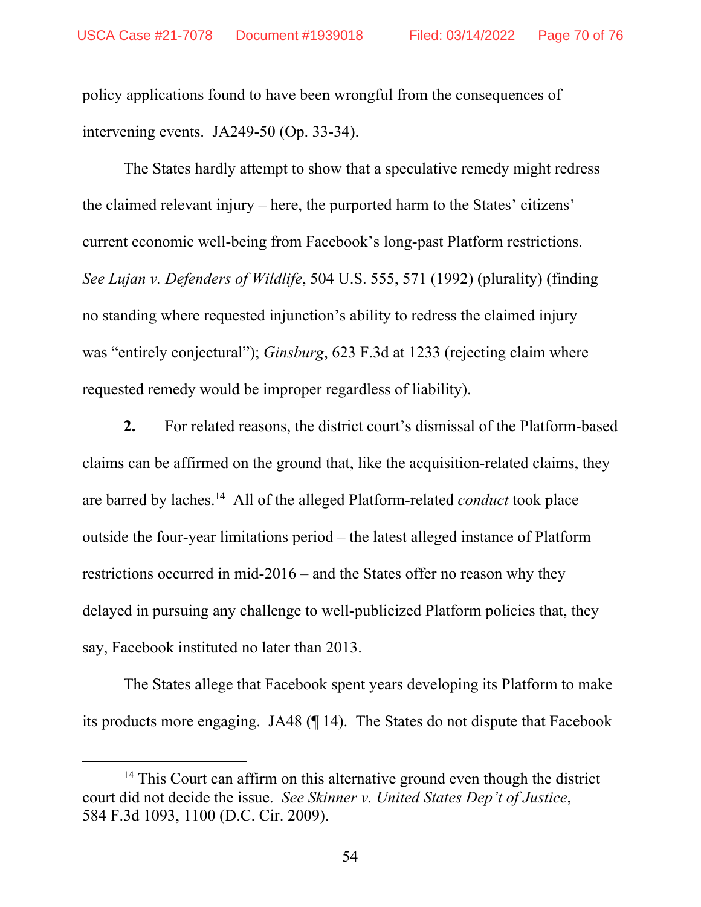policy applications found to have been wrongful from the consequences of intervening events. JA249-50 (Op. 33-34).

The States hardly attempt to show that a speculative remedy might redress the claimed relevant injury – here, the purported harm to the States' citizens' current economic well-being from Facebook's long-past Platform restrictions. *See Lujan v. Defenders of Wildlife*, 504 U.S. 555, 571 (1992) (plurality) (finding no standing where requested injunction's ability to redress the claimed injury was "entirely conjectural"); *Ginsburg*, 623 F.3d at 1233 (rejecting claim where requested remedy would be improper regardless of liability).

**2.** For related reasons, the district court's dismissal of the Platform-based claims can be affirmed on the ground that, like the acquisition-related claims, they are barred by laches.[14] All of the alleged Platform-related *conduct* took place outside the four-year limitations period – the latest alleged instance of Platform restrictions occurred in mid-2016 – and the States offer no reason why they delayed in pursuing any challenge to well-publicized Platform policies that, they say, Facebook instituted no later than 2013.

The States allege that Facebook spent years developing its Platform to make its products more engaging. JA48 (¶ 14). The States do not dispute that Facebook

[14] This Court can affirm on this alternative ground even though the district court did not decide the issue. *See Skinner v. United States Dep't of Justice*, 584 F.3d 1093, 1100 (D.C. Cir. 2009).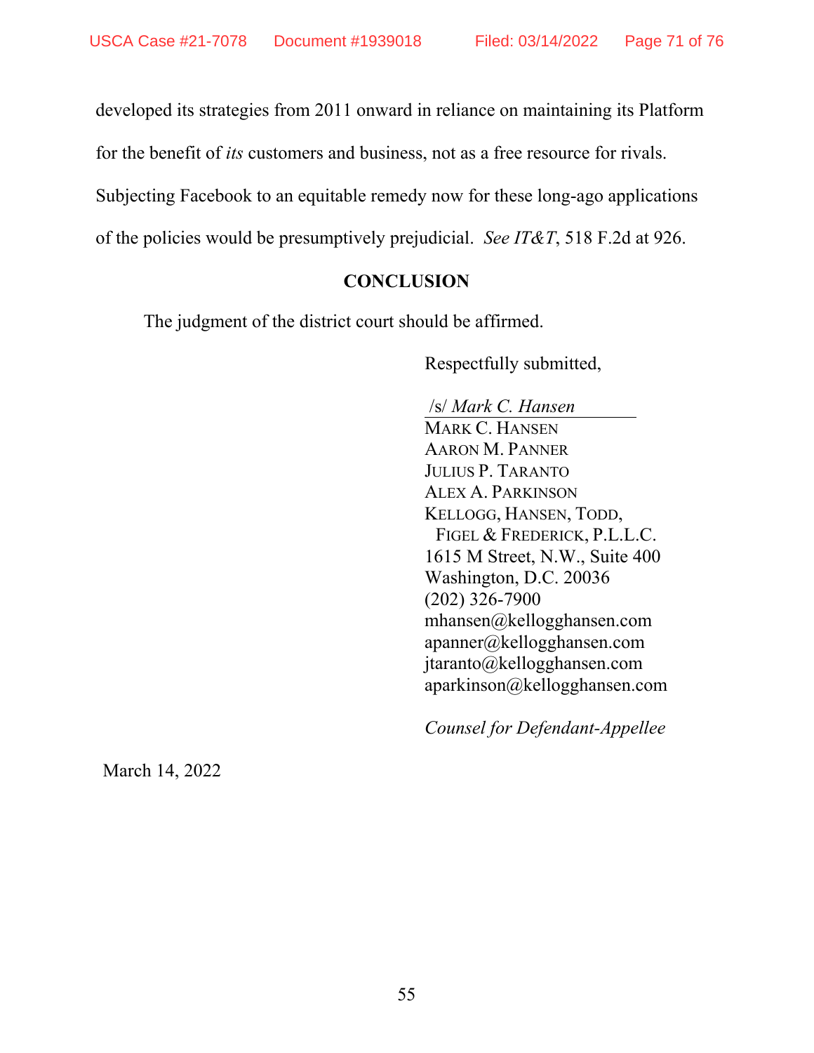developed its strategies from 2011 onward in reliance on maintaining its Platform for the benefit of *its* customers and business, not as a free resource for rivals. Subjecting Facebook to an equitable remedy now for these long-ago applications of the policies would be presumptively prejudicial. *See IT&T*, 518 F.2d at 926.

## CONCLUSION

The judgment of the district court should be affirmed.

Respectfully submitted,

/s/ *Mark C. Hansen*
MARK C. HANSEN
AARON M. PANNER
JULIUS P. TARANTO
ALEX A. PARKINSON
KELLOGG, HANSEN, TODD,
  FIGEL & FREDERICK, P.L.L.C.
1615 M Street, N.W., Suite 400
Washington, D.C. 20036
(202) 326-7900
mhansen@kellogghansen.com
apanner@kellogghansen.com
jtaranto@kellogghansen.com
aparkinson@kellogghansen.com

*Counsel for Defendant-Appellee*

March 14, 2022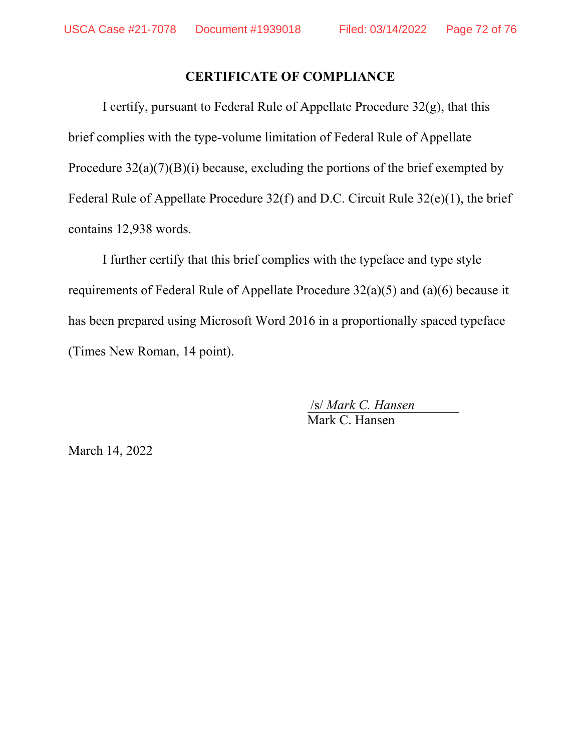## CERTIFICATE OF COMPLIANCE

I certify, pursuant to Federal Rule of Appellate Procedure 32(g), that this brief complies with the type-volume limitation of Federal Rule of Appellate Procedure 32(a)(7)(B)(i) because, excluding the portions of the brief exempted by Federal Rule of Appellate Procedure 32(f) and D.C. Circuit Rule 32(e)(1), the brief contains 12,938 words.

I further certify that this brief complies with the typeface and type style requirements of Federal Rule of Appellate Procedure 32(a)(5) and (a)(6) because it has been prepared using Microsoft Word 2016 in a proportionally spaced typeface (Times New Roman, 14 point).

/s/ *Mark C. Hansen*
Mark C. Hansen

March 14, 2022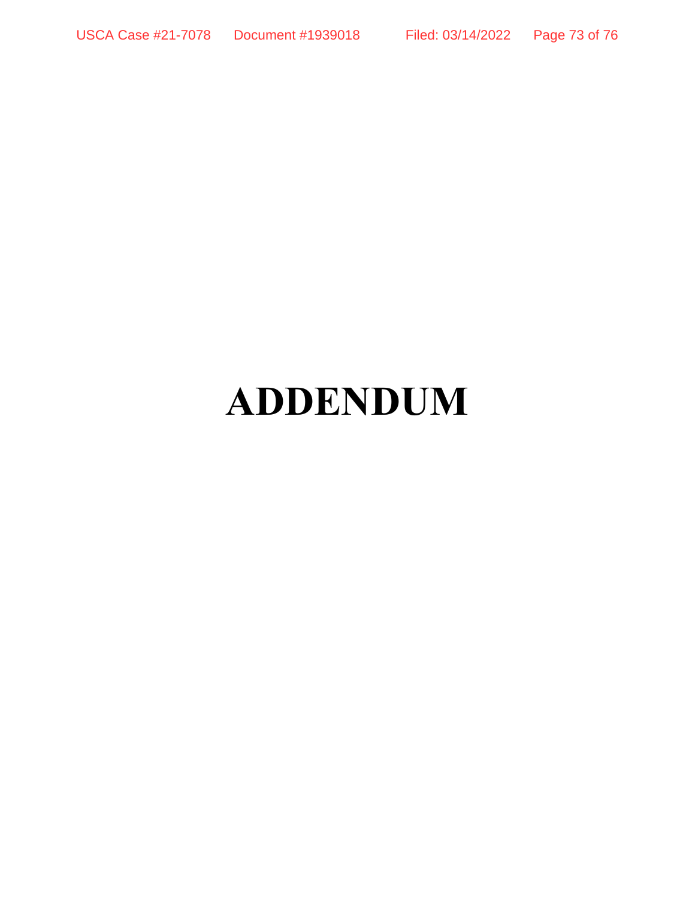# ADDENDUM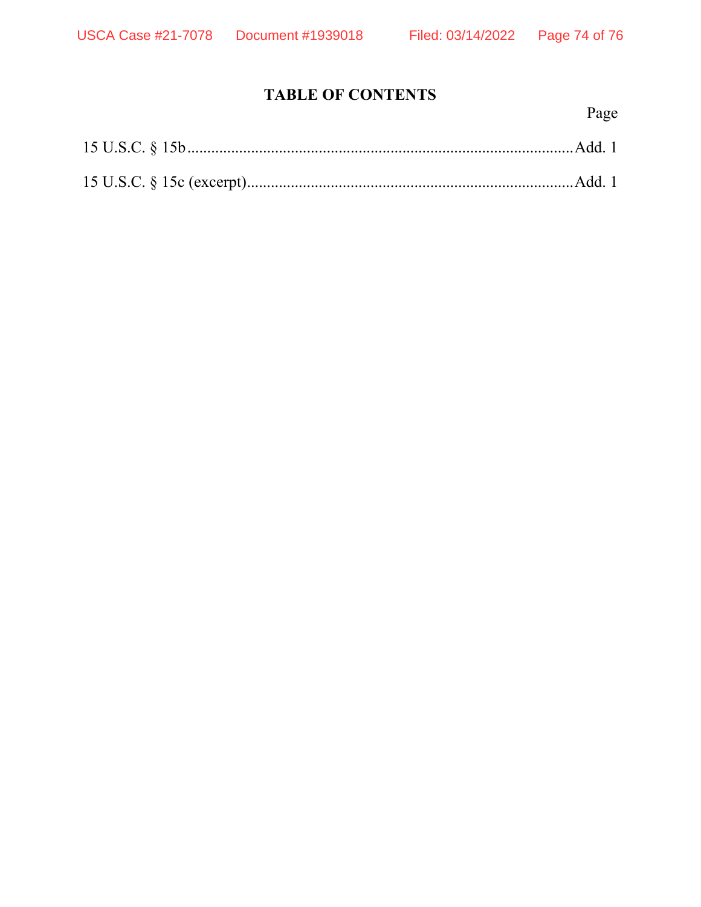## TABLE OF CONTENTS

| | Page |
|---|---|
| 15 U.S.C. § 15b | Add. 1 |
| 15 U.S.C. § 15c (excerpt) | Add. 1 |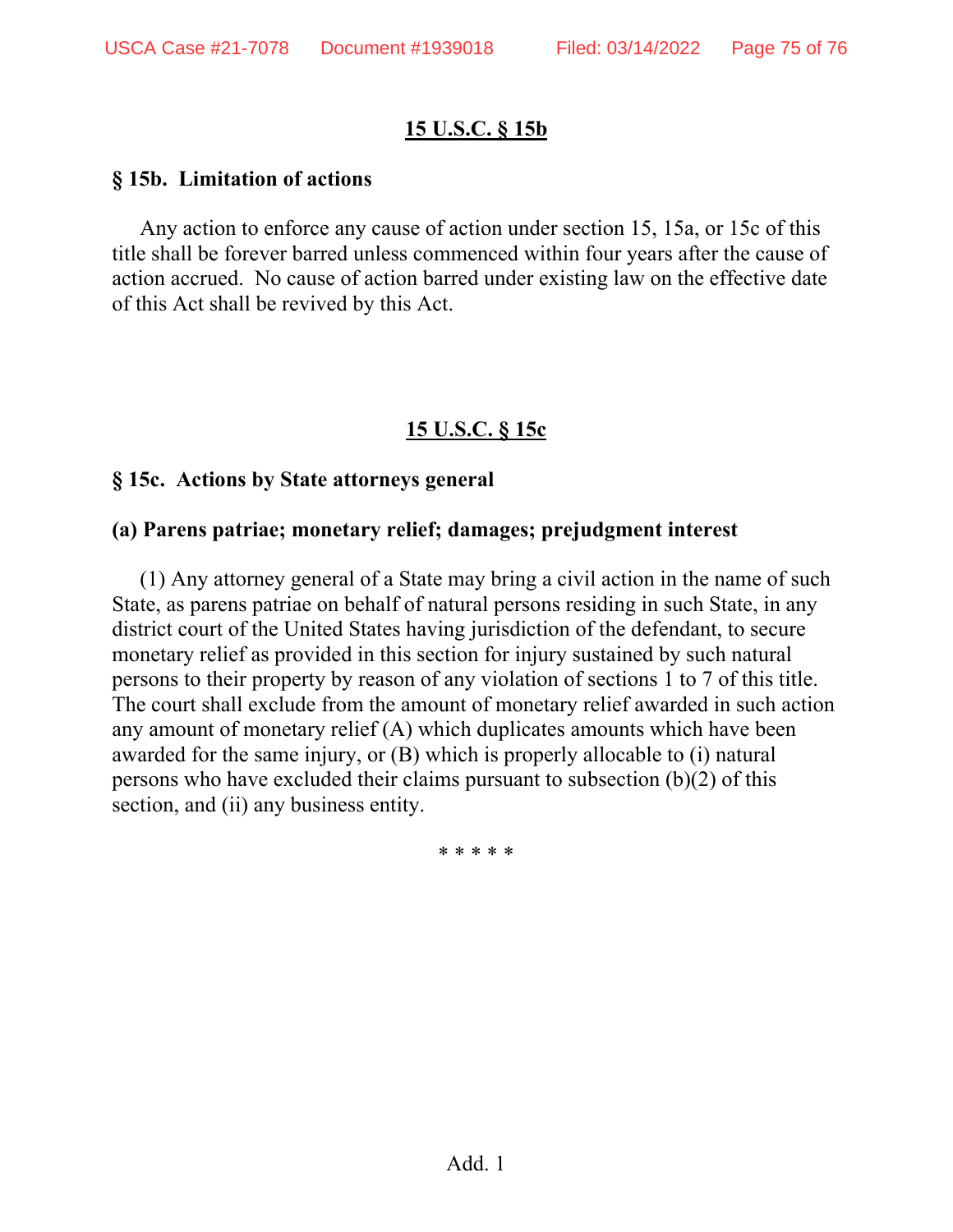**15 U.S.C. § 15b**

**§ 15b. Limitation of actions**

Any action to enforce any cause of action under section 15, 15a, or 15c of this title shall be forever barred unless commenced within four years after the cause of action accrued. No cause of action barred under existing law on the effective date of this Act shall be revived by this Act.

**15 U.S.C. § 15c**

**§ 15c. Actions by State attorneys general**

**(a) Parens patriae; monetary relief; damages; prejudgment interest**

(1) Any attorney general of a State may bring a civil action in the name of such State, as parens patriae on behalf of natural persons residing in such State, in any district court of the United States having jurisdiction of the defendant, to secure monetary relief as provided in this section for injury sustained by such natural persons to their property by reason of any violation of sections 1 to 7 of this title. The court shall exclude from the amount of monetary relief awarded in such action any amount of monetary relief (A) which duplicates amounts which have been awarded for the same injury, or (B) which is properly allocable to (i) natural persons who have excluded their claims pursuant to subsection (b)(2) of this section, and (ii) any business entity.

* * * * *

Add. 1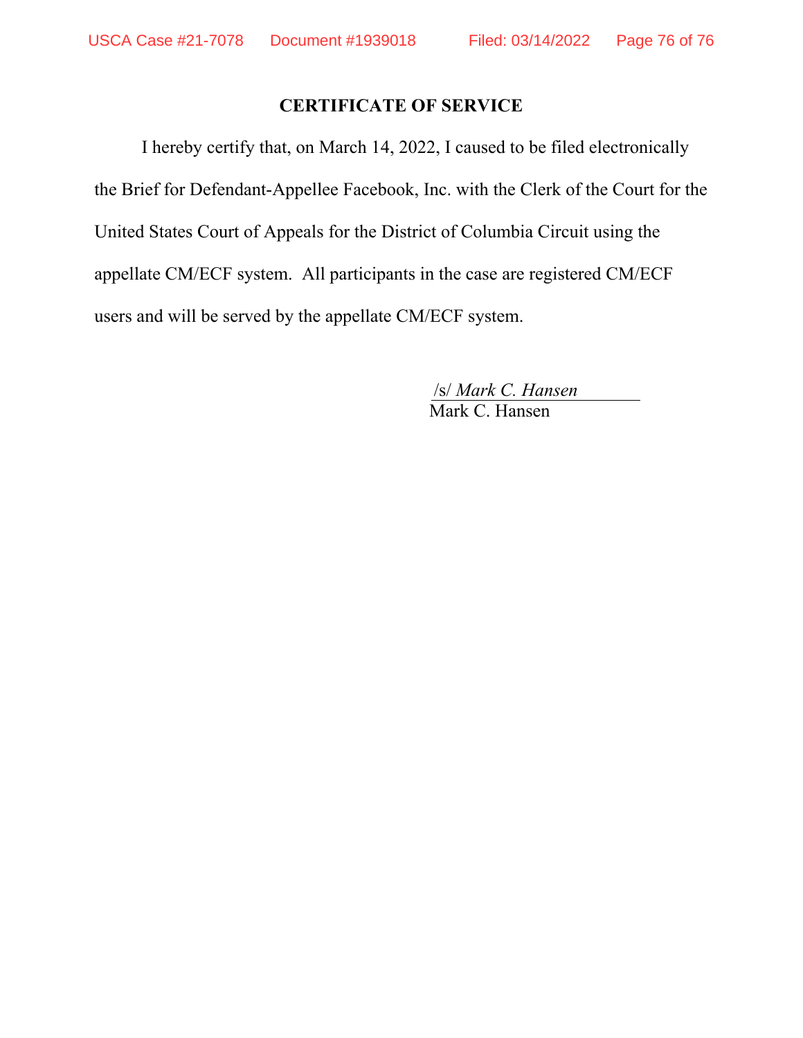# CERTIFICATE OF SERVICE

I hereby certify that, on March 14, 2022, I caused to be filed electronically the Brief for Defendant-Appellee Facebook, Inc. with the Clerk of the Court for the United States Court of Appeals for the District of Columbia Circuit using the appellate CM/ECF system. All participants in the case are registered CM/ECF users and will be served by the appellate CM/ECF system.

/s/ *Mark C. Hansen*
Mark C. Hansen